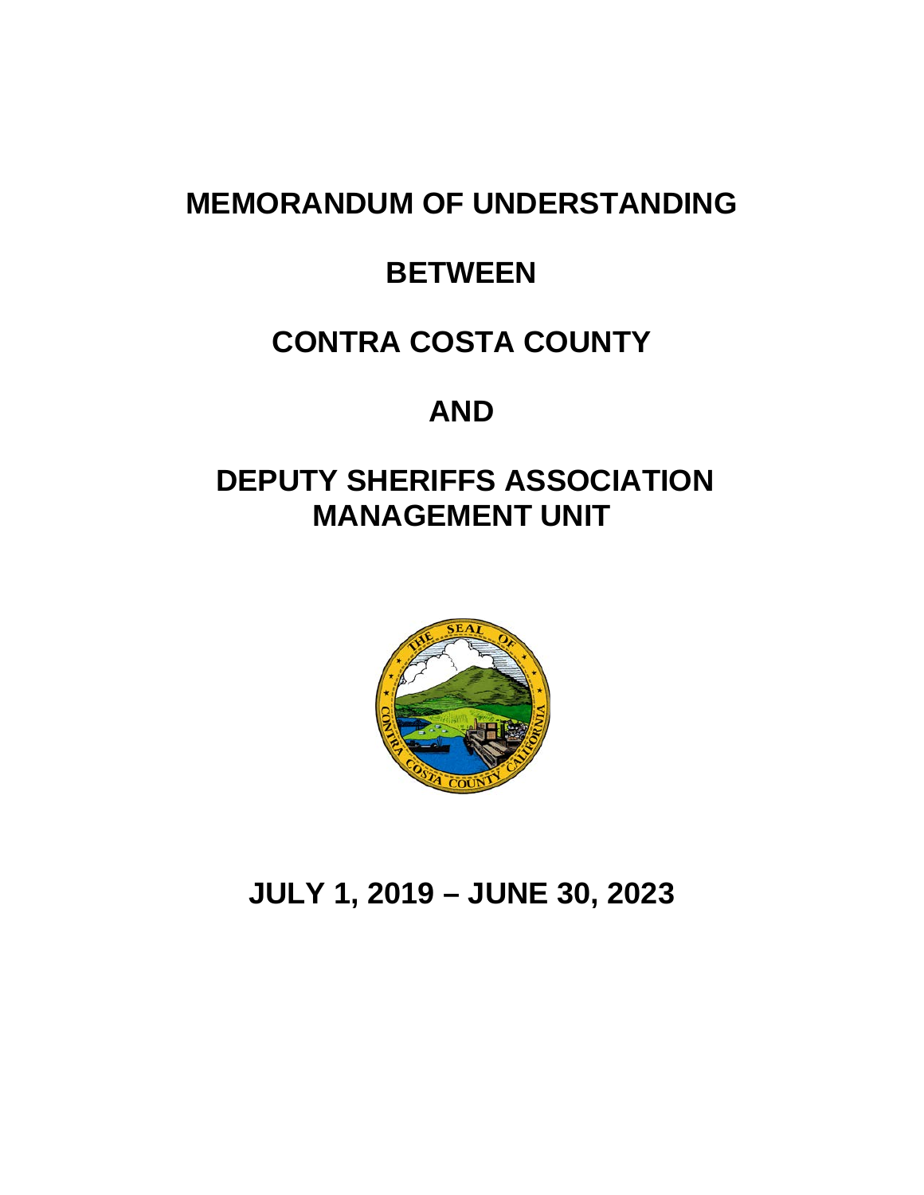# MEMORANDUM OF UNDERSTANDING

# BETWEEN

# CONTRA COSTA COUNTY

# AND

# DEPUTY SHERIFFS ASSOCIATION MANAGEMENT UNIT

# JULY 1, 2019 – JUNE 30, 2023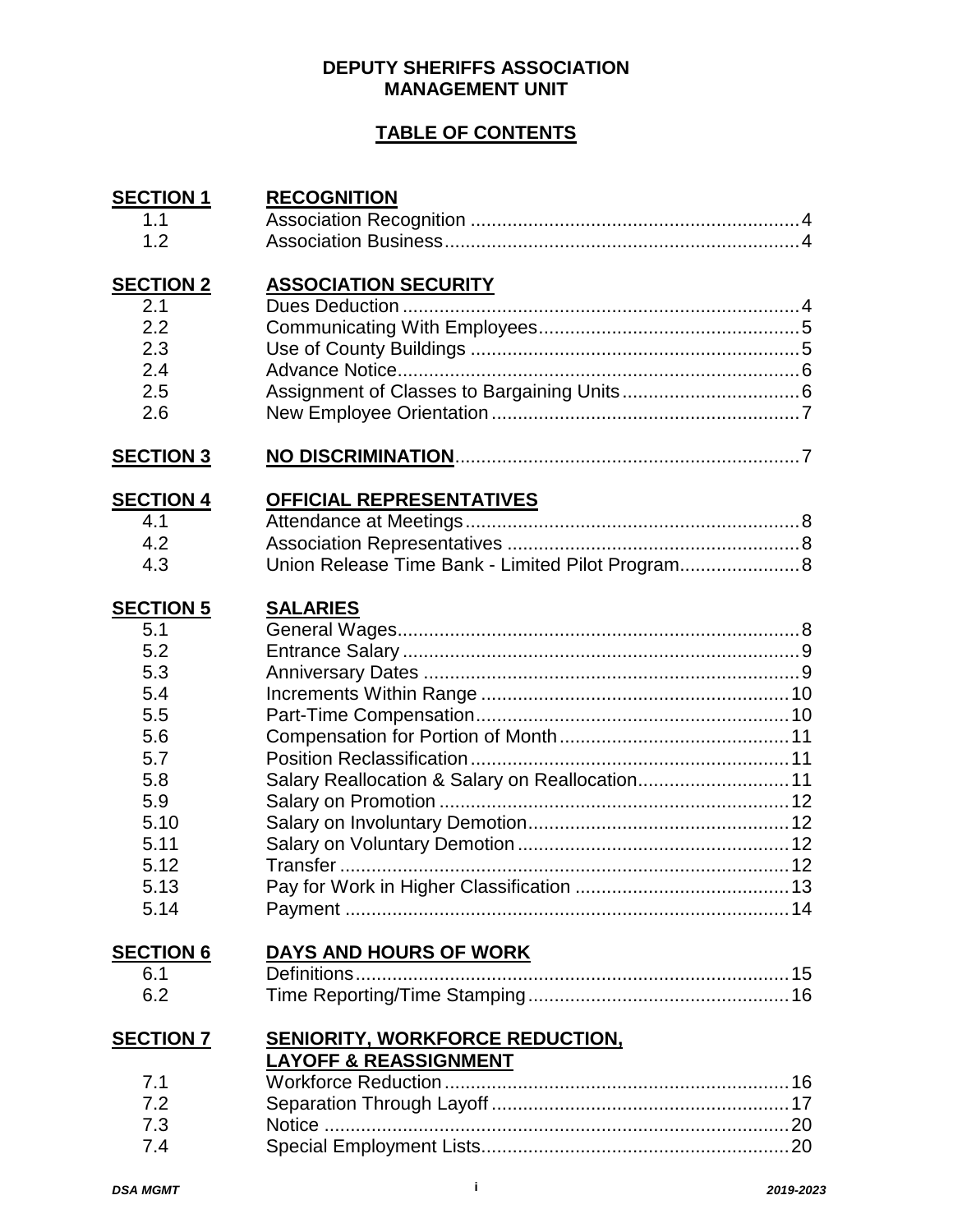**DEPUTY SHERIFFS ASSOCIATION**
**MANAGEMENT UNIT**

**TABLE OF CONTENTS**

| | | |
|---|---|---|
| **SECTION 1** | **RECOGNITION** | |
| 1.1 | Association Recognition | 4 |
| 1.2 | Association Business | 4 |
| **SECTION 2** | **ASSOCIATION SECURITY** | |
| 2.1 | Dues Deduction | 4 |
| 2.2 | Communicating With Employees | 5 |
| 2.3 | Use of County Buildings | 5 |
| 2.4 | Advance Notice | 6 |
| 2.5 | Assignment of Classes to Bargaining Units | 6 |
| 2.6 | New Employee Orientation | 7 |
| **SECTION 3** | **NO DISCRIMINATION** | 7 |
| **SECTION 4** | **OFFICIAL REPRESENTATIVES** | |
| 4.1 | Attendance at Meetings | 8 |
| 4.2 | Association Representatives | 8 |
| 4.3 | Union Release Time Bank - Limited Pilot Program | 8 |
| **SECTION 5** | **SALARIES** | |
| 5.1 | General Wages | 8 |
| 5.2 | Entrance Salary | 9 |
| 5.3 | Anniversary Dates | 9 |
| 5.4 | Increments Within Range | 10 |
| 5.5 | Part-Time Compensation | 10 |
| 5.6 | Compensation for Portion of Month | 11 |
| 5.7 | Position Reclassification | 11 |
| 5.8 | Salary Reallocation & Salary on Reallocation | 11 |
| 5.9 | Salary on Promotion | 12 |
| 5.10 | Salary on Involuntary Demotion | 12 |
| 5.11 | Salary on Voluntary Demotion | 12 |
| 5.12 | Transfer | 12 |
| 5.13 | Pay for Work in Higher Classification | 13 |
| 5.14 | Payment | 14 |
| **SECTION 6** | **DAYS AND HOURS OF WORK** | |
| 6.1 | Definitions | 15 |
| 6.2 | Time Reporting/Time Stamping | 16 |
| **SECTION 7** | **SENIORITY, WORKFORCE REDUCTION, LAYOFF & REASSIGNMENT** | |
| 7.1 | Workforce Reduction | 16 |
| 7.2 | Separation Through Layoff | 17 |
| 7.3 | Notice | 20 |
| 7.4 | Special Employment Lists | 20 |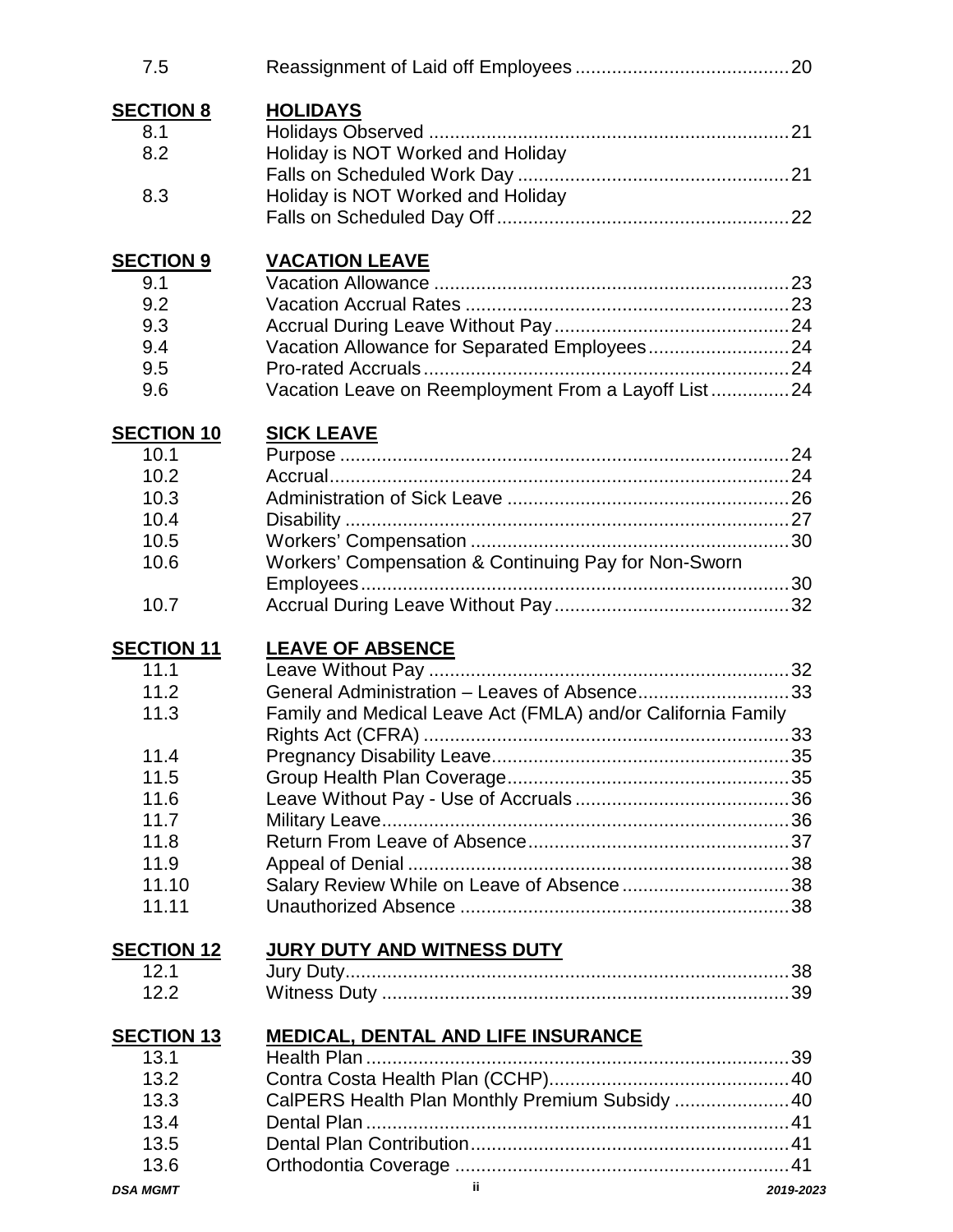| | | |
|---|---|---|
| 7.5 | Reassignment of Laid off Employees | 20 |
| **SECTION 8** | **HOLIDAYS** | |
| 8.1 | Holidays Observed | 21 |
| 8.2 | Holiday is NOT Worked and Holiday Falls on Scheduled Work Day | 21 |
| 8.3 | Holiday is NOT Worked and Holiday Falls on Scheduled Day Off | 22 |
| **SECTION 9** | **VACATION LEAVE** | |
| 9.1 | Vacation Allowance | 23 |
| 9.2 | Vacation Accrual Rates | 23 |
| 9.3 | Accrual During Leave Without Pay | 24 |
| 9.4 | Vacation Allowance for Separated Employees | 24 |
| 9.5 | Pro-rated Accruals | 24 |
| 9.6 | Vacation Leave on Reemployment From a Layoff List | 24 |
| **SECTION 10** | **SICK LEAVE** | |
| 10.1 | Purpose | 24 |
| 10.2 | Accrual | 24 |
| 10.3 | Administration of Sick Leave | 26 |
| 10.4 | Disability | 27 |
| 10.5 | Workers' Compensation | 30 |
| 10.6 | Workers' Compensation & Continuing Pay for Non-Sworn Employees | 30 |
| 10.7 | Accrual During Leave Without Pay | 32 |
| **SECTION 11** | **LEAVE OF ABSENCE** | |
| 11.1 | Leave Without Pay | 32 |
| 11.2 | General Administration – Leaves of Absence | 33 |
| 11.3 | Family and Medical Leave Act (FMLA) and/or California Family Rights Act (CFRA) | 33 |
| 11.4 | Pregnancy Disability Leave | 35 |
| 11.5 | Group Health Plan Coverage | 35 |
| 11.6 | Leave Without Pay - Use of Accruals | 36 |
| 11.7 | Military Leave | 36 |
| 11.8 | Return From Leave of Absence | 37 |
| 11.9 | Appeal of Denial | 38 |
| 11.10 | Salary Review While on Leave of Absence | 38 |
| 11.11 | Unauthorized Absence | 38 |
| **SECTION 12** | **JURY DUTY AND WITNESS DUTY** | |
| 12.1 | Jury Duty | 38 |
| 12.2 | Witness Duty | 39 |
| **SECTION 13** | **MEDICAL, DENTAL AND LIFE INSURANCE** | |
| 13.1 | Health Plan | 39 |
| 13.2 | Contra Costa Health Plan (CCHP) | 40 |
| 13.3 | CalPERS Health Plan Monthly Premium Subsidy | 40 |
| 13.4 | Dental Plan | 41 |
| 13.5 | Dental Plan Contribution | 41 |
| 13.6 | Orthodontia Coverage | 41 |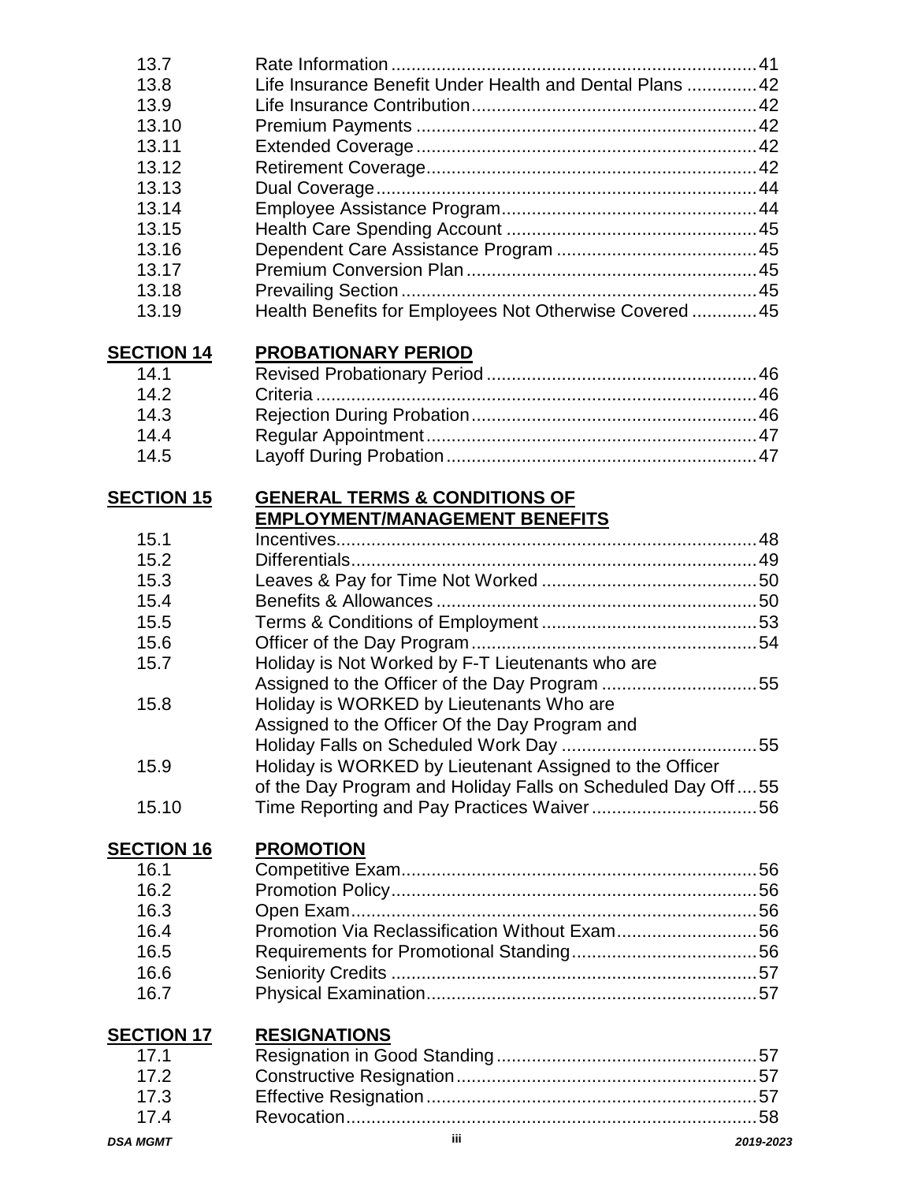| | | |
|---|---|---|
| 13.7 | Rate Information | 41 |
| 13.8 | Life Insurance Benefit Under Health and Dental Plans | 42 |
| 13.9 | Life Insurance Contribution | 42 |
| 13.10 | Premium Payments | 42 |
| 13.11 | Extended Coverage | 42 |
| 13.12 | Retirement Coverage | 42 |
| 13.13 | Dual Coverage | 44 |
| 13.14 | Employee Assistance Program | 44 |
| 13.15 | Health Care Spending Account | 45 |
| 13.16 | Dependent Care Assistance Program | 45 |
| 13.17 | Premium Conversion Plan | 45 |
| 13.18 | Prevailing Section | 45 |
| 13.19 | Health Benefits for Employees Not Otherwise Covered | 45 |

**SECTION 14 PROBATIONARY PERIOD**

| | | |
|---|---|---|
| 14.1 | Revised Probationary Period | 46 |
| 14.2 | Criteria | 46 |
| 14.3 | Rejection During Probation | 46 |
| 14.4 | Regular Appointment | 47 |
| 14.5 | Layoff During Probation | 47 |

**SECTION 15 GENERAL TERMS & CONDITIONS OF EMPLOYMENT/MANAGEMENT BENEFITS**

| | | |
|---|---|---|
| 15.1 | Incentives | 48 |
| 15.2 | Differentials | 49 |
| 15.3 | Leaves & Pay for Time Not Worked | 50 |
| 15.4 | Benefits & Allowances | 50 |
| 15.5 | Terms & Conditions of Employment | 53 |
| 15.6 | Officer of the Day Program | 54 |
| 15.7 | Holiday is Not Worked by F-T Lieutenants who are Assigned to the Officer of the Day Program | 55 |
| 15.8 | Holiday is WORKED by Lieutenants Who are Assigned to the Officer Of the Day Program and Holiday Falls on Scheduled Work Day | 55 |
| 15.9 | Holiday is WORKED by Lieutenant Assigned to the Officer of the Day Program and Holiday Falls on Scheduled Day Off | 55 |
| 15.10 | Time Reporting and Pay Practices Waiver | 56 |

**SECTION 16 PROMOTION**

| | | |
|---|---|---|
| 16.1 | Competitive Exam | 56 |
| 16.2 | Promotion Policy | 56 |
| 16.3 | Open Exam | 56 |
| 16.4 | Promotion Via Reclassification Without Exam | 56 |
| 16.5 | Requirements for Promotional Standing | 56 |
| 16.6 | Seniority Credits | 57 |
| 16.7 | Physical Examination | 57 |

**SECTION 17 RESIGNATIONS**

| | | |
|---|---|---|
| 17.1 | Resignation in Good Standing | 57 |
| 17.2 | Constructive Resignation | 57 |
| 17.3 | Effective Resignation | 57 |
| 17.4 | Revocation | 58 |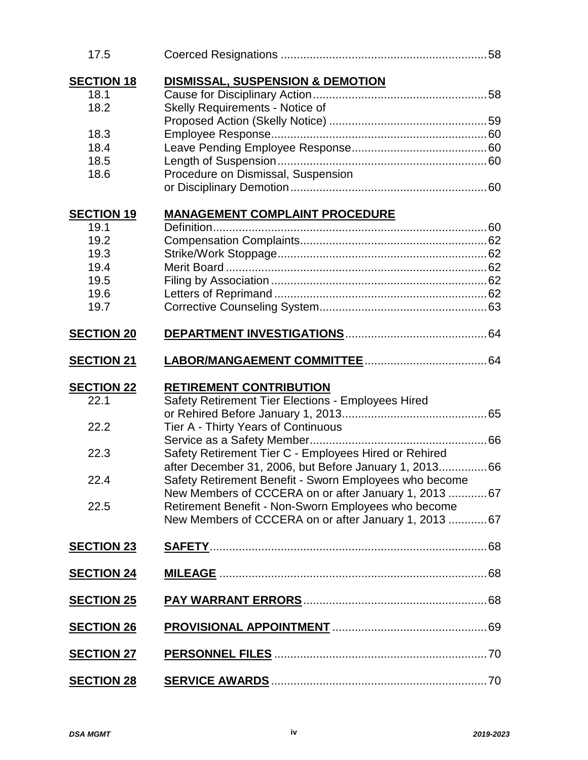| | | |
|---|---|---|
| 17.5 | Coerced Resignations | 58 |
| **SECTION 18** | **DISMISSAL, SUSPENSION & DEMOTION** | |
| 18.1 | Cause for Disciplinary Action | 58 |
| 18.2 | Skelly Requirements - Notice of Proposed Action (Skelly Notice) | 59 |
| 18.3 | Employee Response | 60 |
| 18.4 | Leave Pending Employee Response | 60 |
| 18.5 | Length of Suspension | 60 |
| 18.6 | Procedure on Dismissal, Suspension or Disciplinary Demotion | 60 |
| **SECTION 19** | **MANAGEMENT COMPLAINT PROCEDURE** | |
| 19.1 | Definition | 60 |
| 19.2 | Compensation Complaints | 62 |
| 19.3 | Strike/Work Stoppage | 62 |
| 19.4 | Merit Board | 62 |
| 19.5 | Filing by Association | 62 |
| 19.6 | Letters of Reprimand | 62 |
| 19.7 | Corrective Counseling System | 63 |
| **SECTION 20** | **DEPARTMENT INVESTIGATIONS** | 64 |
| **SECTION 21** | **LABOR/MANGAEMENT COMMITTEE** | 64 |
| **SECTION 22** | **RETIREMENT CONTRIBUTION** | |
| 22.1 | Safety Retirement Tier Elections - Employees Hired or Rehired Before January 1, 2013 | 65 |
| 22.2 | Tier A - Thirty Years of Continuous Service as a Safety Member | 66 |
| 22.3 | Safety Retirement Tier C - Employees Hired or Rehired after December 31, 2006, but Before January 1, 2013 | 66 |
| 22.4 | Safety Retirement Benefit - Sworn Employees who become New Members of CCCERA on or after January 1, 2013 | 67 |
| 22.5 | Retirement Benefit - Non-Sworn Employees who become New Members of CCCERA on or after January 1, 2013 | 67 |
| **SECTION 23** | **SAFETY** | 68 |
| **SECTION 24** | **MILEAGE** | 68 |
| **SECTION 25** | **PAY WARRANT ERRORS** | 68 |
| **SECTION 26** | **PROVISIONAL APPOINTMENT** | 69 |
| **SECTION 27** | **PERSONNEL FILES** | 70 |
| **SECTION 28** | **SERVICE AWARDS** | 70 |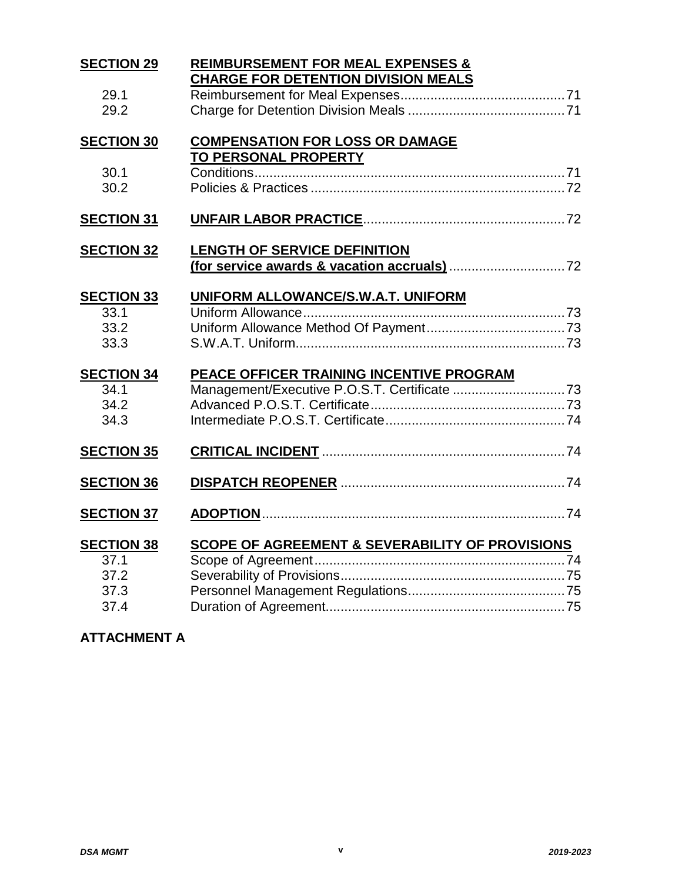| | | |
|---|---|---|
| **SECTION 29** | **REIMBURSEMENT FOR MEAL EXPENSES & CHARGE FOR DETENTION DIVISION MEALS** | |
| 29.1 | Reimbursement for Meal Expenses | 71 |
| 29.2 | Charge for Detention Division Meals | 71 |
| **SECTION 30** | **COMPENSATION FOR LOSS OR DAMAGE TO PERSONAL PROPERTY** | |
| 30.1 | Conditions | 71 |
| 30.2 | Policies & Practices | 72 |
| **SECTION 31** | **UNFAIR LABOR PRACTICE** | 72 |
| **SECTION 32** | **LENGTH OF SERVICE DEFINITION (for service awards & vacation accruals)** | 72 |
| **SECTION 33** | **UNIFORM ALLOWANCE/S.W.A.T. UNIFORM** | |
| 33.1 | Uniform Allowance | 73 |
| 33.2 | Uniform Allowance Method Of Payment | 73 |
| 33.3 | S.W.A.T. Uniform | 73 |
| **SECTION 34** | **PEACE OFFICER TRAINING INCENTIVE PROGRAM** | |
| 34.1 | Management/Executive P.O.S.T. Certificate | 73 |
| 34.2 | Advanced P.O.S.T. Certificate | 73 |
| 34.3 | Intermediate P.O.S.T. Certificate | 74 |
| **SECTION 35** | **CRITICAL INCIDENT** | 74 |
| **SECTION 36** | **DISPATCH REOPENER** | 74 |
| **SECTION 37** | **ADOPTION** | 74 |
| **SECTION 38** | **SCOPE OF AGREEMENT & SEVERABILITY OF PROVISIONS** | |
| 37.1 | Scope of Agreement | 74 |
| 37.2 | Severability of Provisions | 75 |
| 37.3 | Personnel Management Regulations | 75 |
| 37.4 | Duration of Agreement | 75 |

**ATTACHMENT A**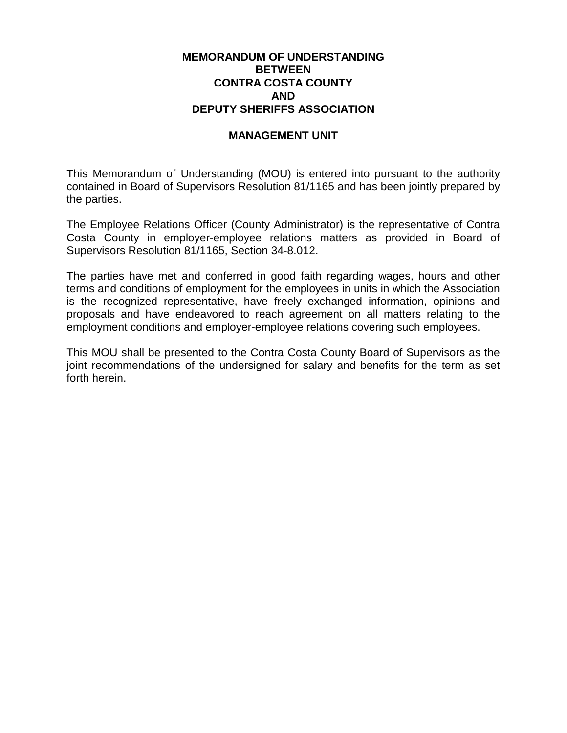# MEMORANDUM OF UNDERSTANDING BETWEEN CONTRA COSTA COUNTY AND DEPUTY SHERIFFS ASSOCIATION

## MANAGEMENT UNIT

This Memorandum of Understanding (MOU) is entered into pursuant to the authority contained in Board of Supervisors Resolution 81/1165 and has been jointly prepared by the parties.

The Employee Relations Officer (County Administrator) is the representative of Contra Costa County in employer-employee relations matters as provided in Board of Supervisors Resolution 81/1165, Section 34-8.012.

The parties have met and conferred in good faith regarding wages, hours and other terms and conditions of employment for the employees in units in which the Association is the recognized representative, have freely exchanged information, opinions and proposals and have endeavored to reach agreement on all matters relating to the employment conditions and employer-employee relations covering such employees.

This MOU shall be presented to the Contra Costa County Board of Supervisors as the joint recommendations of the undersigned for salary and benefits for the term as set forth herein.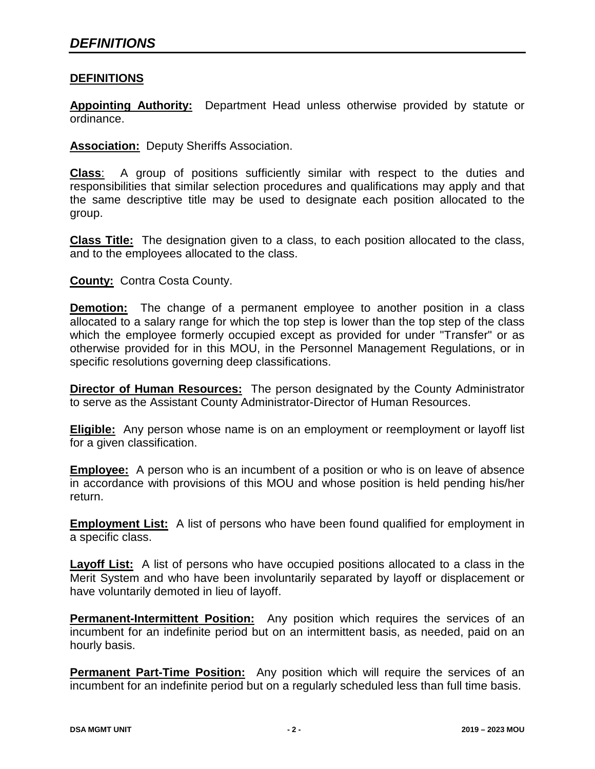# *DEFINITIONS*

## DEFINITIONS

**Appointing Authority:** Department Head unless otherwise provided by statute or ordinance.

**Association:** Deputy Sheriffs Association.

**Class**: A group of positions sufficiently similar with respect to the duties and responsibilities that similar selection procedures and qualifications may apply and that the same descriptive title may be used to designate each position allocated to the group.

**Class Title:** The designation given to a class, to each position allocated to the class, and to the employees allocated to the class.

**County:** Contra Costa County.

**Demotion:** The change of a permanent employee to another position in a class allocated to a salary range for which the top step is lower than the top step of the class which the employee formerly occupied except as provided for under "Transfer" or as otherwise provided for in this MOU, in the Personnel Management Regulations, or in specific resolutions governing deep classifications.

**Director of Human Resources:** The person designated by the County Administrator to serve as the Assistant County Administrator-Director of Human Resources.

**Eligible:** Any person whose name is on an employment or reemployment or layoff list for a given classification.

**Employee:** A person who is an incumbent of a position or who is on leave of absence in accordance with provisions of this MOU and whose position is held pending his/her return.

**Employment List:** A list of persons who have been found qualified for employment in a specific class.

**Layoff List:** A list of persons who have occupied positions allocated to a class in the Merit System and who have been involuntarily separated by layoff or displacement or have voluntarily demoted in lieu of layoff.

**Permanent-Intermittent Position:** Any position which requires the services of an incumbent for an indefinite period but on an intermittent basis, as needed, paid on an hourly basis.

**Permanent Part-Time Position:** Any position which will require the services of an incumbent for an indefinite period but on a regularly scheduled less than full time basis.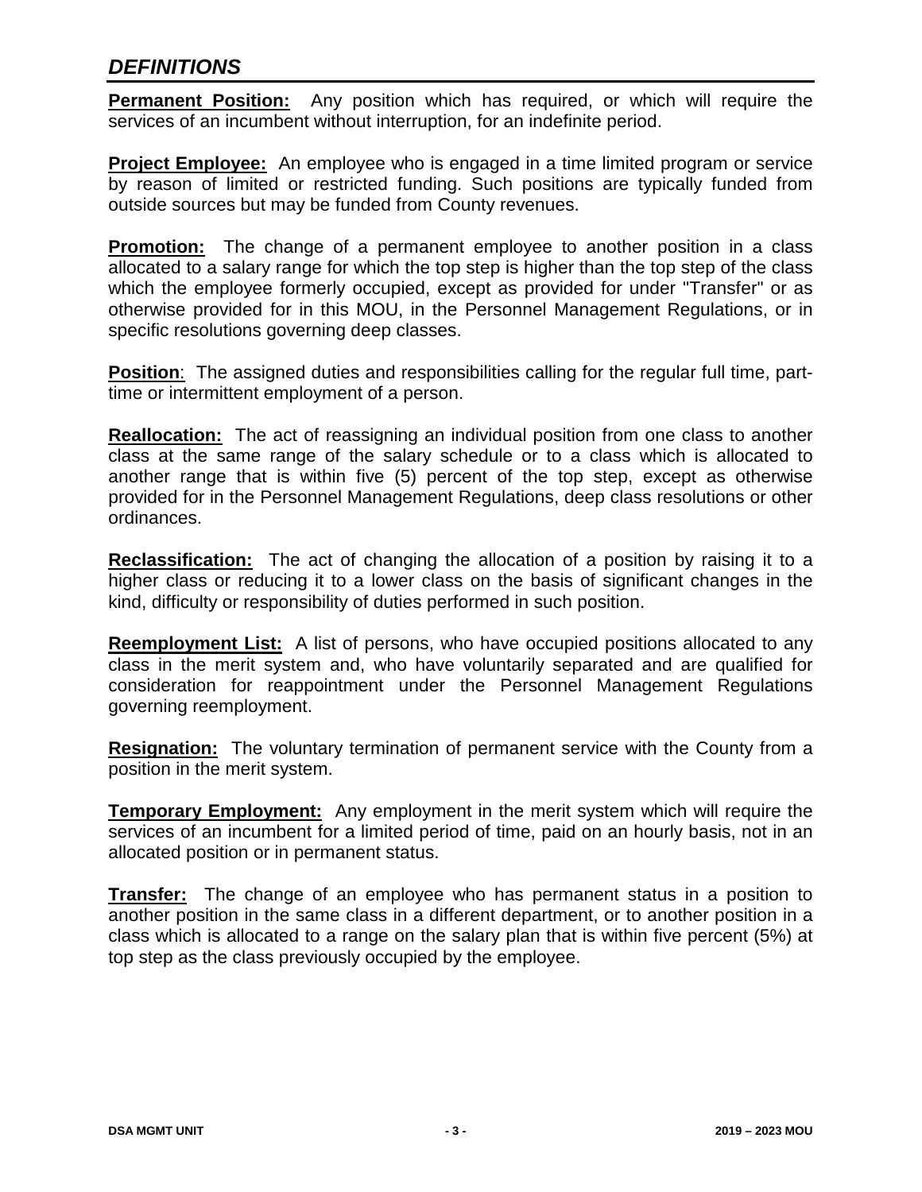## *DEFINITIONS*

**Permanent Position:** Any position which has required, or which will require the services of an incumbent without interruption, for an indefinite period.

**Project Employee:** An employee who is engaged in a time limited program or service by reason of limited or restricted funding. Such positions are typically funded from outside sources but may be funded from County revenues.

**Promotion:** The change of a permanent employee to another position in a class allocated to a salary range for which the top step is higher than the top step of the class which the employee formerly occupied, except as provided for under "Transfer" or as otherwise provided for in this MOU, in the Personnel Management Regulations, or in specific resolutions governing deep classes.

**Position**: The assigned duties and responsibilities calling for the regular full time, part-time or intermittent employment of a person.

**Reallocation:** The act of reassigning an individual position from one class to another class at the same range of the salary schedule or to a class which is allocated to another range that is within five (5) percent of the top step, except as otherwise provided for in the Personnel Management Regulations, deep class resolutions or other ordinances.

**Reclassification:** The act of changing the allocation of a position by raising it to a higher class or reducing it to a lower class on the basis of significant changes in the kind, difficulty or responsibility of duties performed in such position.

**Reemployment List:** A list of persons, who have occupied positions allocated to any class in the merit system and, who have voluntarily separated and are qualified for consideration for reappointment under the Personnel Management Regulations governing reemployment.

**Resignation:** The voluntary termination of permanent service with the County from a position in the merit system.

**Temporary Employment:** Any employment in the merit system which will require the services of an incumbent for a limited period of time, paid on an hourly basis, not in an allocated position or in permanent status.

**Transfer:** The change of an employee who has permanent status in a position to another position in the same class in a different department, or to another position in a class which is allocated to a range on the salary plan that is within five percent (5%) at top step as the class previously occupied by the employee.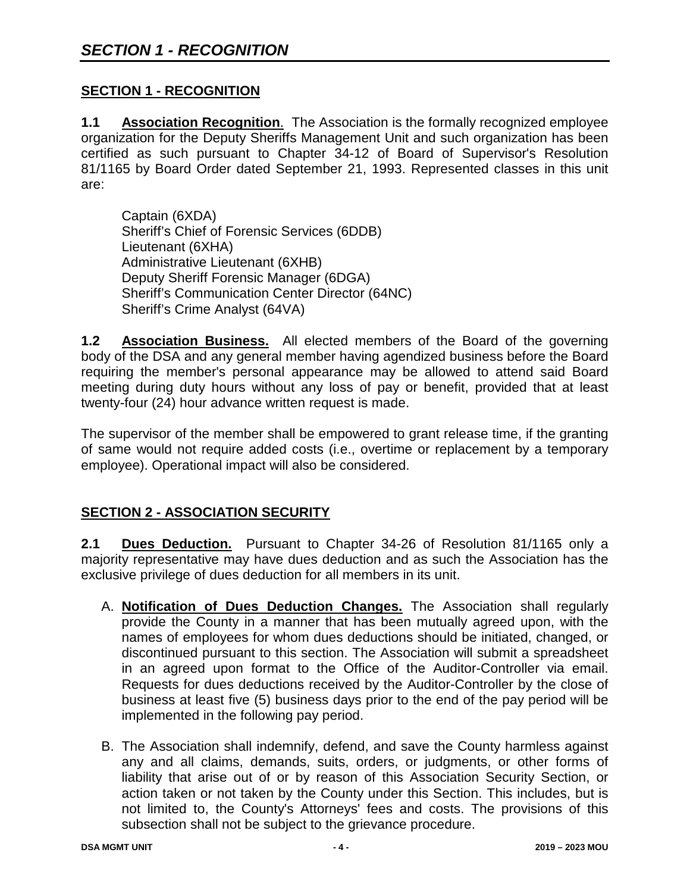# SECTION 1 - RECOGNITION

## SECTION 1 - RECOGNITION

**1.1 Association Recognition**. The Association is the formally recognized employee organization for the Deputy Sheriffs Management Unit and such organization has been certified as such pursuant to Chapter 34-12 of Board of Supervisor's Resolution 81/1165 by Board Order dated September 21, 1993. Represented classes in this unit are:

Captain (6XDA)
Sheriff's Chief of Forensic Services (6DDB)
Lieutenant (6XHA)
Administrative Lieutenant (6XHB)
Deputy Sheriff Forensic Manager (6DGA)
Sheriff's Communication Center Director (64NC)
Sheriff's Crime Analyst (64VA)

**1.2 Association Business.** All elected members of the Board of the governing body of the DSA and any general member having agendized business before the Board requiring the member's personal appearance may be allowed to attend said Board meeting during duty hours without any loss of pay or benefit, provided that at least twenty-four (24) hour advance written request is made.

The supervisor of the member shall be empowered to grant release time, if the granting of same would not require added costs (i.e., overtime or replacement by a temporary employee). Operational impact will also be considered.

## SECTION 2 - ASSOCIATION SECURITY

**2.1 Dues Deduction.** Pursuant to Chapter 34-26 of Resolution 81/1165 only a majority representative may have dues deduction and as such the Association has the exclusive privilege of dues deduction for all members in its unit.

A. **Notification of Dues Deduction Changes.** The Association shall regularly provide the County in a manner that has been mutually agreed upon, with the names of employees for whom dues deductions should be initiated, changed, or discontinued pursuant to this section. The Association will submit a spreadsheet in an agreed upon format to the Office of the Auditor-Controller via email. Requests for dues deductions received by the Auditor-Controller by the close of business at least five (5) business days prior to the end of the pay period will be implemented in the following pay period.

B. The Association shall indemnify, defend, and save the County harmless against any and all claims, demands, suits, orders, or judgments, or other forms of liability that arise out of or by reason of this Association Security Section, or action taken or not taken by the County under this Section. This includes, but is not limited to, the County's Attorneys' fees and costs. The provisions of this subsection shall not be subject to the grievance procedure.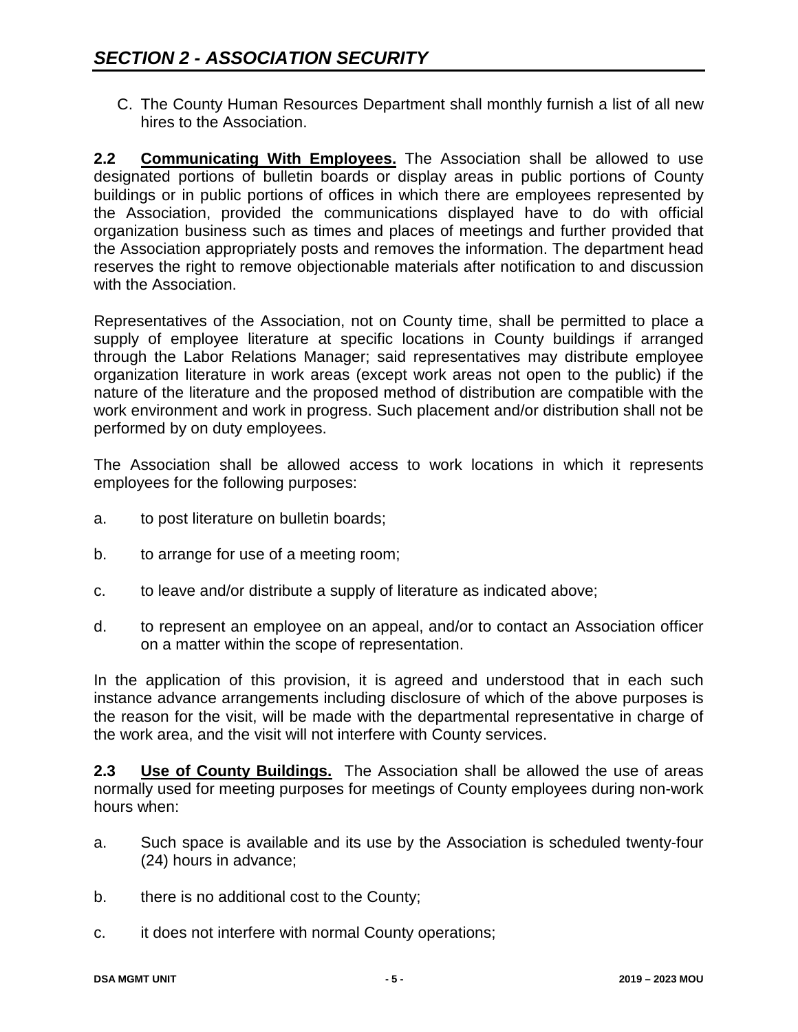## SECTION 2 - ASSOCIATION SECURITY

C. The County Human Resources Department shall monthly furnish a list of all new hires to the Association.

**2.2 Communicating With Employees.** The Association shall be allowed to use designated portions of bulletin boards or display areas in public portions of County buildings or in public portions of offices in which there are employees represented by the Association, provided the communications displayed have to do with official organization business such as times and places of meetings and further provided that the Association appropriately posts and removes the information. The department head reserves the right to remove objectionable materials after notification to and discussion with the Association.

Representatives of the Association, not on County time, shall be permitted to place a supply of employee literature at specific locations in County buildings if arranged through the Labor Relations Manager; said representatives may distribute employee organization literature in work areas (except work areas not open to the public) if the nature of the literature and the proposed method of distribution are compatible with the work environment and work in progress. Such placement and/or distribution shall not be performed by on duty employees.

The Association shall be allowed access to work locations in which it represents employees for the following purposes:

a. to post literature on bulletin boards;

b. to arrange for use of a meeting room;

c. to leave and/or distribute a supply of literature as indicated above;

d. to represent an employee on an appeal, and/or to contact an Association officer on a matter within the scope of representation.

In the application of this provision, it is agreed and understood that in each such instance advance arrangements including disclosure of which of the above purposes is the reason for the visit, will be made with the departmental representative in charge of the work area, and the visit will not interfere with County services.

**2.3 Use of County Buildings.** The Association shall be allowed the use of areas normally used for meeting purposes for meetings of County employees during non-work hours when:

a. Such space is available and its use by the Association is scheduled twenty-four (24) hours in advance;

b. there is no additional cost to the County;

c. it does not interfere with normal County operations;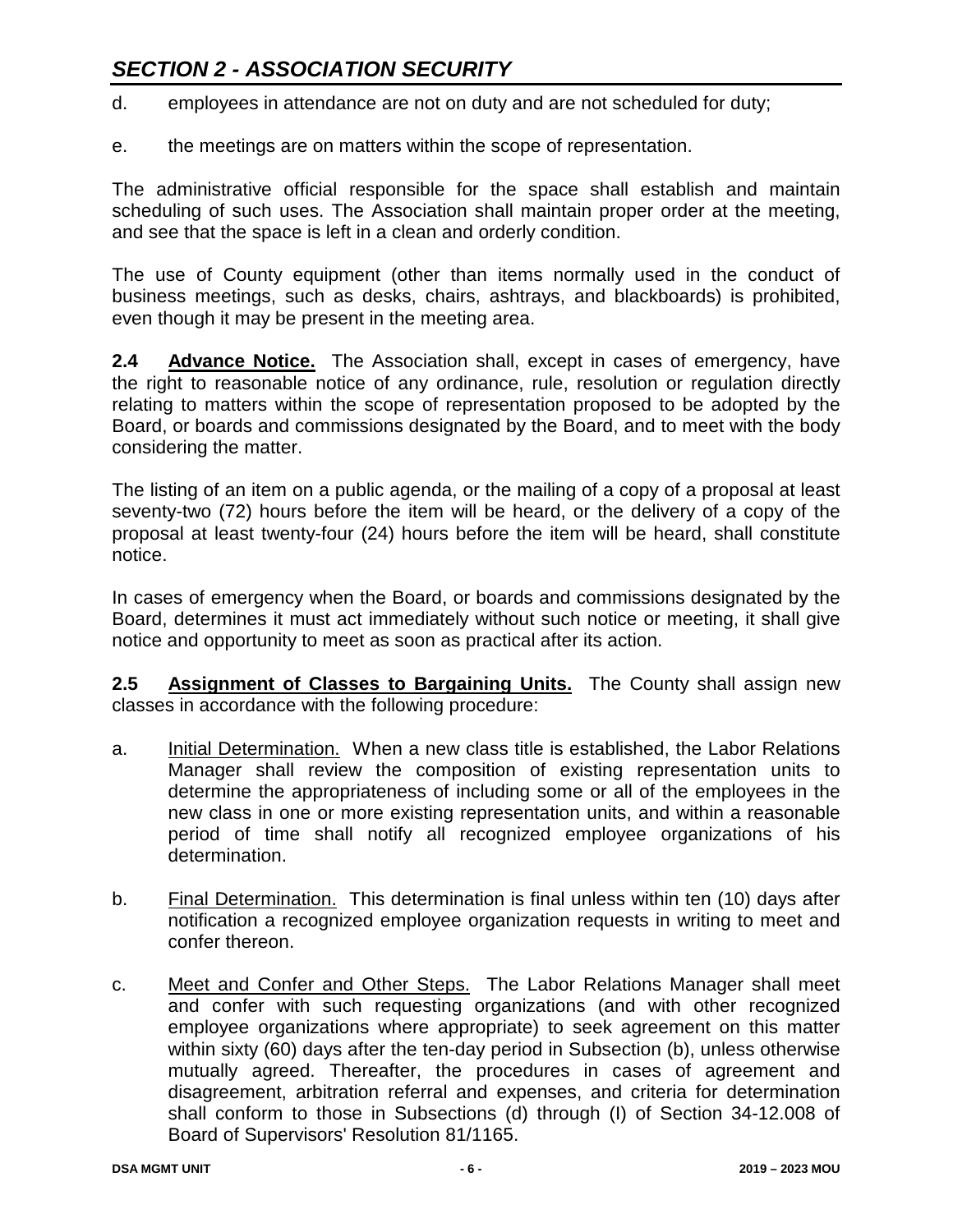## SECTION 2 - ASSOCIATION SECURITY

d. employees in attendance are not on duty and are not scheduled for duty;

e. the meetings are on matters within the scope of representation.

The administrative official responsible for the space shall establish and maintain scheduling of such uses. The Association shall maintain proper order at the meeting, and see that the space is left in a clean and orderly condition.

The use of County equipment (other than items normally used in the conduct of business meetings, such as desks, chairs, ashtrays, and blackboards) is prohibited, even though it may be present in the meeting area.

**2.4 Advance Notice.** The Association shall, except in cases of emergency, have the right to reasonable notice of any ordinance, rule, resolution or regulation directly relating to matters within the scope of representation proposed to be adopted by the Board, or boards and commissions designated by the Board, and to meet with the body considering the matter.

The listing of an item on a public agenda, or the mailing of a copy of a proposal at least seventy-two (72) hours before the item will be heard, or the delivery of a copy of the proposal at least twenty-four (24) hours before the item will be heard, shall constitute notice.

In cases of emergency when the Board, or boards and commissions designated by the Board, determines it must act immediately without such notice or meeting, it shall give notice and opportunity to meet as soon as practical after its action.

**2.5 Assignment of Classes to Bargaining Units.** The County shall assign new classes in accordance with the following procedure:

a. Initial Determination. When a new class title is established, the Labor Relations Manager shall review the composition of existing representation units to determine the appropriateness of including some or all of the employees in the new class in one or more existing representation units, and within a reasonable period of time shall notify all recognized employee organizations of his determination.

b. Final Determination. This determination is final unless within ten (10) days after notification a recognized employee organization requests in writing to meet and confer thereon.

c. Meet and Confer and Other Steps. The Labor Relations Manager shall meet and confer with such requesting organizations (and with other recognized employee organizations where appropriate) to seek agreement on this matter within sixty (60) days after the ten-day period in Subsection (b), unless otherwise mutually agreed. Thereafter, the procedures in cases of agreement and disagreement, arbitration referral and expenses, and criteria for determination shall conform to those in Subsections (d) through (I) of Section 34-12.008 of Board of Supervisors' Resolution 81/1165.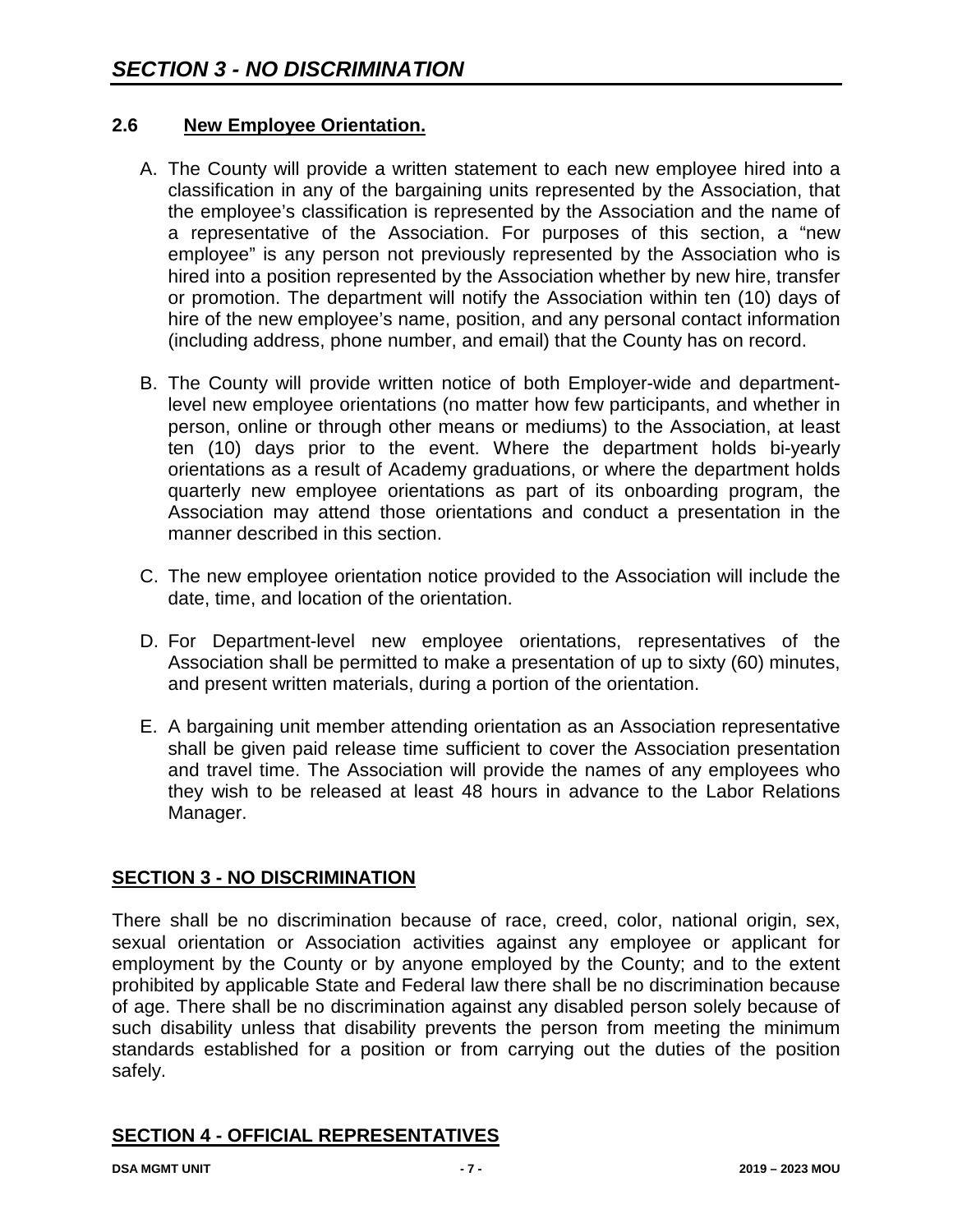### 2.6 New Employee Orientation.

A. The County will provide a written statement to each new employee hired into a classification in any of the bargaining units represented by the Association, that the employee's classification is represented by the Association and the name of a representative of the Association. For purposes of this section, a "new employee" is any person not previously represented by the Association who is hired into a position represented by the Association whether by new hire, transfer or promotion. The department will notify the Association within ten (10) days of hire of the new employee's name, position, and any personal contact information (including address, phone number, and email) that the County has on record.

B. The County will provide written notice of both Employer-wide and department-level new employee orientations (no matter how few participants, and whether in person, online or through other means or mediums) to the Association, at least ten (10) days prior to the event. Where the department holds bi-yearly orientations as a result of Academy graduations, or where the department holds quarterly new employee orientations as part of its onboarding program, the Association may attend those orientations and conduct a presentation in the manner described in this section.

C. The new employee orientation notice provided to the Association will include the date, time, and location of the orientation.

D. For Department-level new employee orientations, representatives of the Association shall be permitted to make a presentation of up to sixty (60) minutes, and present written materials, during a portion of the orientation.

E. A bargaining unit member attending orientation as an Association representative shall be given paid release time sufficient to cover the Association presentation and travel time. The Association will provide the names of any employees who they wish to be released at least 48 hours in advance to the Labor Relations Manager.

## SECTION 3 - NO DISCRIMINATION

There shall be no discrimination because of race, creed, color, national origin, sex, sexual orientation or Association activities against any employee or applicant for employment by the County or by anyone employed by the County; and to the extent prohibited by applicable State and Federal law there shall be no discrimination because of age. There shall be no discrimination against any disabled person solely because of such disability unless that disability prevents the person from meeting the minimum standards established for a position or from carrying out the duties of the position safely.

## SECTION 4 - OFFICIAL REPRESENTATIVES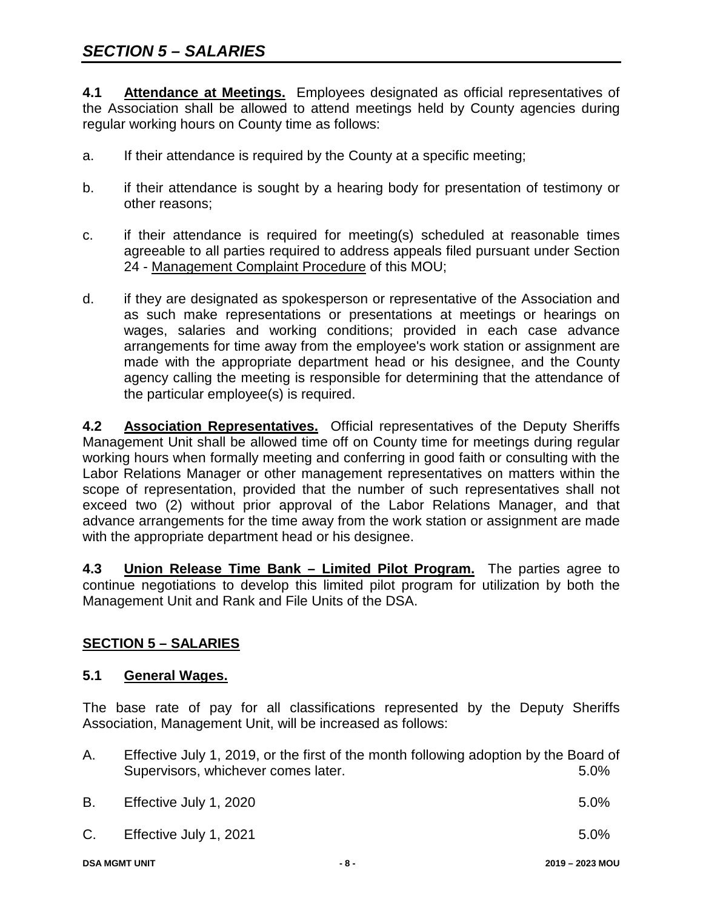**4.1 Attendance at Meetings.** Employees designated as official representatives of the Association shall be allowed to attend meetings held by County agencies during regular working hours on County time as follows:

a. If their attendance is required by the County at a specific meeting;

b. if their attendance is sought by a hearing body for presentation of testimony or other reasons;

c. if their attendance is required for meeting(s) scheduled at reasonable times agreeable to all parties required to address appeals filed pursuant under Section 24 - Management Complaint Procedure of this MOU;

d. if they are designated as spokesperson or representative of the Association and as such make representations or presentations at meetings or hearings on wages, salaries and working conditions; provided in each case advance arrangements for time away from the employee's work station or assignment are made with the appropriate department head or his designee, and the County agency calling the meeting is responsible for determining that the attendance of the particular employee(s) is required.

**4.2 Association Representatives.** Official representatives of the Deputy Sheriffs Management Unit shall be allowed time off on County time for meetings during regular working hours when formally meeting and conferring in good faith or consulting with the Labor Relations Manager or other management representatives on matters within the scope of representation, provided that the number of such representatives shall not exceed two (2) without prior approval of the Labor Relations Manager, and that advance arrangements for the time away from the work station or assignment are made with the appropriate department head or his designee.

**4.3 Union Release Time Bank – Limited Pilot Program.** The parties agree to continue negotiations to develop this limited pilot program for utilization by both the Management Unit and Rank and File Units of the DSA.

## SECTION 5 – SALARIES

### 5.1 General Wages.

The base rate of pay for all classifications represented by the Deputy Sheriffs Association, Management Unit, will be increased as follows:

A. Effective July 1, 2019, or the first of the month following adoption by the Board of Supervisors, whichever comes later. 5.0%

B. Effective July 1, 2020 5.0%

C. Effective July 1, 2021 5.0%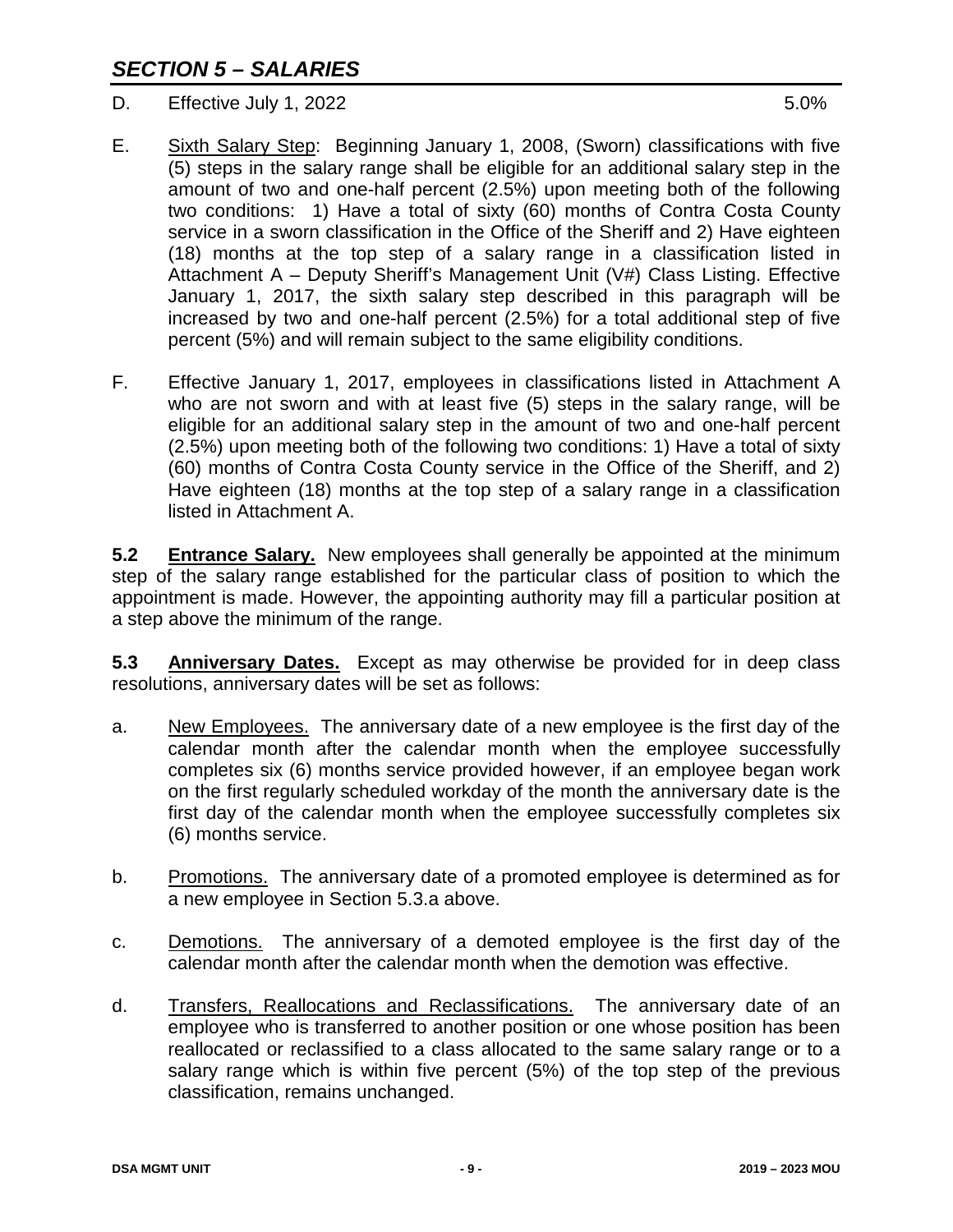## *SECTION 5 – SALARIES*

D. Effective July 1, 2022 5.0%

E. Sixth Salary Step: Beginning January 1, 2008, (Sworn) classifications with five (5) steps in the salary range shall be eligible for an additional salary step in the amount of two and one-half percent (2.5%) upon meeting both of the following two conditions: 1) Have a total of sixty (60) months of Contra Costa County service in a sworn classification in the Office of the Sheriff and 2) Have eighteen (18) months at the top step of a salary range in a classification listed in Attachment A – Deputy Sheriff's Management Unit (V#) Class Listing. Effective January 1, 2017, the sixth salary step described in this paragraph will be increased by two and one-half percent (2.5%) for a total additional step of five percent (5%) and will remain subject to the same eligibility conditions.

F. Effective January 1, 2017, employees in classifications listed in Attachment A who are not sworn and with at least five (5) steps in the salary range, will be eligible for an additional salary step in the amount of two and one-half percent (2.5%) upon meeting both of the following two conditions: 1) Have a total of sixty (60) months of Contra Costa County service in the Office of the Sheriff, and 2) Have eighteen (18) months at the top step of a salary range in a classification listed in Attachment A.

**5.2 Entrance Salary.** New employees shall generally be appointed at the minimum step of the salary range established for the particular class of position to which the appointment is made. However, the appointing authority may fill a particular position at a step above the minimum of the range.

**5.3 Anniversary Dates.** Except as may otherwise be provided for in deep class resolutions, anniversary dates will be set as follows:

a. New Employees. The anniversary date of a new employee is the first day of the calendar month after the calendar month when the employee successfully completes six (6) months service provided however, if an employee began work on the first regularly scheduled workday of the month the anniversary date is the first day of the calendar month when the employee successfully completes six (6) months service.

b. Promotions. The anniversary date of a promoted employee is determined as for a new employee in Section 5.3.a above.

c. Demotions. The anniversary of a demoted employee is the first day of the calendar month after the calendar month when the demotion was effective.

d. Transfers, Reallocations and Reclassifications. The anniversary date of an employee who is transferred to another position or one whose position has been reallocated or reclassified to a class allocated to the same salary range or to a salary range which is within five percent (5%) of the top step of the previous classification, remains unchanged.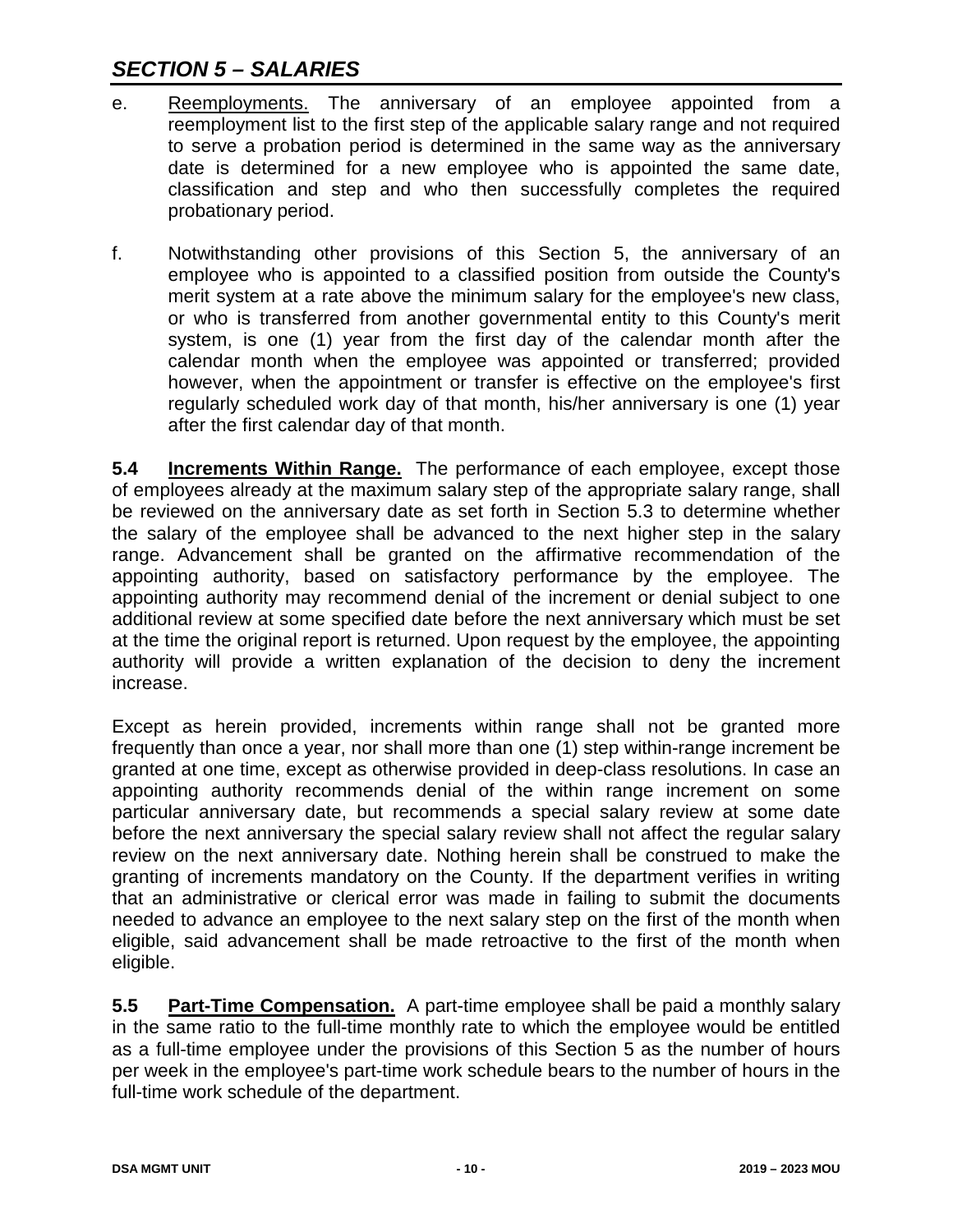## SECTION 5 – SALARIES

e. <u>Reemployments.</u> The anniversary of an employee appointed from a reemployment list to the first step of the applicable salary range and not required to serve a probation period is determined in the same way as the anniversary date is determined for a new employee who is appointed the same date, classification and step and who then successfully completes the required probationary period.

f. Notwithstanding other provisions of this Section 5, the anniversary of an employee who is appointed to a classified position from outside the County's merit system at a rate above the minimum salary for the employee's new class, or who is transferred from another governmental entity to this County's merit system, is one (1) year from the first day of the calendar month after the calendar month when the employee was appointed or transferred; provided however, when the appointment or transfer is effective on the employee's first regularly scheduled work day of that month, his/her anniversary is one (1) year after the first calendar day of that month.

**5.4 <u>Increments Within Range.</u>** The performance of each employee, except those of employees already at the maximum salary step of the appropriate salary range, shall be reviewed on the anniversary date as set forth in Section 5.3 to determine whether the salary of the employee shall be advanced to the next higher step in the salary range. Advancement shall be granted on the affirmative recommendation of the appointing authority, based on satisfactory performance by the employee. The appointing authority may recommend denial of the increment or denial subject to one additional review at some specified date before the next anniversary which must be set at the time the original report is returned. Upon request by the employee, the appointing authority will provide a written explanation of the decision to deny the increment increase.

Except as herein provided, increments within range shall not be granted more frequently than once a year, nor shall more than one (1) step within-range increment be granted at one time, except as otherwise provided in deep-class resolutions. In case an appointing authority recommends denial of the within range increment on some particular anniversary date, but recommends a special salary review at some date before the next anniversary the special salary review shall not affect the regular salary review on the next anniversary date. Nothing herein shall be construed to make the granting of increments mandatory on the County. If the department verifies in writing that an administrative or clerical error was made in failing to submit the documents needed to advance an employee to the next salary step on the first of the month when eligible, said advancement shall be made retroactive to the first of the month when eligible.

**5.5 <u>Part-Time Compensation.</u>** A part-time employee shall be paid a monthly salary in the same ratio to the full-time monthly rate to which the employee would be entitled as a full-time employee under the provisions of this Section 5 as the number of hours per week in the employee's part-time work schedule bears to the number of hours in the full-time work schedule of the department.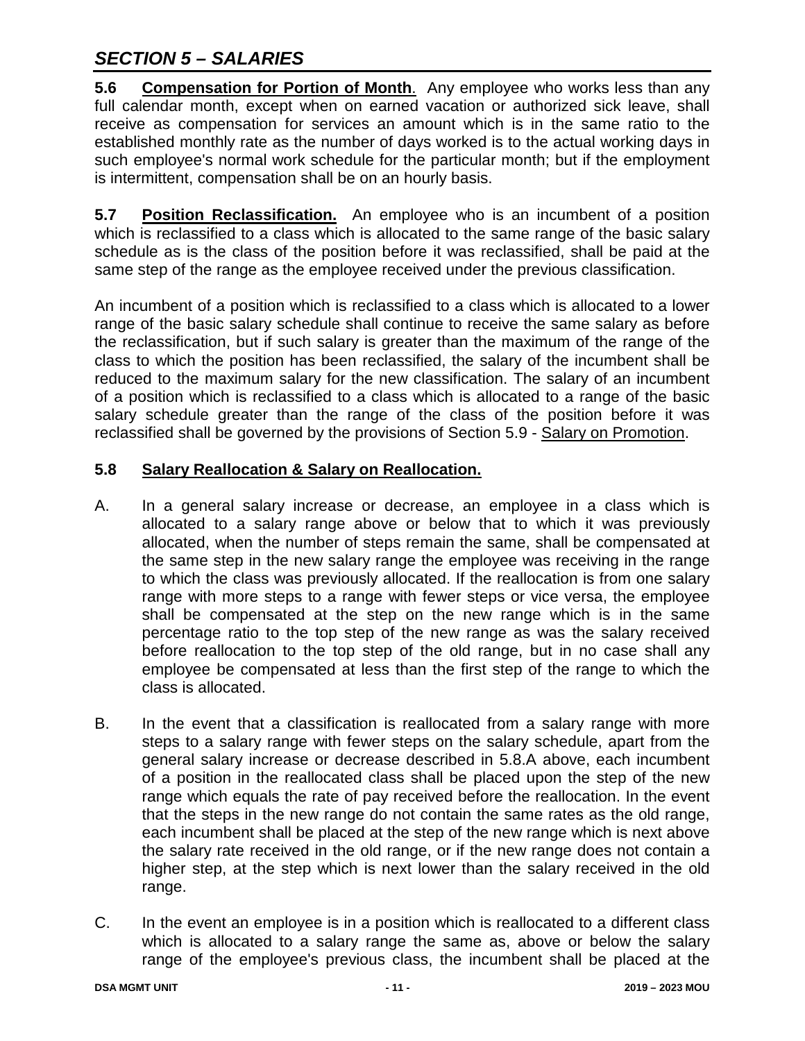## SECTION 5 – SALARIES

**5.6 Compensation for Portion of Month**. Any employee who works less than any full calendar month, except when on earned vacation or authorized sick leave, shall receive as compensation for services an amount which is in the same ratio to the established monthly rate as the number of days worked is to the actual working days in such employee's normal work schedule for the particular month; but if the employment is intermittent, compensation shall be on an hourly basis.

**5.7 Position Reclassification.** An employee who is an incumbent of a position which is reclassified to a class which is allocated to the same range of the basic salary schedule as is the class of the position before it was reclassified, shall be paid at the same step of the range as the employee received under the previous classification.

An incumbent of a position which is reclassified to a class which is allocated to a lower range of the basic salary schedule shall continue to receive the same salary as before the reclassification, but if such salary is greater than the maximum of the range of the class to which the position has been reclassified, the salary of the incumbent shall be reduced to the maximum salary for the new classification. The salary of an incumbent of a position which is reclassified to a class which is allocated to a range of the basic salary schedule greater than the range of the class of the position before it was reclassified shall be governed by the provisions of Section 5.9 - Salary on Promotion.

**5.8 Salary Reallocation & Salary on Reallocation.**

A. In a general salary increase or decrease, an employee in a class which is allocated to a salary range above or below that to which it was previously allocated, when the number of steps remain the same, shall be compensated at the same step in the new salary range the employee was receiving in the range to which the class was previously allocated. If the reallocation is from one salary range with more steps to a range with fewer steps or vice versa, the employee shall be compensated at the step on the new range which is in the same percentage ratio to the top step of the new range as was the salary received before reallocation to the top step of the old range, but in no case shall any employee be compensated at less than the first step of the range to which the class is allocated.

B. In the event that a classification is reallocated from a salary range with more steps to a salary range with fewer steps on the salary schedule, apart from the general salary increase or decrease described in 5.8.A above, each incumbent of a position in the reallocated class shall be placed upon the step of the new range which equals the rate of pay received before the reallocation. In the event that the steps in the new range do not contain the same rates as the old range, each incumbent shall be placed at the step of the new range which is next above the salary rate received in the old range, or if the new range does not contain a higher step, at the step which is next lower than the salary received in the old range.

C. In the event an employee is in a position which is reallocated to a different class which is allocated to a salary range the same as, above or below the salary range of the employee's previous class, the incumbent shall be placed at the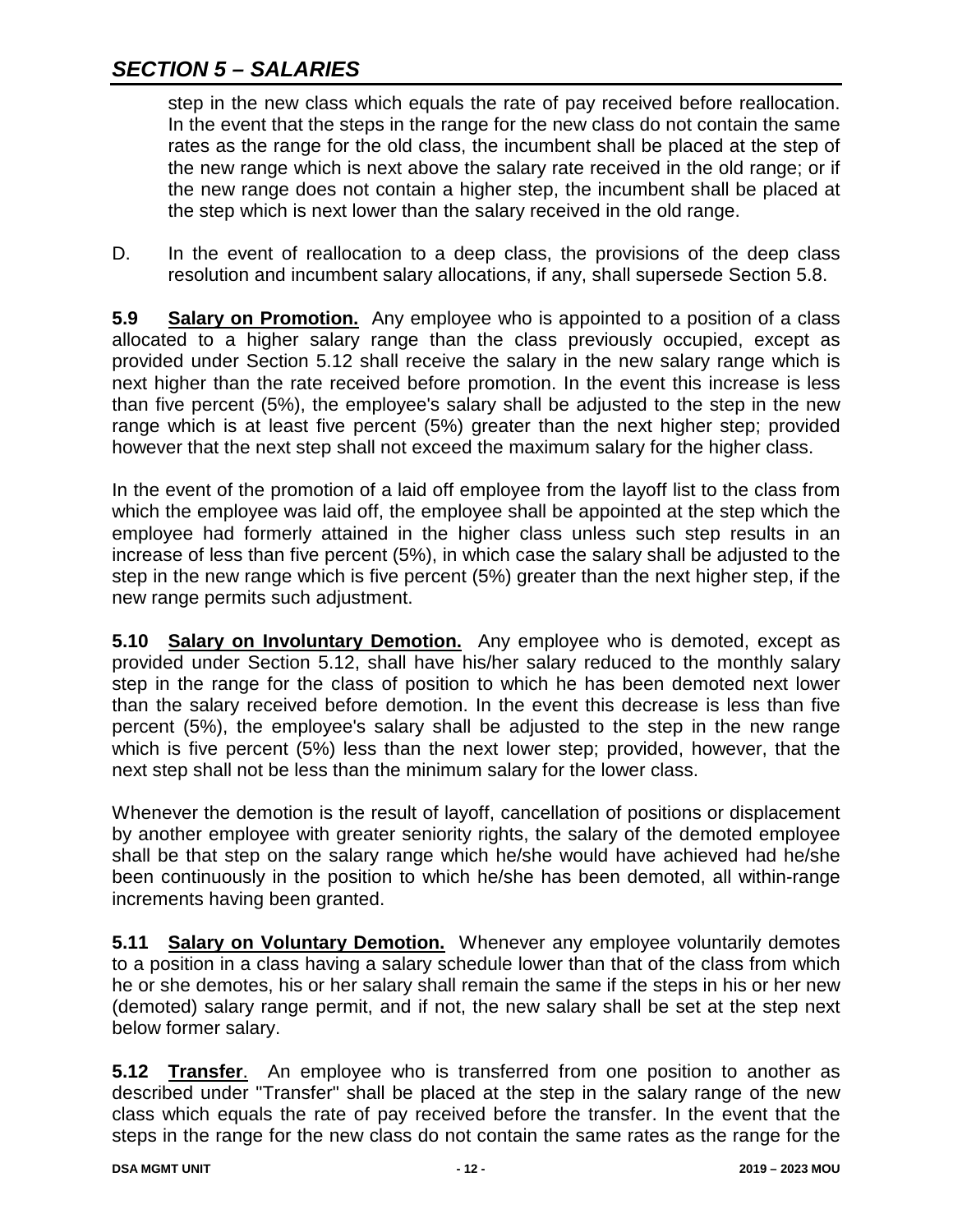step in the new class which equals the rate of pay received before reallocation. In the event that the steps in the range for the new class do not contain the same rates as the range for the old class, the incumbent shall be placed at the step of the new range which is next above the salary rate received in the old range; or if the new range does not contain a higher step, the incumbent shall be placed at the step which is next lower than the salary received in the old range.

D. In the event of reallocation to a deep class, the provisions of the deep class resolution and incumbent salary allocations, if any, shall supersede Section 5.8.

**5.9 Salary on Promotion.** Any employee who is appointed to a position of a class allocated to a higher salary range than the class previously occupied, except as provided under Section 5.12 shall receive the salary in the new salary range which is next higher than the rate received before promotion. In the event this increase is less than five percent (5%), the employee's salary shall be adjusted to the step in the new range which is at least five percent (5%) greater than the next higher step; provided however that the next step shall not exceed the maximum salary for the higher class.

In the event of the promotion of a laid off employee from the layoff list to the class from which the employee was laid off, the employee shall be appointed at the step which the employee had formerly attained in the higher class unless such step results in an increase of less than five percent (5%), in which case the salary shall be adjusted to the step in the new range which is five percent (5%) greater than the next higher step, if the new range permits such adjustment.

**5.10 Salary on Involuntary Demotion.** Any employee who is demoted, except as provided under Section 5.12, shall have his/her salary reduced to the monthly salary step in the range for the class of position to which he has been demoted next lower than the salary received before demotion. In the event this decrease is less than five percent (5%), the employee's salary shall be adjusted to the step in the new range which is five percent (5%) less than the next lower step; provided, however, that the next step shall not be less than the minimum salary for the lower class.

Whenever the demotion is the result of layoff, cancellation of positions or displacement by another employee with greater seniority rights, the salary of the demoted employee shall be that step on the salary range which he/she would have achieved had he/she been continuously in the position to which he/she has been demoted, all within-range increments having been granted.

**5.11 Salary on Voluntary Demotion.** Whenever any employee voluntarily demotes to a position in a class having a salary schedule lower than that of the class from which he or she demotes, his or her salary shall remain the same if the steps in his or her new (demoted) salary range permit, and if not, the new salary shall be set at the step next below former salary.

**5.12 Transfer**. An employee who is transferred from one position to another as described under "Transfer" shall be placed at the step in the salary range of the new class which equals the rate of pay received before the transfer. In the event that the steps in the range for the new class do not contain the same rates as the range for the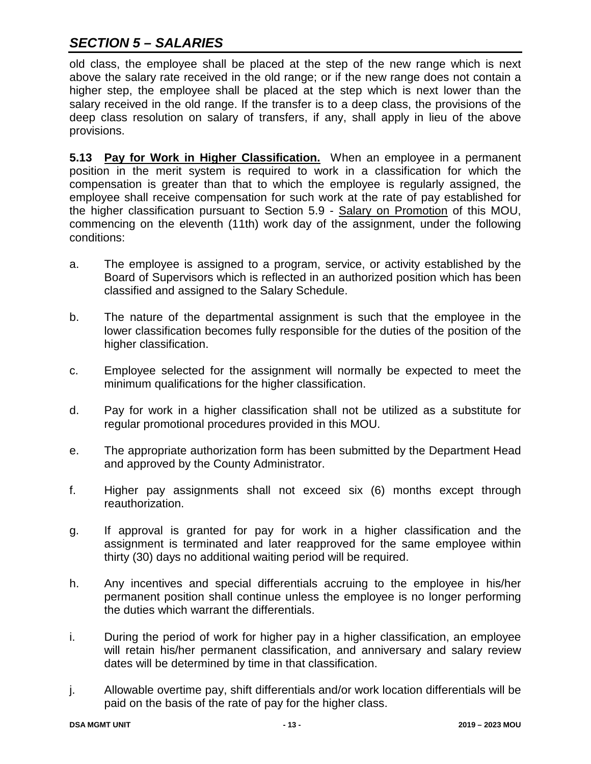old class, the employee shall be placed at the step of the new range which is next above the salary rate received in the old range; or if the new range does not contain a higher step, the employee shall be placed at the step which is next lower than the salary received in the old range. If the transfer is to a deep class, the provisions of the deep class resolution on salary of transfers, if any, shall apply in lieu of the above provisions.

**5.13 Pay for Work in Higher Classification.** When an employee in a permanent position in the merit system is required to work in a classification for which the compensation is greater than that to which the employee is regularly assigned, the employee shall receive compensation for such work at the rate of pay established for the higher classification pursuant to Section 5.9 - Salary on Promotion of this MOU, commencing on the eleventh (11th) work day of the assignment, under the following conditions:

a. The employee is assigned to a program, service, or activity established by the Board of Supervisors which is reflected in an authorized position which has been classified and assigned to the Salary Schedule.

b. The nature of the departmental assignment is such that the employee in the lower classification becomes fully responsible for the duties of the position of the higher classification.

c. Employee selected for the assignment will normally be expected to meet the minimum qualifications for the higher classification.

d. Pay for work in a higher classification shall not be utilized as a substitute for regular promotional procedures provided in this MOU.

e. The appropriate authorization form has been submitted by the Department Head and approved by the County Administrator.

f. Higher pay assignments shall not exceed six (6) months except through reauthorization.

g. If approval is granted for pay for work in a higher classification and the assignment is terminated and later reapproved for the same employee within thirty (30) days no additional waiting period will be required.

h. Any incentives and special differentials accruing to the employee in his/her permanent position shall continue unless the employee is no longer performing the duties which warrant the differentials.

i. During the period of work for higher pay in a higher classification, an employee will retain his/her permanent classification, and anniversary and salary review dates will be determined by time in that classification.

j. Allowable overtime pay, shift differentials and/or work location differentials will be paid on the basis of the rate of pay for the higher class.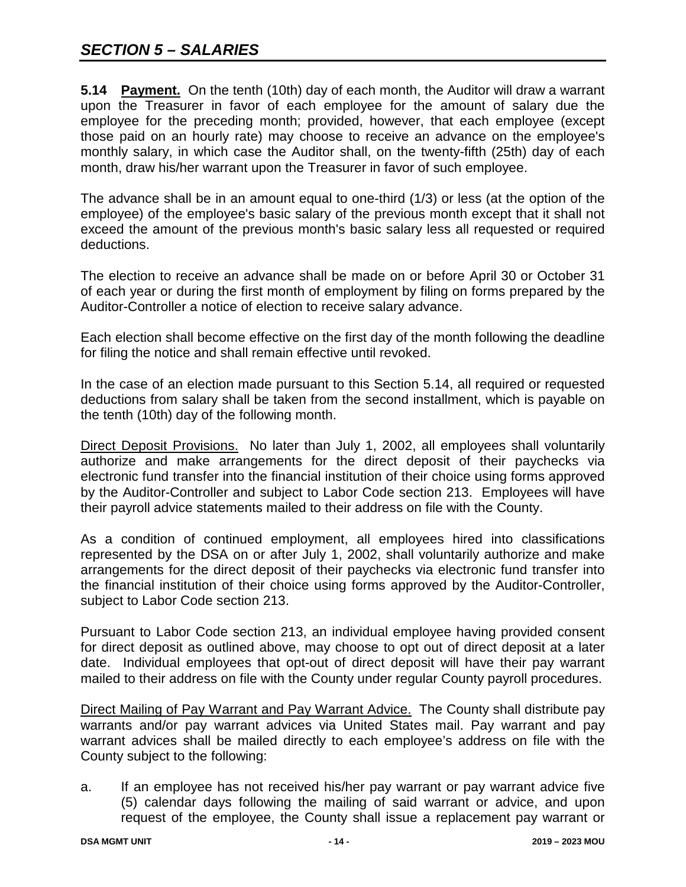## *SECTION 5 – SALARIES*

**5.14 Payment.** On the tenth (10th) day of each month, the Auditor will draw a warrant upon the Treasurer in favor of each employee for the amount of salary due the employee for the preceding month; provided, however, that each employee (except those paid on an hourly rate) may choose to receive an advance on the employee's monthly salary, in which case the Auditor shall, on the twenty-fifth (25th) day of each month, draw his/her warrant upon the Treasurer in favor of such employee.

The advance shall be in an amount equal to one-third (1/3) or less (at the option of the employee) of the employee's basic salary of the previous month except that it shall not exceed the amount of the previous month's basic salary less all requested or required deductions.

The election to receive an advance shall be made on or before April 30 or October 31 of each year or during the first month of employment by filing on forms prepared by the Auditor-Controller a notice of election to receive salary advance.

Each election shall become effective on the first day of the month following the deadline for filing the notice and shall remain effective until revoked.

In the case of an election made pursuant to this Section 5.14, all required or requested deductions from salary shall be taken from the second installment, which is payable on the tenth (10th) day of the following month.

Direct Deposit Provisions. No later than July 1, 2002, all employees shall voluntarily authorize and make arrangements for the direct deposit of their paychecks via electronic fund transfer into the financial institution of their choice using forms approved by the Auditor-Controller and subject to Labor Code section 213. Employees will have their payroll advice statements mailed to their address on file with the County.

As a condition of continued employment, all employees hired into classifications represented by the DSA on or after July 1, 2002, shall voluntarily authorize and make arrangements for the direct deposit of their paychecks via electronic fund transfer into the financial institution of their choice using forms approved by the Auditor-Controller, subject to Labor Code section 213.

Pursuant to Labor Code section 213, an individual employee having provided consent for direct deposit as outlined above, may choose to opt out of direct deposit at a later date. Individual employees that opt-out of direct deposit will have their pay warrant mailed to their address on file with the County under regular County payroll procedures.

Direct Mailing of Pay Warrant and Pay Warrant Advice. The County shall distribute pay warrants and/or pay warrant advices via United States mail. Pay warrant and pay warrant advices shall be mailed directly to each employee's address on file with the County subject to the following:

a. If an employee has not received his/her pay warrant or pay warrant advice five (5) calendar days following the mailing of said warrant or advice, and upon request of the employee, the County shall issue a replacement pay warrant or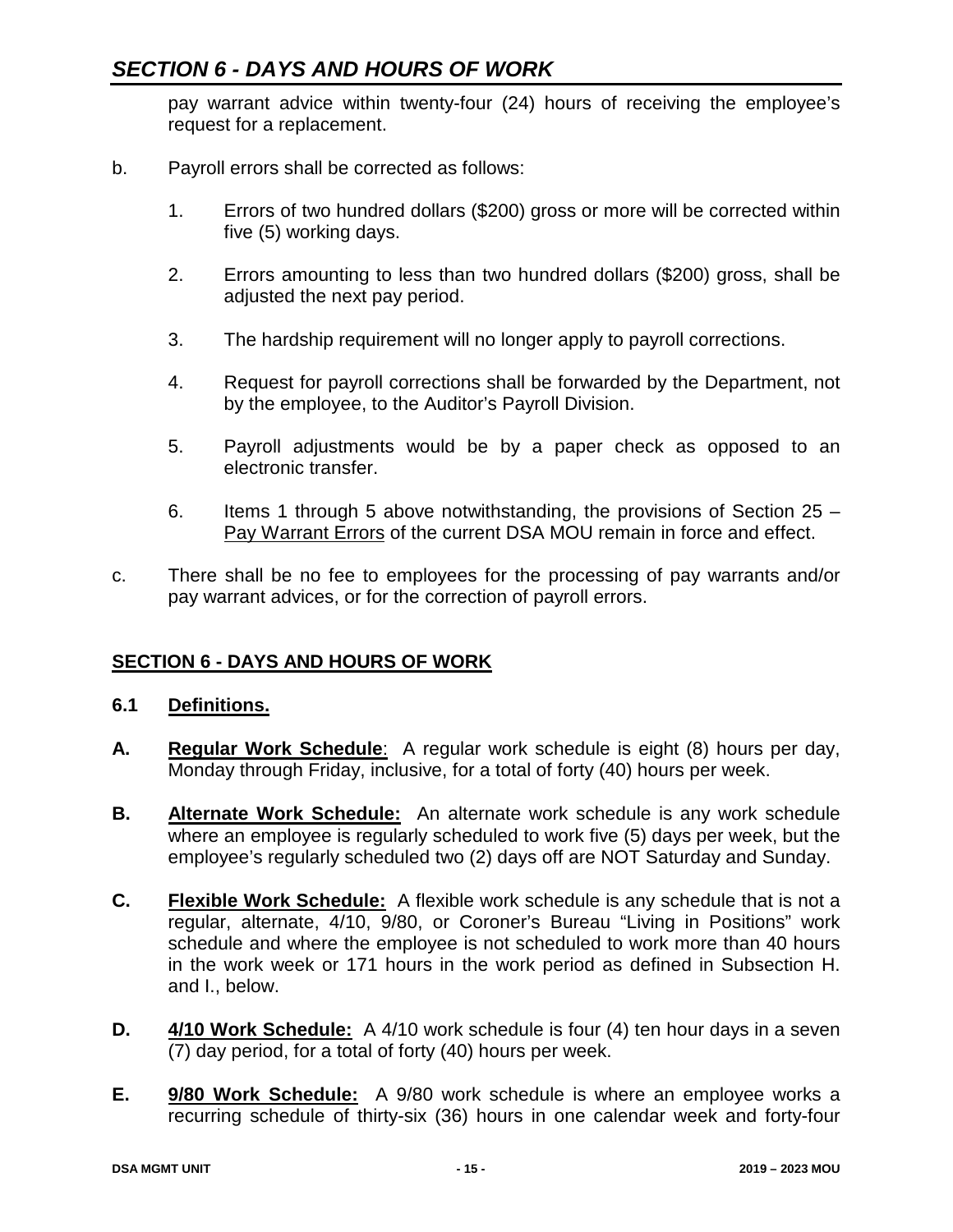pay warrant advice within twenty-four (24) hours of receiving the employee's request for a replacement.

b. Payroll errors shall be corrected as follows:

   1. Errors of two hundred dollars ($200) gross or more will be corrected within five (5) working days.

   2. Errors amounting to less than two hundred dollars ($200) gross, shall be adjusted the next pay period.

   3. The hardship requirement will no longer apply to payroll corrections.

   4. Request for payroll corrections shall be forwarded by the Department, not by the employee, to the Auditor's Payroll Division.

   5. Payroll adjustments would be by a paper check as opposed to an electronic transfer.

   6. Items 1 through 5 above notwithstanding, the provisions of Section 25 – Pay Warrant Errors of the current DSA MOU remain in force and effect.

c. There shall be no fee to employees for the processing of pay warrants and/or pay warrant advices, or for the correction of payroll errors.

## SECTION 6 - DAYS AND HOURS OF WORK

### 6.1 Definitions.

**A.** **Regular Work Schedule**: A regular work schedule is eight (8) hours per day, Monday through Friday, inclusive, for a total of forty (40) hours per week.

**B.** **Alternate Work Schedule:** An alternate work schedule is any work schedule where an employee is regularly scheduled to work five (5) days per week, but the employee's regularly scheduled two (2) days off are NOT Saturday and Sunday.

**C.** **Flexible Work Schedule:** A flexible work schedule is any schedule that is not a regular, alternate, 4/10, 9/80, or Coroner's Bureau "Living in Positions" work schedule and where the employee is not scheduled to work more than 40 hours in the work week or 171 hours in the work period as defined in Subsection H. and I., below.

**D.** **4/10 Work Schedule:** A 4/10 work schedule is four (4) ten hour days in a seven (7) day period, for a total of forty (40) hours per week.

**E.** **9/80 Work Schedule:** A 9/80 work schedule is where an employee works a recurring schedule of thirty-six (36) hours in one calendar week and forty-four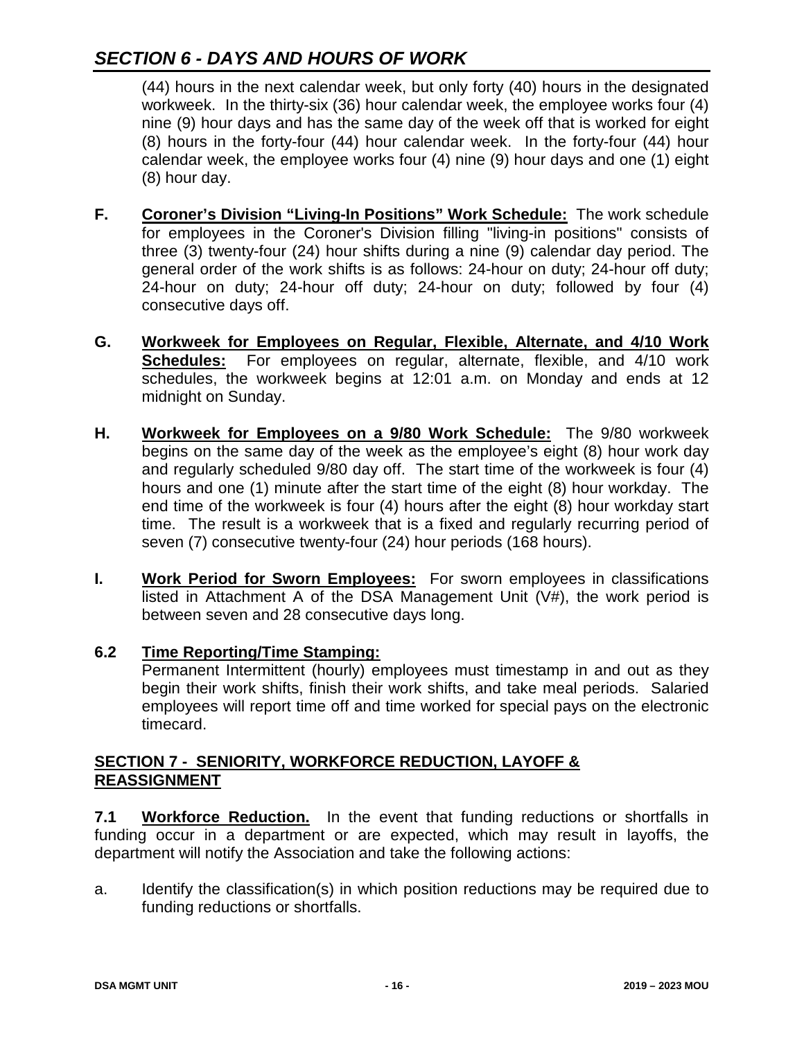(44) hours in the next calendar week, but only forty (40) hours in the designated workweek. In the thirty-six (36) hour calendar week, the employee works four (4) nine (9) hour days and has the same day of the week off that is worked for eight (8) hours in the forty-four (44) hour calendar week. In the forty-four (44) hour calendar week, the employee works four (4) nine (9) hour days and one (1) eight (8) hour day.

**F.** **Coroner's Division "Living-In Positions" Work Schedule:** The work schedule for employees in the Coroner's Division filling "living-in positions" consists of three (3) twenty-four (24) hour shifts during a nine (9) calendar day period. The general order of the work shifts is as follows: 24-hour on duty; 24-hour off duty; 24-hour on duty; 24-hour off duty; 24-hour on duty; followed by four (4) consecutive days off.

**G.** **Workweek for Employees on Regular, Flexible, Alternate, and 4/10 Work Schedules:** For employees on regular, alternate, flexible, and 4/10 work schedules, the workweek begins at 12:01 a.m. on Monday and ends at 12 midnight on Sunday.

**H.** **Workweek for Employees on a 9/80 Work Schedule:** The 9/80 workweek begins on the same day of the week as the employee's eight (8) hour work day and regularly scheduled 9/80 day off. The start time of the workweek is four (4) hours and one (1) minute after the start time of the eight (8) hour workday. The end time of the workweek is four (4) hours after the eight (8) hour workday start time. The result is a workweek that is a fixed and regularly recurring period of seven (7) consecutive twenty-four (24) hour periods (168 hours).

**I.** **Work Period for Sworn Employees:** For sworn employees in classifications listed in Attachment A of the DSA Management Unit (V#), the work period is between seven and 28 consecutive days long.

## 6.2 Time Reporting/Time Stamping:

Permanent Intermittent (hourly) employees must timestamp in and out as they begin their work shifts, finish their work shifts, and take meal periods. Salaried employees will report time off and time worked for special pays on the electronic timecard.

## SECTION 7 - SENIORITY, WORKFORCE REDUCTION, LAYOFF & REASSIGNMENT

**7.1** **Workforce Reduction.** In the event that funding reductions or shortfalls in funding occur in a department or are expected, which may result in layoffs, the department will notify the Association and take the following actions:

a. Identify the classification(s) in which position reductions may be required due to funding reductions or shortfalls.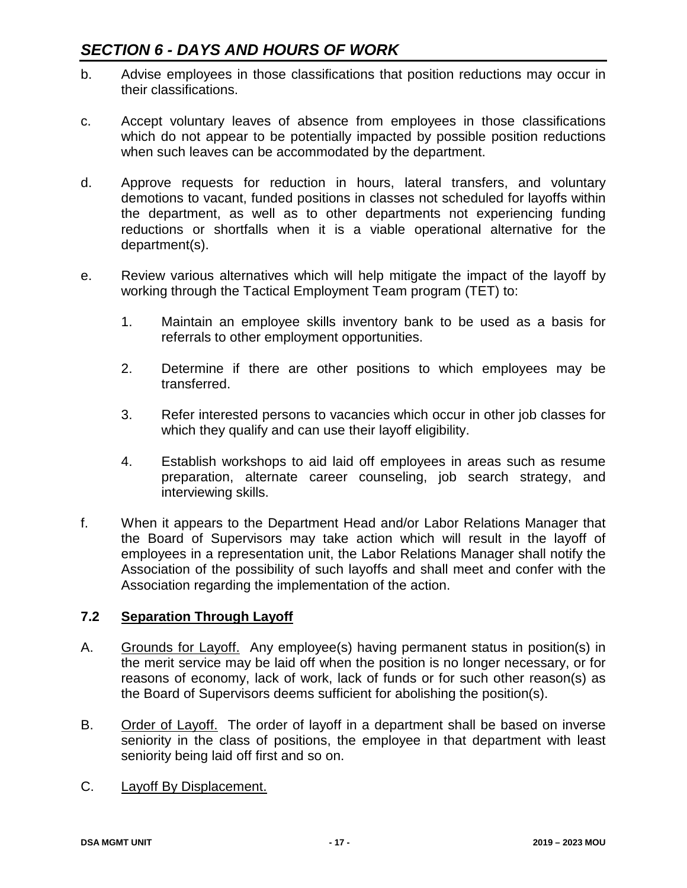b. Advise employees in those classifications that position reductions may occur in their classifications.

c. Accept voluntary leaves of absence from employees in those classifications which do not appear to be potentially impacted by possible position reductions when such leaves can be accommodated by the department.

d. Approve requests for reduction in hours, lateral transfers, and voluntary demotions to vacant, funded positions in classes not scheduled for layoffs within the department, as well as to other departments not experiencing funding reductions or shortfalls when it is a viable operational alternative for the department(s).

e. Review various alternatives which will help mitigate the impact of the layoff by working through the Tactical Employment Team program (TET) to:

   1. Maintain an employee skills inventory bank to be used as a basis for referrals to other employment opportunities.

   2. Determine if there are other positions to which employees may be transferred.

   3. Refer interested persons to vacancies which occur in other job classes for which they qualify and can use their layoff eligibility.

   4. Establish workshops to aid laid off employees in areas such as resume preparation, alternate career counseling, job search strategy, and interviewing skills.

f. When it appears to the Department Head and/or Labor Relations Manager that the Board of Supervisors may take action which will result in the layoff of employees in a representation unit, the Labor Relations Manager shall notify the Association of the possibility of such layoffs and shall meet and confer with the Association regarding the implementation of the action.

### 7.2 Separation Through Layoff

A. Grounds for Layoff. Any employee(s) having permanent status in position(s) in the merit service may be laid off when the position is no longer necessary, or for reasons of economy, lack of work, lack of funds or for such other reason(s) as the Board of Supervisors deems sufficient for abolishing the position(s).

B. Order of Layoff. The order of layoff in a department shall be based on inverse seniority in the class of positions, the employee in that department with least seniority being laid off first and so on.

C. Layoff By Displacement.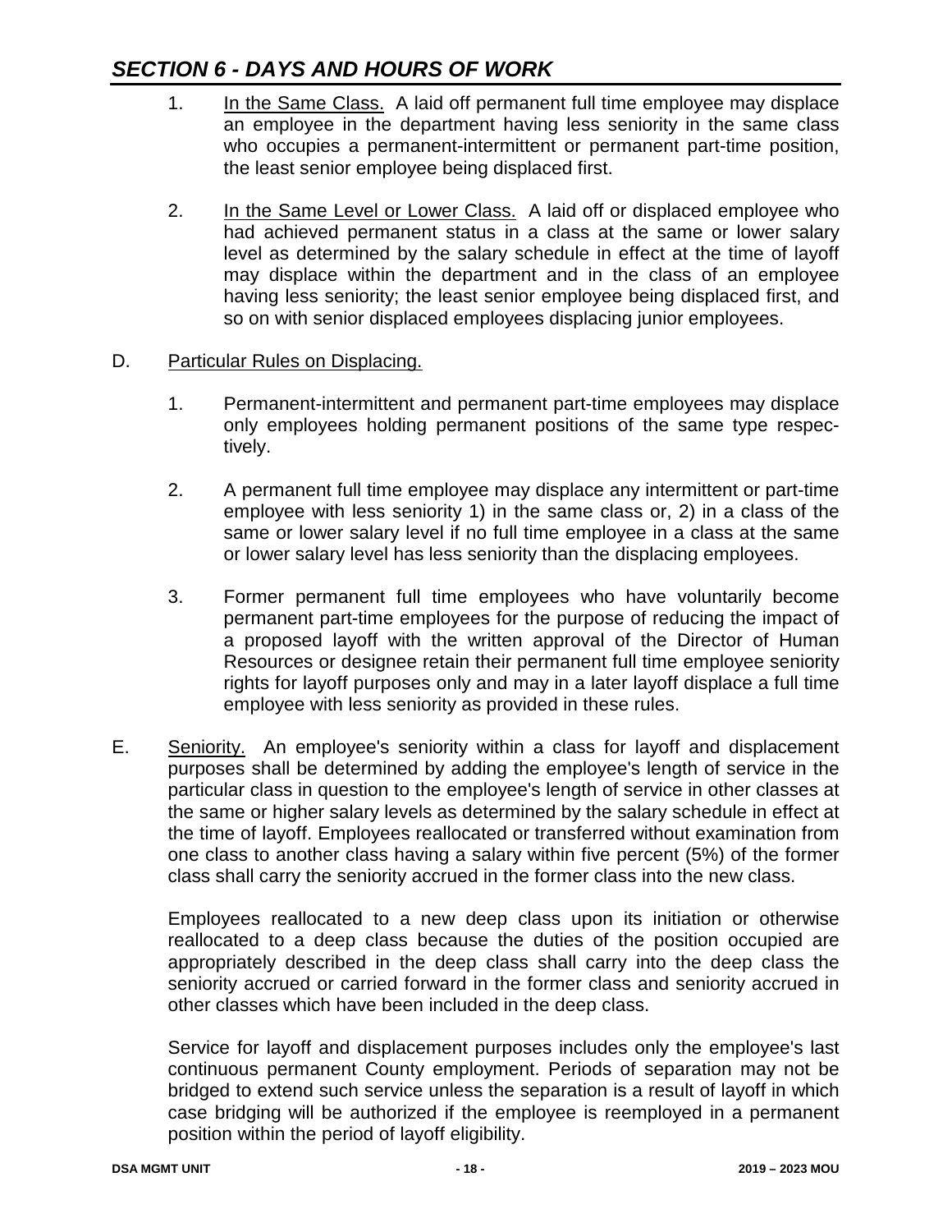## SECTION 6 - DAYS AND HOURS OF WORK

1. In the Same Class. A laid off permanent full time employee may displace an employee in the department having less seniority in the same class who occupies a permanent-intermittent or permanent part-time position, the least senior employee being displaced first.

2. In the Same Level or Lower Class. A laid off or displaced employee who had achieved permanent status in a class at the same or lower salary level as determined by the salary schedule in effect at the time of layoff may displace within the department and in the class of an employee having less seniority; the least senior employee being displaced first, and so on with senior displaced employees displacing junior employees.

D. Particular Rules on Displacing.

1. Permanent-intermittent and permanent part-time employees may displace only employees holding permanent positions of the same type respectively.

2. A permanent full time employee may displace any intermittent or part-time employee with less seniority 1) in the same class or, 2) in a class of the same or lower salary level if no full time employee in a class at the same or lower salary level has less seniority than the displacing employees.

3. Former permanent full time employees who have voluntarily become permanent part-time employees for the purpose of reducing the impact of a proposed layoff with the written approval of the Director of Human Resources or designee retain their permanent full time employee seniority rights for layoff purposes only and may in a later layoff displace a full time employee with less seniority as provided in these rules.

E. Seniority. An employee's seniority within a class for layoff and displacement purposes shall be determined by adding the employee's length of service in the particular class in question to the employee's length of service in other classes at the same or higher salary levels as determined by the salary schedule in effect at the time of layoff. Employees reallocated or transferred without examination from one class to another class having a salary within five percent (5%) of the former class shall carry the seniority accrued in the former class into the new class.

Employees reallocated to a new deep class upon its initiation or otherwise reallocated to a deep class because the duties of the position occupied are appropriately described in the deep class shall carry into the deep class the seniority accrued or carried forward in the former class and seniority accrued in other classes which have been included in the deep class.

Service for layoff and displacement purposes includes only the employee's last continuous permanent County employment. Periods of separation may not be bridged to extend such service unless the separation is a result of layoff in which case bridging will be authorized if the employee is reemployed in a permanent position within the period of layoff eligibility.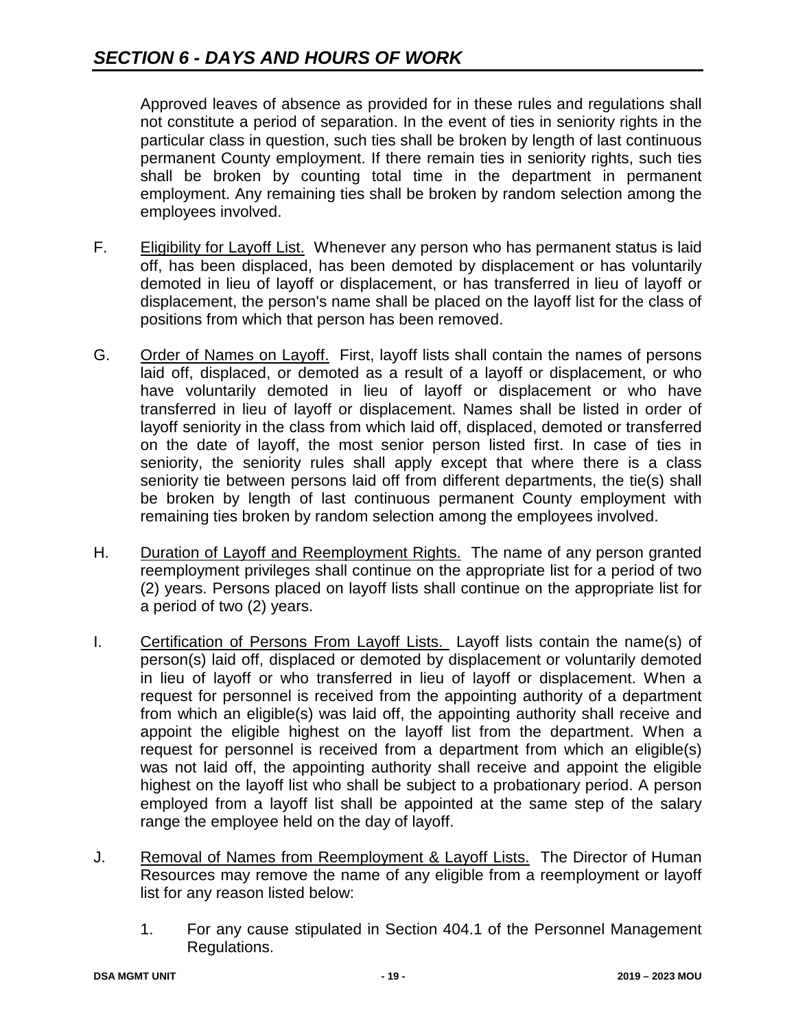## SECTION 6 - DAYS AND HOURS OF WORK

Approved leaves of absence as provided for in these rules and regulations shall not constitute a period of separation. In the event of ties in seniority rights in the particular class in question, such ties shall be broken by length of last continuous permanent County employment. If there remain ties in seniority rights, such ties shall be broken by counting total time in the department in permanent employment. Any remaining ties shall be broken by random selection among the employees involved.

F. Eligibility for Layoff List. Whenever any person who has permanent status is laid off, has been displaced, has been demoted by displacement or has voluntarily demoted in lieu of layoff or displacement, or has transferred in lieu of layoff or displacement, the person's name shall be placed on the layoff list for the class of positions from which that person has been removed.

G. Order of Names on Layoff. First, layoff lists shall contain the names of persons laid off, displaced, or demoted as a result of a layoff or displacement, or who have voluntarily demoted in lieu of layoff or displacement or who have transferred in lieu of layoff or displacement. Names shall be listed in order of layoff seniority in the class from which laid off, displaced, demoted or transferred on the date of layoff, the most senior person listed first. In case of ties in seniority, the seniority rules shall apply except that where there is a class seniority tie between persons laid off from different departments, the tie(s) shall be broken by length of last continuous permanent County employment with remaining ties broken by random selection among the employees involved.

H. Duration of Layoff and Reemployment Rights. The name of any person granted reemployment privileges shall continue on the appropriate list for a period of two (2) years. Persons placed on layoff lists shall continue on the appropriate list for a period of two (2) years.

I. Certification of Persons From Layoff Lists. Layoff lists contain the name(s) of person(s) laid off, displaced or demoted by displacement or voluntarily demoted in lieu of layoff or who transferred in lieu of layoff or displacement. When a request for personnel is received from the appointing authority of a department from which an eligible(s) was laid off, the appointing authority shall receive and appoint the eligible highest on the layoff list from the department. When a request for personnel is received from a department from which an eligible(s) was not laid off, the appointing authority shall receive and appoint the eligible highest on the layoff list who shall be subject to a probationary period. A person employed from a layoff list shall be appointed at the same step of the salary range the employee held on the day of layoff.

J. Removal of Names from Reemployment & Layoff Lists. The Director of Human Resources may remove the name of any eligible from a reemployment or layoff list for any reason listed below:

1. For any cause stipulated in Section 404.1 of the Personnel Management Regulations.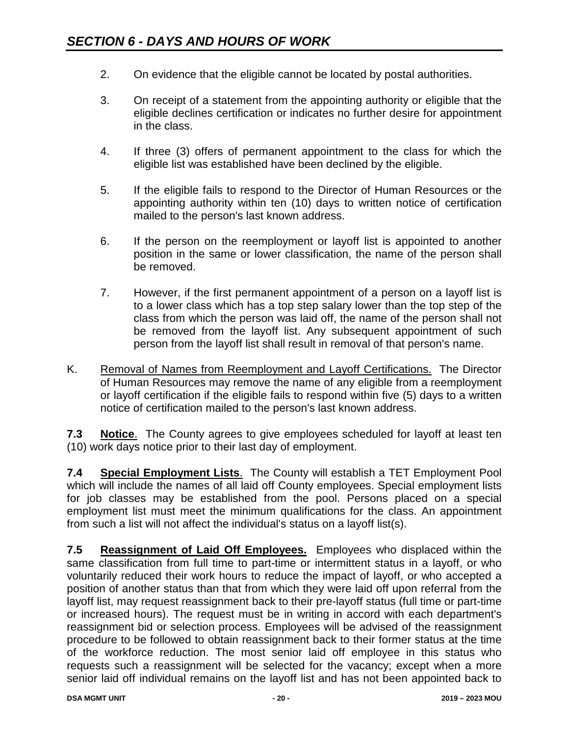2. On evidence that the eligible cannot be located by postal authorities.

3. On receipt of a statement from the appointing authority or eligible that the eligible declines certification or indicates no further desire for appointment in the class.

4. If three (3) offers of permanent appointment to the class for which the eligible list was established have been declined by the eligible.

5. If the eligible fails to respond to the Director of Human Resources or the appointing authority within ten (10) days to written notice of certification mailed to the person's last known address.

6. If the person on the reemployment or layoff list is appointed to another position in the same or lower classification, the name of the person shall be removed.

7. However, if the first permanent appointment of a person on a layoff list is to a lower class which has a top step salary lower than the top step of the class from which the person was laid off, the name of the person shall not be removed from the layoff list. Any subsequent appointment of such person from the layoff list shall result in removal of that person's name.

K. Removal of Names from Reemployment and Layoff Certifications. The Director of Human Resources may remove the name of any eligible from a reemployment or layoff certification if the eligible fails to respond within five (5) days to a written notice of certification mailed to the person's last known address.

**7.3 Notice**. The County agrees to give employees scheduled for layoff at least ten (10) work days notice prior to their last day of employment.

**7.4 Special Employment Lists**. The County will establish a TET Employment Pool which will include the names of all laid off County employees. Special employment lists for job classes may be established from the pool. Persons placed on a special employment list must meet the minimum qualifications for the class. An appointment from such a list will not affect the individual's status on a layoff list(s).

**7.5 Reassignment of Laid Off Employees.** Employees who displaced within the same classification from full time to part-time or intermittent status in a layoff, or who voluntarily reduced their work hours to reduce the impact of layoff, or who accepted a position of another status than that from which they were laid off upon referral from the layoff list, may request reassignment back to their pre-layoff status (full time or part-time or increased hours). The request must be in writing in accord with each department's reassignment bid or selection process. Employees will be advised of the reassignment procedure to be followed to obtain reassignment back to their former status at the time of the workforce reduction. The most senior laid off employee in this status who requests such a reassignment will be selected for the vacancy; except when a more senior laid off individual remains on the layoff list and has not been appointed back to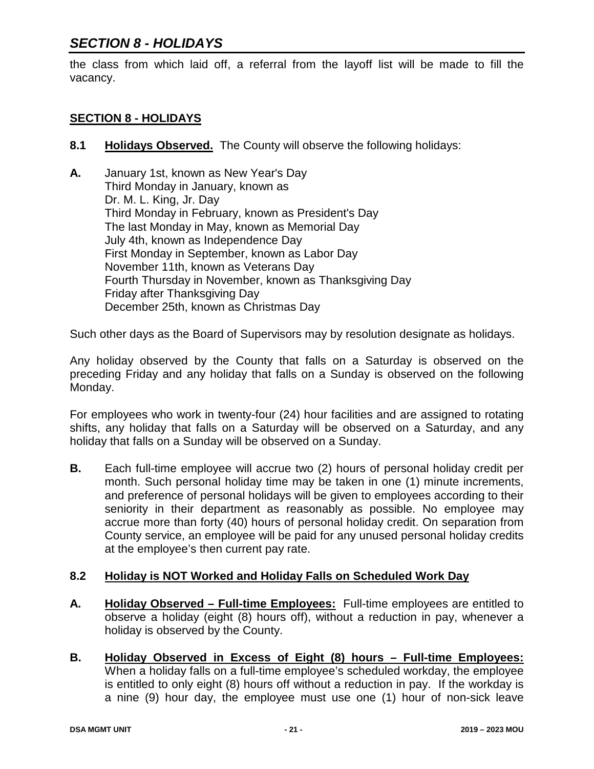the class from which laid off, a referral from the layoff list will be made to fill the vacancy.

## SECTION 8 - HOLIDAYS

**8.1 Holidays Observed.** The County will observe the following holidays:

**A.** January 1st, known as New Year's Day
Third Monday in January, known as
Dr. M. L. King, Jr. Day
Third Monday in February, known as President's Day
The last Monday in May, known as Memorial Day
July 4th, known as Independence Day
First Monday in September, known as Labor Day
November 11th, known as Veterans Day
Fourth Thursday in November, known as Thanksgiving Day
Friday after Thanksgiving Day
December 25th, known as Christmas Day

Such other days as the Board of Supervisors may by resolution designate as holidays.

Any holiday observed by the County that falls on a Saturday is observed on the preceding Friday and any holiday that falls on a Sunday is observed on the following Monday.

For employees who work in twenty-four (24) hour facilities and are assigned to rotating shifts, any holiday that falls on a Saturday will be observed on a Saturday, and any holiday that falls on a Sunday will be observed on a Sunday.

**B.** Each full-time employee will accrue two (2) hours of personal holiday credit per month. Such personal holiday time may be taken in one (1) minute increments, and preference of personal holidays will be given to employees according to their seniority in their department as reasonably as possible. No employee may accrue more than forty (40) hours of personal holiday credit. On separation from County service, an employee will be paid for any unused personal holiday credits at the employee's then current pay rate.

**8.2 Holiday is NOT Worked and Holiday Falls on Scheduled Work Day**

**A. Holiday Observed – Full-time Employees:** Full-time employees are entitled to observe a holiday (eight (8) hours off), without a reduction in pay, whenever a holiday is observed by the County.

**B. Holiday Observed in Excess of Eight (8) hours – Full-time Employees:** When a holiday falls on a full-time employee's scheduled workday, the employee is entitled to only eight (8) hours off without a reduction in pay. If the workday is a nine (9) hour day, the employee must use one (1) hour of non-sick leave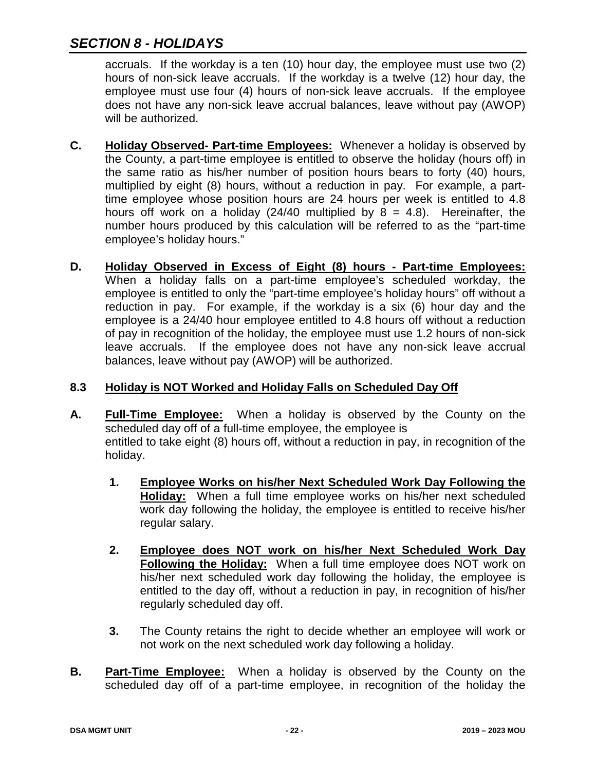accruals. If the workday is a ten (10) hour day, the employee must use two (2) hours of non-sick leave accruals. If the workday is a twelve (12) hour day, the employee must use four (4) hours of non-sick leave accruals. If the employee does not have any non-sick leave accrual balances, leave without pay (AWOP) will be authorized.

**C. Holiday Observed- Part-time Employees:** Whenever a holiday is observed by the County, a part-time employee is entitled to observe the holiday (hours off) in the same ratio as his/her number of position hours bears to forty (40) hours, multiplied by eight (8) hours, without a reduction in pay. For example, a part-time employee whose position hours are 24 hours per week is entitled to 4.8 hours off work on a holiday (24/40 multiplied by 8 = 4.8). Hereinafter, the number hours produced by this calculation will be referred to as the "part-time employee's holiday hours."

**D. Holiday Observed in Excess of Eight (8) hours - Part-time Employees:** When a holiday falls on a part-time employee's scheduled workday, the employee is entitled to only the "part-time employee's holiday hours" off without a reduction in pay. For example, if the workday is a six (6) hour day and the employee is a 24/40 hour employee entitled to 4.8 hours off without a reduction of pay in recognition of the holiday, the employee must use 1.2 hours of non-sick leave accruals. If the employee does not have any non-sick leave accrual balances, leave without pay (AWOP) will be authorized.

## 8.3 Holiday is NOT Worked and Holiday Falls on Scheduled Day Off

**A. Full-Time Employee:** When a holiday is observed by the County on the scheduled day off of a full-time employee, the employee is entitled to take eight (8) hours off, without a reduction in pay, in recognition of the holiday.

1. **Employee Works on his/her Next Scheduled Work Day Following the Holiday:** When a full time employee works on his/her next scheduled work day following the holiday, the employee is entitled to receive his/her regular salary.

2. **Employee does NOT work on his/her Next Scheduled Work Day Following the Holiday:** When a full time employee does NOT work on his/her next scheduled work day following the holiday, the employee is entitled to the day off, without a reduction in pay, in recognition of his/her regularly scheduled day off.

3. The County retains the right to decide whether an employee will work or not work on the next scheduled work day following a holiday.

**B. Part-Time Employee:** When a holiday is observed by the County on the scheduled day off of a part-time employee, in recognition of the holiday the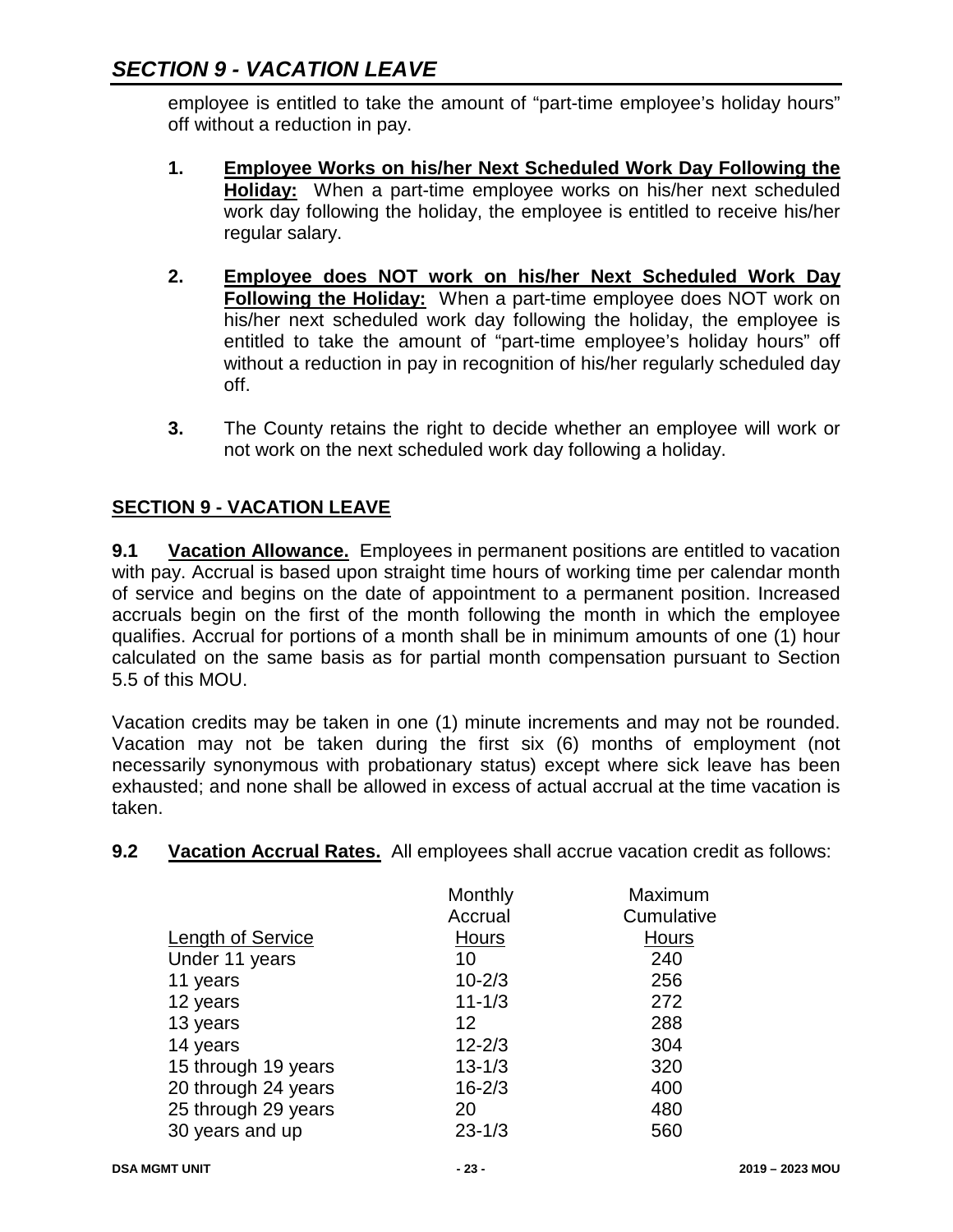employee is entitled to take the amount of "part-time employee's holiday hours" off without a reduction in pay.

1. **Employee Works on his/her Next Scheduled Work Day Following the Holiday:** When a part-time employee works on his/her next scheduled work day following the holiday, the employee is entitled to receive his/her regular salary.

2. **Employee does NOT work on his/her Next Scheduled Work Day Following the Holiday:** When a part-time employee does NOT work on his/her next scheduled work day following the holiday, the employee is entitled to take the amount of "part-time employee's holiday hours" off without a reduction in pay in recognition of his/her regularly scheduled day off.

3. The County retains the right to decide whether an employee will work or not work on the next scheduled work day following a holiday.

## SECTION 9 - VACATION LEAVE

**9.1 Vacation Allowance.** Employees in permanent positions are entitled to vacation with pay. Accrual is based upon straight time hours of working time per calendar month of service and begins on the date of appointment to a permanent position. Increased accruals begin on the first of the month following the month in which the employee qualifies. Accrual for portions of a month shall be in minimum amounts of one (1) hour calculated on the same basis as for partial month compensation pursuant to Section 5.5 of this MOU.

Vacation credits may be taken in one (1) minute increments and may not be rounded. Vacation may not be taken during the first six (6) months of employment (not necessarily synonymous with probationary status) except where sick leave has been exhausted; and none shall be allowed in excess of actual accrual at the time vacation is taken.

**9.2 Vacation Accrual Rates.** All employees shall accrue vacation credit as follows:

| Length of Service | Monthly Accrual Hours | Maximum Cumulative Hours |
|---|---|---|
| Under 11 years | 10 | 240 |
| 11 years | 10-2/3 | 256 |
| 12 years | 11-1/3 | 272 |
| 13 years | 12 | 288 |
| 14 years | 12-2/3 | 304 |
| 15 through 19 years | 13-1/3 | 320 |
| 20 through 24 years | 16-2/3 | 400 |
| 25 through 29 years | 20 | 480 |
| 30 years and up | 23-1/3 | 560 |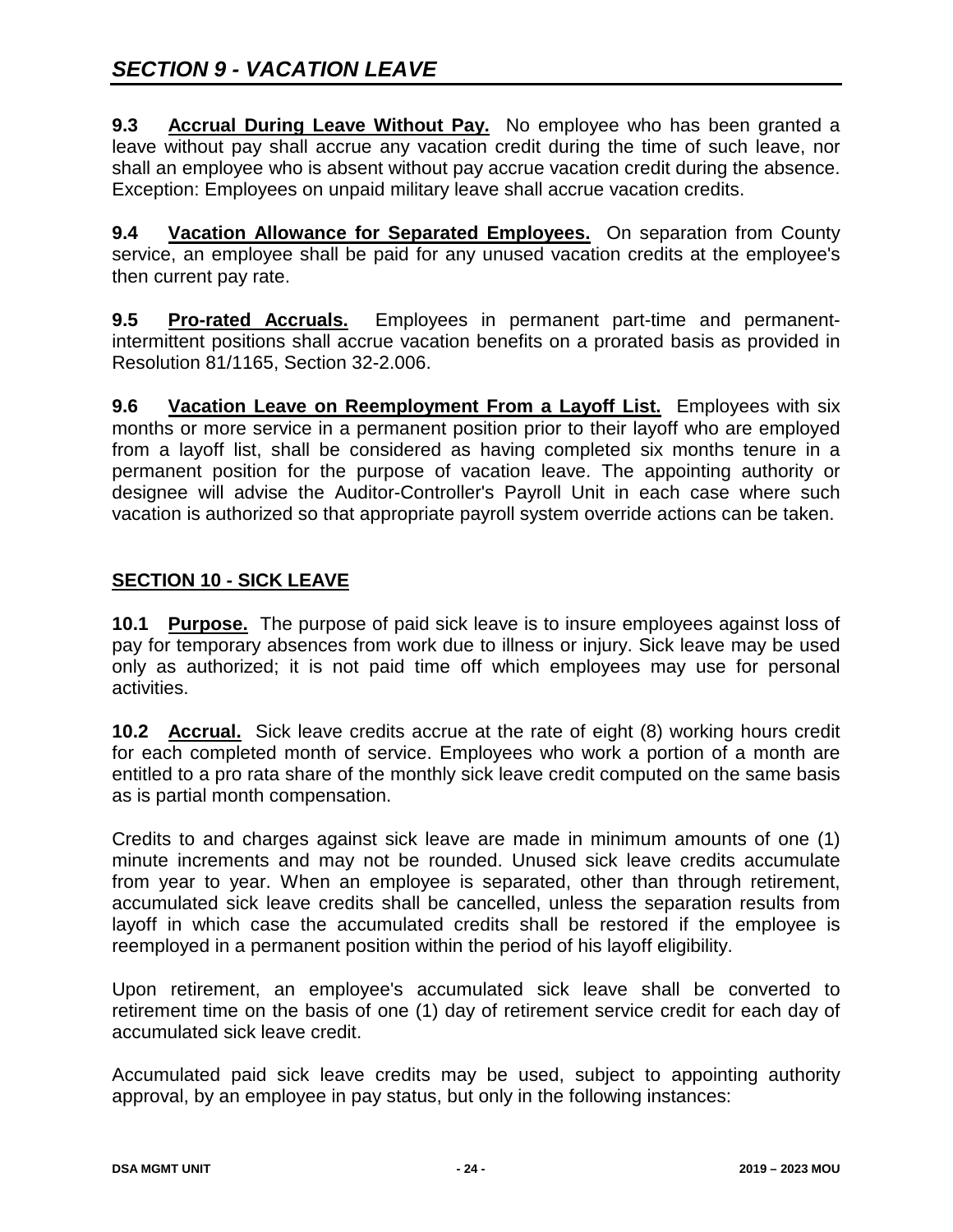## *SECTION 9 - VACATION LEAVE*

**9.3 Accrual During Leave Without Pay.** No employee who has been granted a leave without pay shall accrue any vacation credit during the time of such leave, nor shall an employee who is absent without pay accrue vacation credit during the absence. Exception: Employees on unpaid military leave shall accrue vacation credits.

**9.4 Vacation Allowance for Separated Employees.** On separation from County service, an employee shall be paid for any unused vacation credits at the employee's then current pay rate.

**9.5 Pro-rated Accruals.** Employees in permanent part-time and permanent-intermittent positions shall accrue vacation benefits on a prorated basis as provided in Resolution 81/1165, Section 32-2.006.

**9.6 Vacation Leave on Reemployment From a Layoff List.** Employees with six months or more service in a permanent position prior to their layoff who are employed from a layoff list, shall be considered as having completed six months tenure in a permanent position for the purpose of vacation leave. The appointing authority or designee will advise the Auditor-Controller's Payroll Unit in each case where such vacation is authorized so that appropriate payroll system override actions can be taken.

## SECTION 10 - SICK LEAVE

**10.1 Purpose.** The purpose of paid sick leave is to insure employees against loss of pay for temporary absences from work due to illness or injury. Sick leave may be used only as authorized; it is not paid time off which employees may use for personal activities.

**10.2 Accrual.** Sick leave credits accrue at the rate of eight (8) working hours credit for each completed month of service. Employees who work a portion of a month are entitled to a pro rata share of the monthly sick leave credit computed on the same basis as is partial month compensation.

Credits to and charges against sick leave are made in minimum amounts of one (1) minute increments and may not be rounded. Unused sick leave credits accumulate from year to year. When an employee is separated, other than through retirement, accumulated sick leave credits shall be cancelled, unless the separation results from layoff in which case the accumulated credits shall be restored if the employee is reemployed in a permanent position within the period of his layoff eligibility.

Upon retirement, an employee's accumulated sick leave shall be converted to retirement time on the basis of one (1) day of retirement service credit for each day of accumulated sick leave credit.

Accumulated paid sick leave credits may be used, subject to appointing authority approval, by an employee in pay status, but only in the following instances: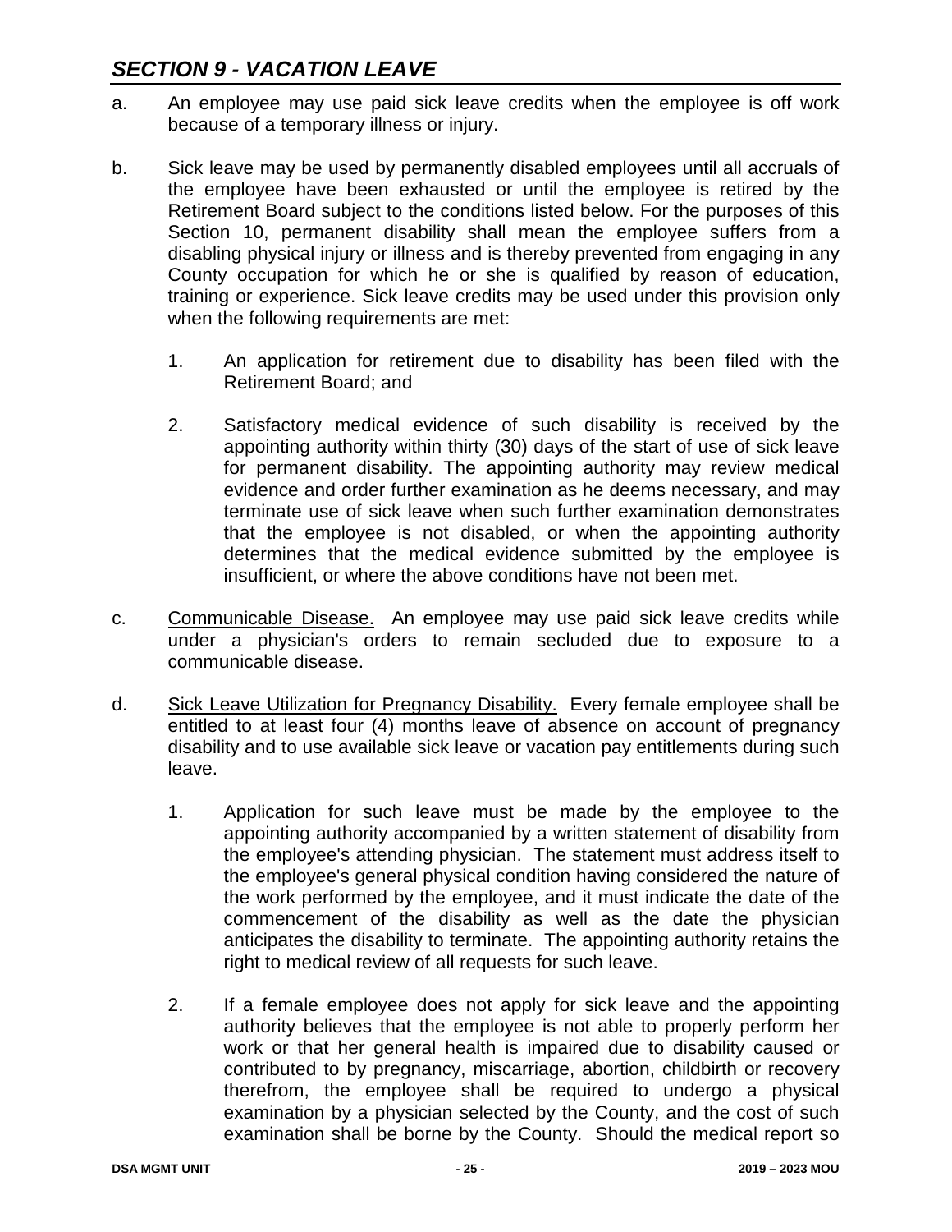## *SECTION 9 - VACATION LEAVE*

a. An employee may use paid sick leave credits when the employee is off work because of a temporary illness or injury.

b. Sick leave may be used by permanently disabled employees until all accruals of the employee have been exhausted or until the employee is retired by the Retirement Board subject to the conditions listed below. For the purposes of this Section 10, permanent disability shall mean the employee suffers from a disabling physical injury or illness and is thereby prevented from engaging in any County occupation for which he or she is qualified by reason of education, training or experience. Sick leave credits may be used under this provision only when the following requirements are met:

   1. An application for retirement due to disability has been filed with the Retirement Board; and

   2. Satisfactory medical evidence of such disability is received by the appointing authority within thirty (30) days of the start of use of sick leave for permanent disability. The appointing authority may review medical evidence and order further examination as he deems necessary, and may terminate use of sick leave when such further examination demonstrates that the employee is not disabled, or when the appointing authority determines that the medical evidence submitted by the employee is insufficient, or where the above conditions have not been met.

c. <u>Communicable Disease.</u> An employee may use paid sick leave credits while under a physician's orders to remain secluded due to exposure to a communicable disease.

d. <u>Sick Leave Utilization for Pregnancy Disability.</u> Every female employee shall be entitled to at least four (4) months leave of absence on account of pregnancy disability and to use available sick leave or vacation pay entitlements during such leave.

   1. Application for such leave must be made by the employee to the appointing authority accompanied by a written statement of disability from the employee's attending physician. The statement must address itself to the employee's general physical condition having considered the nature of the work performed by the employee, and it must indicate the date of the commencement of the disability as well as the date the physician anticipates the disability to terminate. The appointing authority retains the right to medical review of all requests for such leave.

   2. If a female employee does not apply for sick leave and the appointing authority believes that the employee is not able to properly perform her work or that her general health is impaired due to disability caused or contributed to by pregnancy, miscarriage, abortion, childbirth or recovery therefrom, the employee shall be required to undergo a physical examination by a physician selected by the County, and the cost of such examination shall be borne by the County. Should the medical report so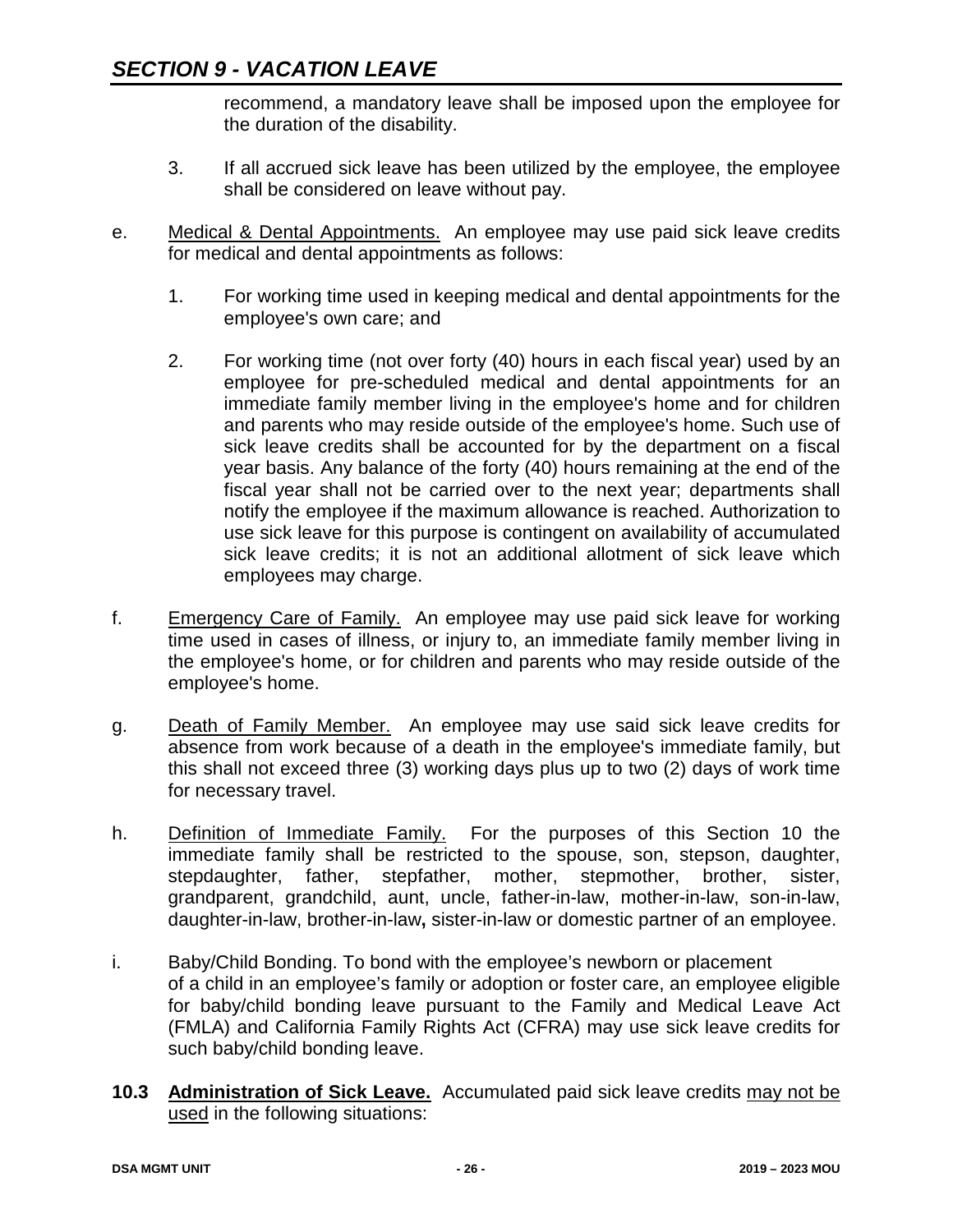recommend, a mandatory leave shall be imposed upon the employee for the duration of the disability.

3. If all accrued sick leave has been utilized by the employee, the employee shall be considered on leave without pay.

e. Medical & Dental Appointments. An employee may use paid sick leave credits for medical and dental appointments as follows:

   1. For working time used in keeping medical and dental appointments for the employee's own care; and

   2. For working time (not over forty (40) hours in each fiscal year) used by an employee for pre-scheduled medical and dental appointments for an immediate family member living in the employee's home and for children and parents who may reside outside of the employee's home. Such use of sick leave credits shall be accounted for by the department on a fiscal year basis. Any balance of the forty (40) hours remaining at the end of the fiscal year shall not be carried over to the next year; departments shall notify the employee if the maximum allowance is reached. Authorization to use sick leave for this purpose is contingent on availability of accumulated sick leave credits; it is not an additional allotment of sick leave which employees may charge.

f. Emergency Care of Family. An employee may use paid sick leave for working time used in cases of illness, or injury to, an immediate family member living in the employee's home, or for children and parents who may reside outside of the employee's home.

g. Death of Family Member. An employee may use said sick leave credits for absence from work because of a death in the employee's immediate family, but this shall not exceed three (3) working days plus up to two (2) days of work time for necessary travel.

h. Definition of Immediate Family. For the purposes of this Section 10 the immediate family shall be restricted to the spouse, son, stepson, daughter, stepdaughter, father, stepfather, mother, stepmother, brother, sister, grandparent, grandchild, aunt, uncle, father-in-law, mother-in-law, son-in-law, daughter-in-law, brother-in-law**,** sister-in-law or domestic partner of an employee.

i. Baby/Child Bonding. To bond with the employee's newborn or placement of a child in an employee's family or adoption or foster care, an employee eligible for baby/child bonding leave pursuant to the Family and Medical Leave Act (FMLA) and California Family Rights Act (CFRA) may use sick leave credits for such baby/child bonding leave.

**10.3 Administration of Sick Leave.** Accumulated paid sick leave credits may not be used in the following situations: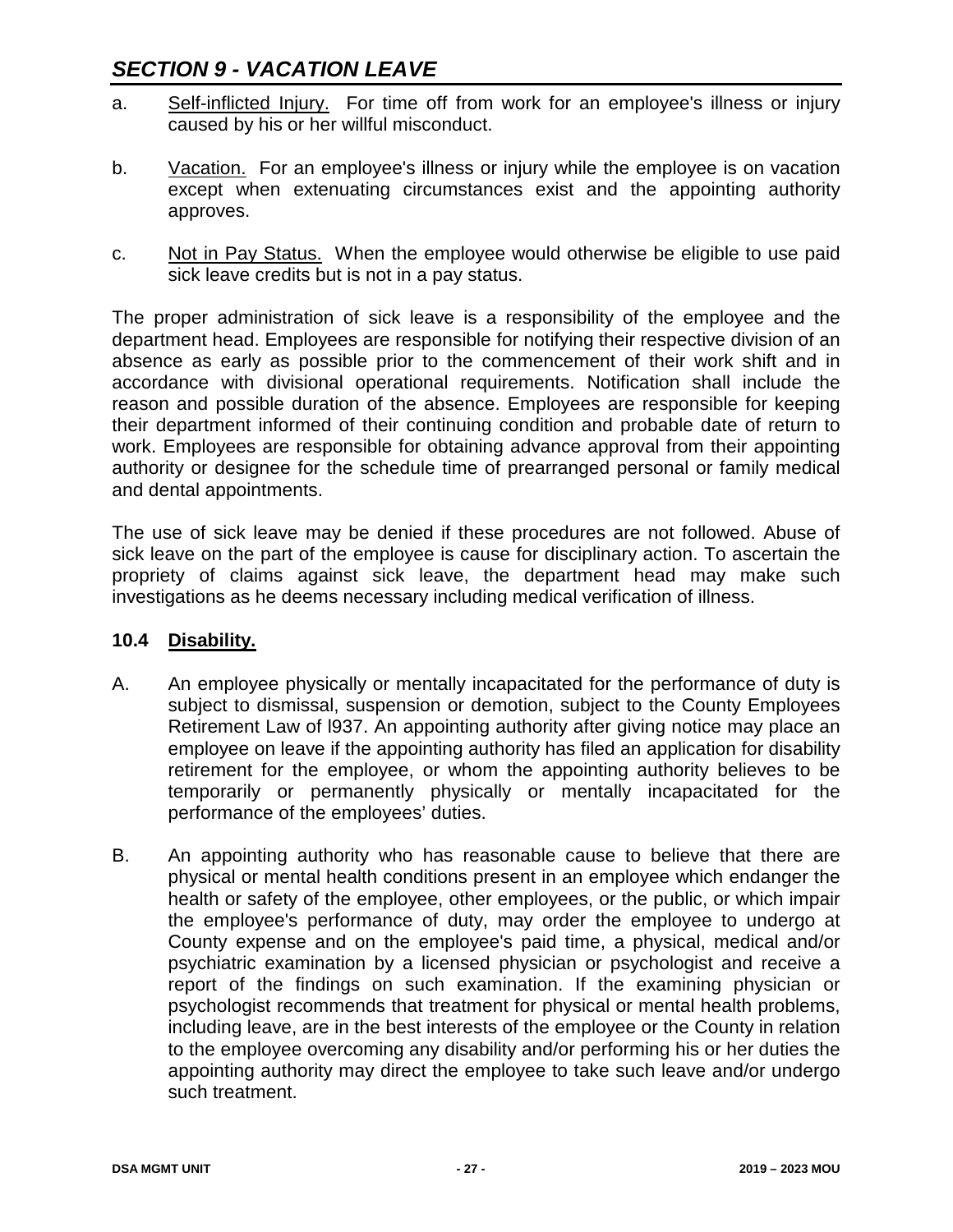a. Self-inflicted Injury. For time off from work for an employee's illness or injury caused by his or her willful misconduct.

b. Vacation. For an employee's illness or injury while the employee is on vacation except when extenuating circumstances exist and the appointing authority approves.

c. Not in Pay Status. When the employee would otherwise be eligible to use paid sick leave credits but is not in a pay status.

The proper administration of sick leave is a responsibility of the employee and the department head. Employees are responsible for notifying their respective division of an absence as early as possible prior to the commencement of their work shift and in accordance with divisional operational requirements. Notification shall include the reason and possible duration of the absence. Employees are responsible for keeping their department informed of their continuing condition and probable date of return to work. Employees are responsible for obtaining advance approval from their appointing authority or designee for the schedule time of prearranged personal or family medical and dental appointments.

The use of sick leave may be denied if these procedures are not followed. Abuse of sick leave on the part of the employee is cause for disciplinary action. To ascertain the propriety of claims against sick leave, the department head may make such investigations as he deems necessary including medical verification of illness.

### 10.4 Disability.

A. An employee physically or mentally incapacitated for the performance of duty is subject to dismissal, suspension or demotion, subject to the County Employees Retirement Law of l937. An appointing authority after giving notice may place an employee on leave if the appointing authority has filed an application for disability retirement for the employee, or whom the appointing authority believes to be temporarily or permanently physically or mentally incapacitated for the performance of the employees' duties.

B. An appointing authority who has reasonable cause to believe that there are physical or mental health conditions present in an employee which endanger the health or safety of the employee, other employees, or the public, or which impair the employee's performance of duty, may order the employee to undergo at County expense and on the employee's paid time, a physical, medical and/or psychiatric examination by a licensed physician or psychologist and receive a report of the findings on such examination. If the examining physician or psychologist recommends that treatment for physical or mental health problems, including leave, are in the best interests of the employee or the County in relation to the employee overcoming any disability and/or performing his or her duties the appointing authority may direct the employee to take such leave and/or undergo such treatment.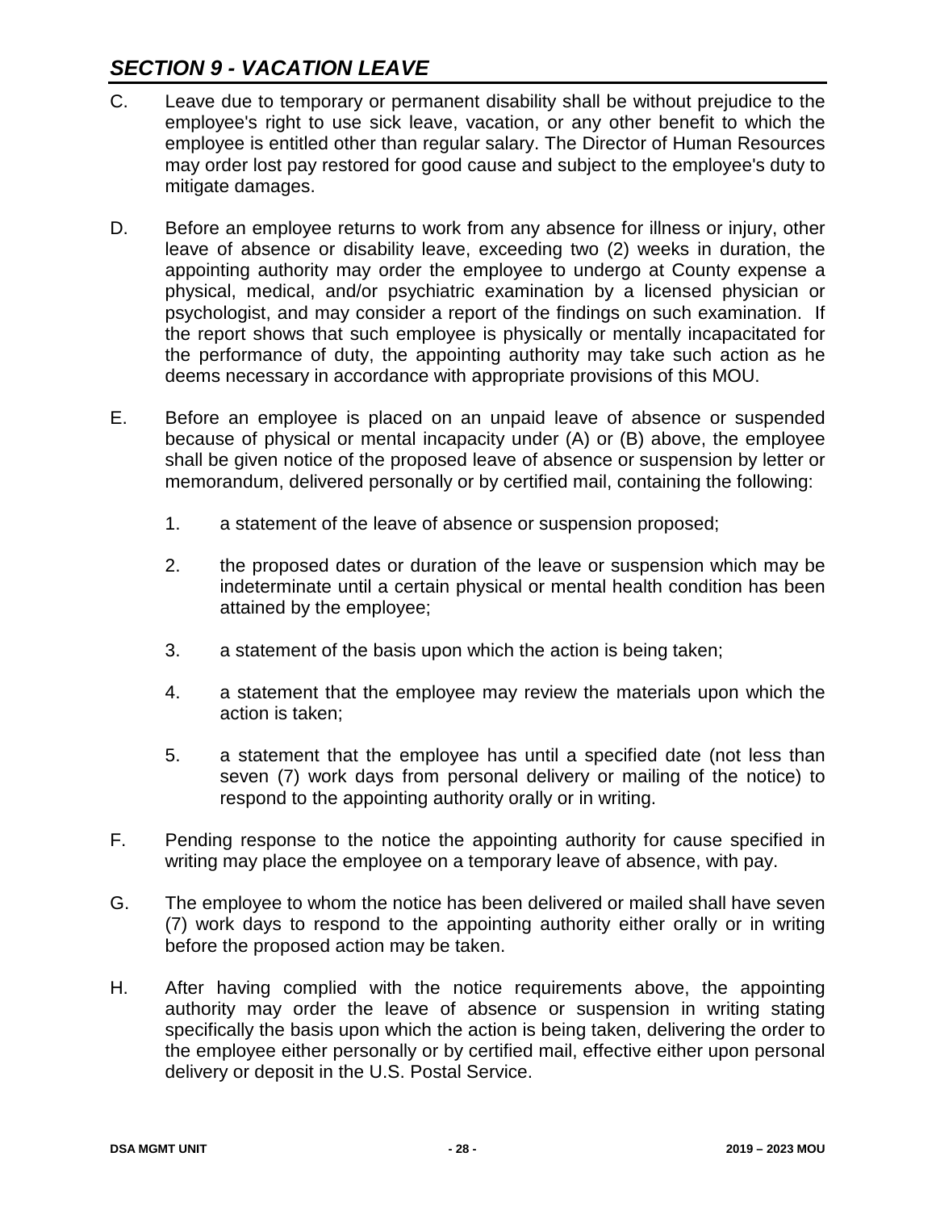## *SECTION 9 - VACATION LEAVE*

C. Leave due to temporary or permanent disability shall be without prejudice to the employee's right to use sick leave, vacation, or any other benefit to which the employee is entitled other than regular salary. The Director of Human Resources may order lost pay restored for good cause and subject to the employee's duty to mitigate damages.

D. Before an employee returns to work from any absence for illness or injury, other leave of absence or disability leave, exceeding two (2) weeks in duration, the appointing authority may order the employee to undergo at County expense a physical, medical, and/or psychiatric examination by a licensed physician or psychologist, and may consider a report of the findings on such examination. If the report shows that such employee is physically or mentally incapacitated for the performance of duty, the appointing authority may take such action as he deems necessary in accordance with appropriate provisions of this MOU.

E. Before an employee is placed on an unpaid leave of absence or suspended because of physical or mental incapacity under (A) or (B) above, the employee shall be given notice of the proposed leave of absence or suspension by letter or memorandum, delivered personally or by certified mail, containing the following:

   1. a statement of the leave of absence or suspension proposed;

   2. the proposed dates or duration of the leave or suspension which may be indeterminate until a certain physical or mental health condition has been attained by the employee;

   3. a statement of the basis upon which the action is being taken;

   4. a statement that the employee may review the materials upon which the action is taken;

   5. a statement that the employee has until a specified date (not less than seven (7) work days from personal delivery or mailing of the notice) to respond to the appointing authority orally or in writing.

F. Pending response to the notice the appointing authority for cause specified in writing may place the employee on a temporary leave of absence, with pay.

G. The employee to whom the notice has been delivered or mailed shall have seven (7) work days to respond to the appointing authority either orally or in writing before the proposed action may be taken.

H. After having complied with the notice requirements above, the appointing authority may order the leave of absence or suspension in writing stating specifically the basis upon which the action is being taken, delivering the order to the employee either personally or by certified mail, effective either upon personal delivery or deposit in the U.S. Postal Service.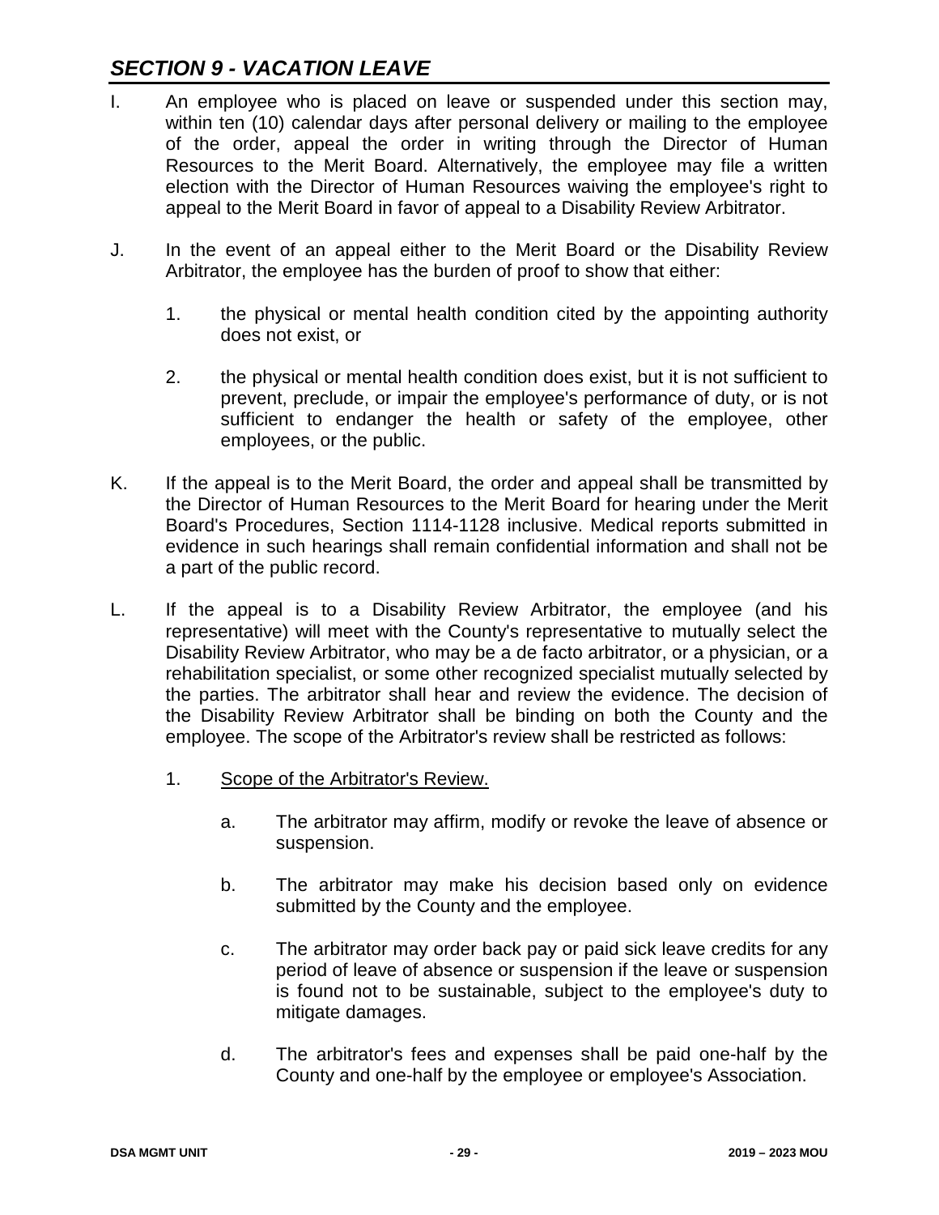## *SECTION 9 - VACATION LEAVE*

I. An employee who is placed on leave or suspended under this section may, within ten (10) calendar days after personal delivery or mailing to the employee of the order, appeal the order in writing through the Director of Human Resources to the Merit Board. Alternatively, the employee may file a written election with the Director of Human Resources waiving the employee's right to appeal to the Merit Board in favor of appeal to a Disability Review Arbitrator.

J. In the event of an appeal either to the Merit Board or the Disability Review Arbitrator, the employee has the burden of proof to show that either:

   1. the physical or mental health condition cited by the appointing authority does not exist, or

   2. the physical or mental health condition does exist, but it is not sufficient to prevent, preclude, or impair the employee's performance of duty, or is not sufficient to endanger the health or safety of the employee, other employees, or the public.

K. If the appeal is to the Merit Board, the order and appeal shall be transmitted by the Director of Human Resources to the Merit Board for hearing under the Merit Board's Procedures, Section 1114-1128 inclusive. Medical reports submitted in evidence in such hearings shall remain confidential information and shall not be a part of the public record.

L. If the appeal is to a Disability Review Arbitrator, the employee (and his representative) will meet with the County's representative to mutually select the Disability Review Arbitrator, who may be a de facto arbitrator, or a physician, or a rehabilitation specialist, or some other recognized specialist mutually selected by the parties. The arbitrator shall hear and review the evidence. The decision of the Disability Review Arbitrator shall be binding on both the County and the employee. The scope of the Arbitrator's review shall be restricted as follows:

   1. <u>Scope of the Arbitrator's Review.</u>

      a. The arbitrator may affirm, modify or revoke the leave of absence or suspension.

      b. The arbitrator may make his decision based only on evidence submitted by the County and the employee.

      c. The arbitrator may order back pay or paid sick leave credits for any period of leave of absence or suspension if the leave or suspension is found not to be sustainable, subject to the employee's duty to mitigate damages.

      d. The arbitrator's fees and expenses shall be paid one-half by the County and one-half by the employee or employee's Association.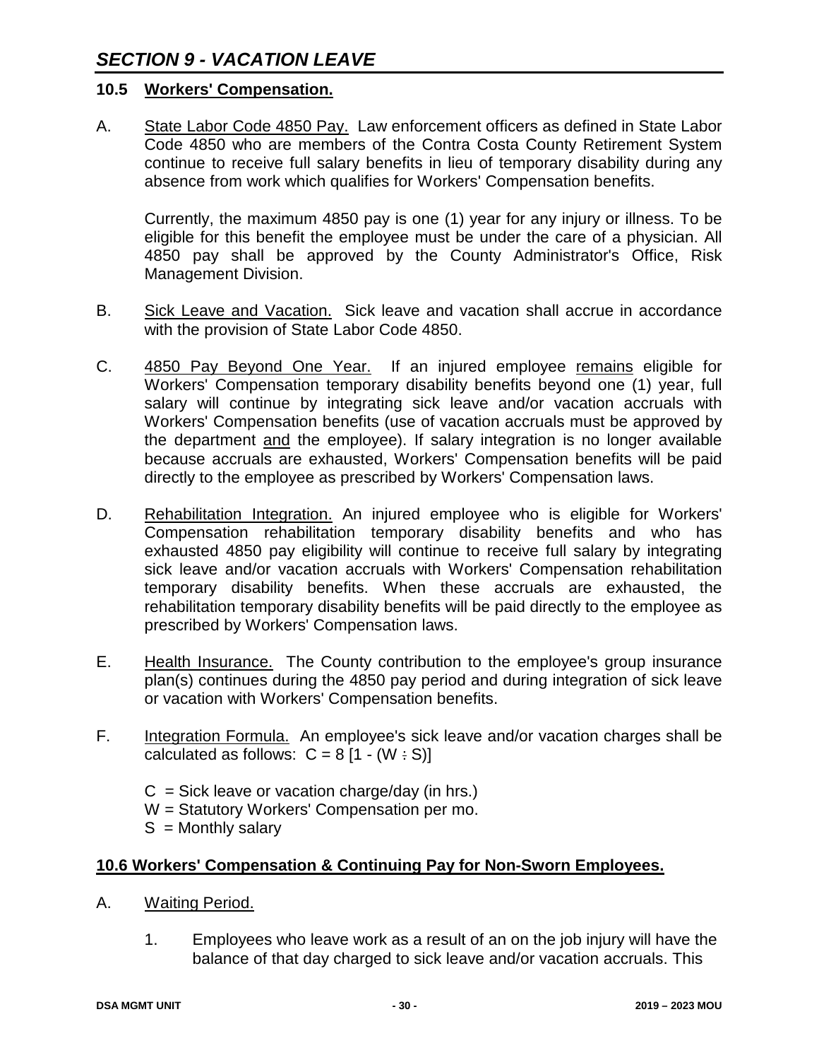## 10.5 Workers' Compensation.

A. State Labor Code 4850 Pay. Law enforcement officers as defined in State Labor Code 4850 who are members of the Contra Costa County Retirement System continue to receive full salary benefits in lieu of temporary disability during any absence from work which qualifies for Workers' Compensation benefits.

Currently, the maximum 4850 pay is one (1) year for any injury or illness. To be eligible for this benefit the employee must be under the care of a physician. All 4850 pay shall be approved by the County Administrator's Office, Risk Management Division.

B. Sick Leave and Vacation. Sick leave and vacation shall accrue in accordance with the provision of State Labor Code 4850.

C. 4850 Pay Beyond One Year. If an injured employee remains eligible for Workers' Compensation temporary disability benefits beyond one (1) year, full salary will continue by integrating sick leave and/or vacation accruals with Workers' Compensation benefits (use of vacation accruals must be approved by the department and the employee). If salary integration is no longer available because accruals are exhausted, Workers' Compensation benefits will be paid directly to the employee as prescribed by Workers' Compensation laws.

D. Rehabilitation Integration. An injured employee who is eligible for Workers' Compensation rehabilitation temporary disability benefits and who has exhausted 4850 pay eligibility will continue to receive full salary by integrating sick leave and/or vacation accruals with Workers' Compensation rehabilitation temporary disability benefits. When these accruals are exhausted, the rehabilitation temporary disability benefits will be paid directly to the employee as prescribed by Workers' Compensation laws.

E. Health Insurance. The County contribution to the employee's group insurance plan(s) continues during the 4850 pay period and during integration of sick leave or vacation with Workers' Compensation benefits.

F. Integration Formula. An employee's sick leave and/or vacation charges shall be calculated as follows: $C = 8 [1 - (W \div S)]$

$C$ = Sick leave or vacation charge/day (in hrs.)
$W$ = Statutory Workers' Compensation per mo.
$S$ = Monthly salary

## 10.6 Workers' Compensation & Continuing Pay for Non-Sworn Employees.

A. Waiting Period.

1. Employees who leave work as a result of an on the job injury will have the balance of that day charged to sick leave and/or vacation accruals. This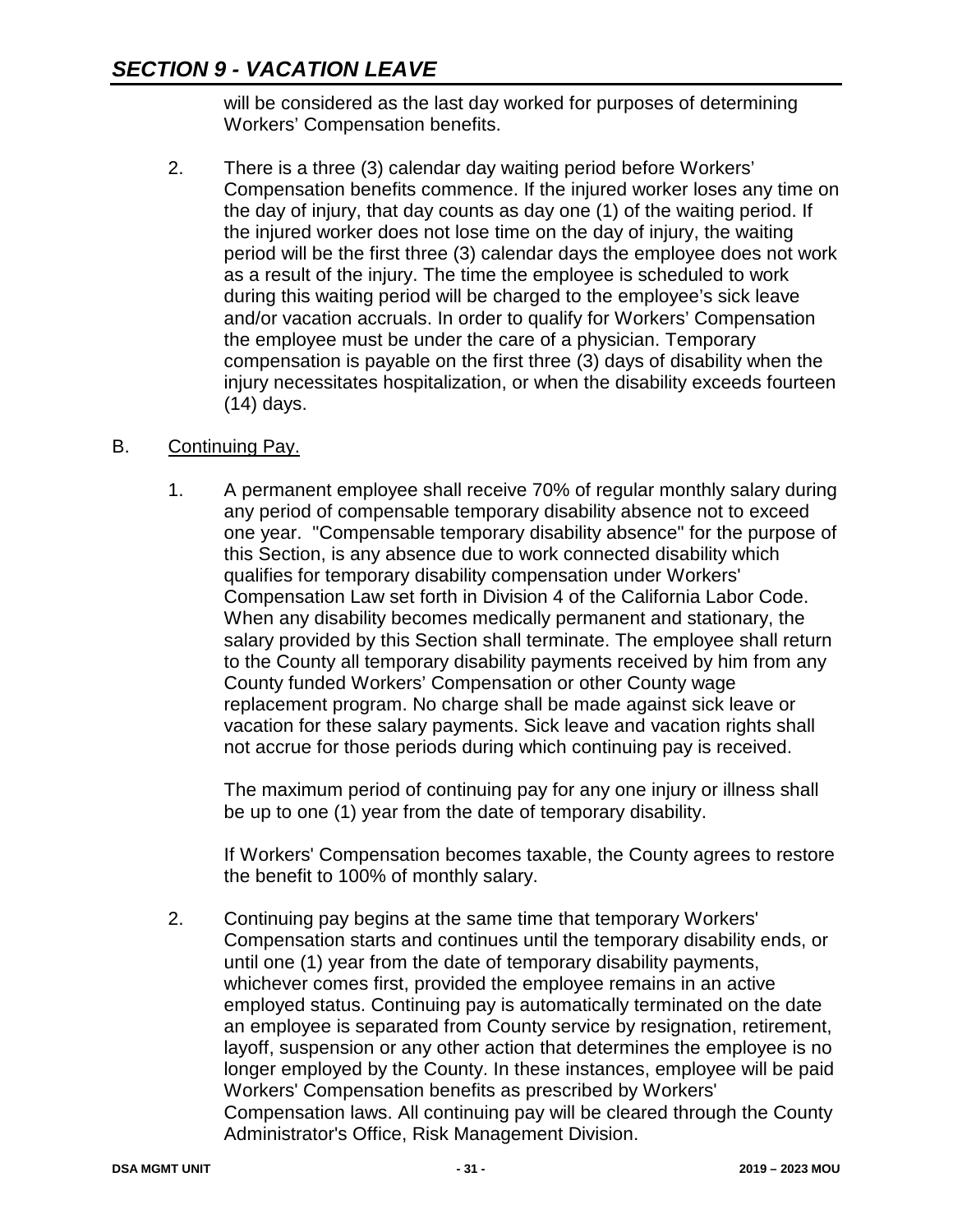will be considered as the last day worked for purposes of determining Workers' Compensation benefits.

2. There is a three (3) calendar day waiting period before Workers' Compensation benefits commence. If the injured worker loses any time on the day of injury, that day counts as day one (1) of the waiting period. If the injured worker does not lose time on the day of injury, the waiting period will be the first three (3) calendar days the employee does not work as a result of the injury. The time the employee is scheduled to work during this waiting period will be charged to the employee's sick leave and/or vacation accruals. In order to qualify for Workers' Compensation the employee must be under the care of a physician. Temporary compensation is payable on the first three (3) days of disability when the injury necessitates hospitalization, or when the disability exceeds fourteen (14) days.

B. Continuing Pay.

1. A permanent employee shall receive 70% of regular monthly salary during any period of compensable temporary disability absence not to exceed one year. "Compensable temporary disability absence" for the purpose of this Section, is any absence due to work connected disability which qualifies for temporary disability compensation under Workers' Compensation Law set forth in Division 4 of the California Labor Code. When any disability becomes medically permanent and stationary, the salary provided by this Section shall terminate. The employee shall return to the County all temporary disability payments received by him from any County funded Workers' Compensation or other County wage replacement program. No charge shall be made against sick leave or vacation for these salary payments. Sick leave and vacation rights shall not accrue for those periods during which continuing pay is received.

   The maximum period of continuing pay for any one injury or illness shall be up to one (1) year from the date of temporary disability.

   If Workers' Compensation becomes taxable, the County agrees to restore the benefit to 100% of monthly salary.

2. Continuing pay begins at the same time that temporary Workers' Compensation starts and continues until the temporary disability ends, or until one (1) year from the date of temporary disability payments, whichever comes first, provided the employee remains in an active employed status. Continuing pay is automatically terminated on the date an employee is separated from County service by resignation, retirement, layoff, suspension or any other action that determines the employee is no longer employed by the County. In these instances, employee will be paid Workers' Compensation benefits as prescribed by Workers' Compensation laws. All continuing pay will be cleared through the County Administrator's Office, Risk Management Division.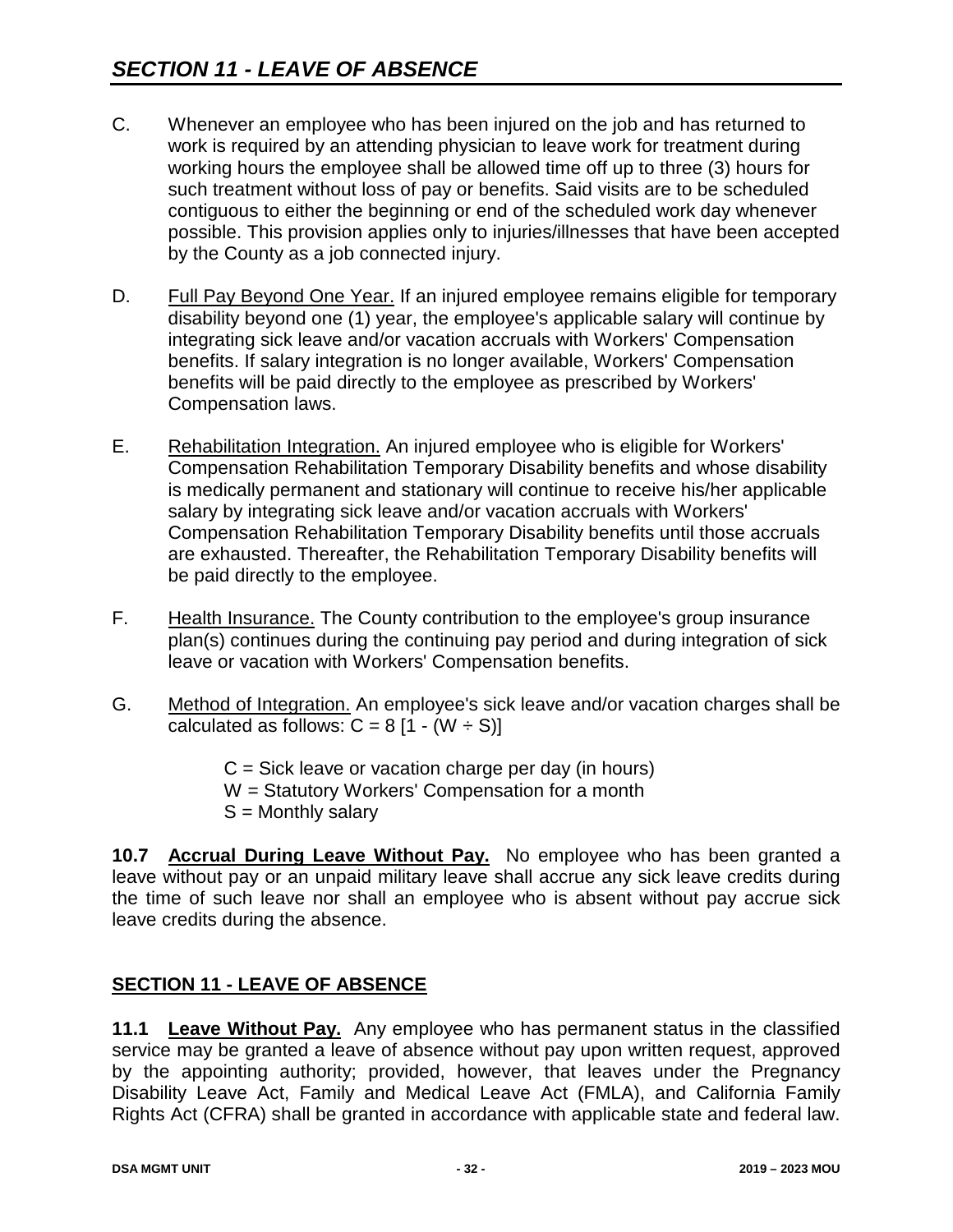C. Whenever an employee who has been injured on the job and has returned to work is required by an attending physician to leave work for treatment during working hours the employee shall be allowed time off up to three (3) hours for such treatment without loss of pay or benefits. Said visits are to be scheduled contiguous to either the beginning or end of the scheduled work day whenever possible. This provision applies only to injuries/illnesses that have been accepted by the County as a job connected injury.

D. Full Pay Beyond One Year. If an injured employee remains eligible for temporary disability beyond one (1) year, the employee's applicable salary will continue by integrating sick leave and/or vacation accruals with Workers' Compensation benefits. If salary integration is no longer available, Workers' Compensation benefits will be paid directly to the employee as prescribed by Workers' Compensation laws.

E. Rehabilitation Integration. An injured employee who is eligible for Workers' Compensation Rehabilitation Temporary Disability benefits and whose disability is medically permanent and stationary will continue to receive his/her applicable salary by integrating sick leave and/or vacation accruals with Workers' Compensation Rehabilitation Temporary Disability benefits until those accruals are exhausted. Thereafter, the Rehabilitation Temporary Disability benefits will be paid directly to the employee.

F. Health Insurance. The County contribution to the employee's group insurance plan(s) continues during the continuing pay period and during integration of sick leave or vacation with Workers' Compensation benefits.

G. Method of Integration. An employee's sick leave and/or vacation charges shall be calculated as follows: $C = 8 [1 - (W \div S)]$

$C$ = Sick leave or vacation charge per day (in hours)
$W$ = Statutory Workers' Compensation for a month
$S$ = Monthly salary

**10.7 Accrual During Leave Without Pay.** No employee who has been granted a leave without pay or an unpaid military leave shall accrue any sick leave credits during the time of such leave nor shall an employee who is absent without pay accrue sick leave credits during the absence.

## SECTION 11 - LEAVE OF ABSENCE

**11.1 Leave Without Pay.** Any employee who has permanent status in the classified service may be granted a leave of absence without pay upon written request, approved by the appointing authority; provided, however, that leaves under the Pregnancy Disability Leave Act, Family and Medical Leave Act (FMLA), and California Family Rights Act (CFRA) shall be granted in accordance with applicable state and federal law.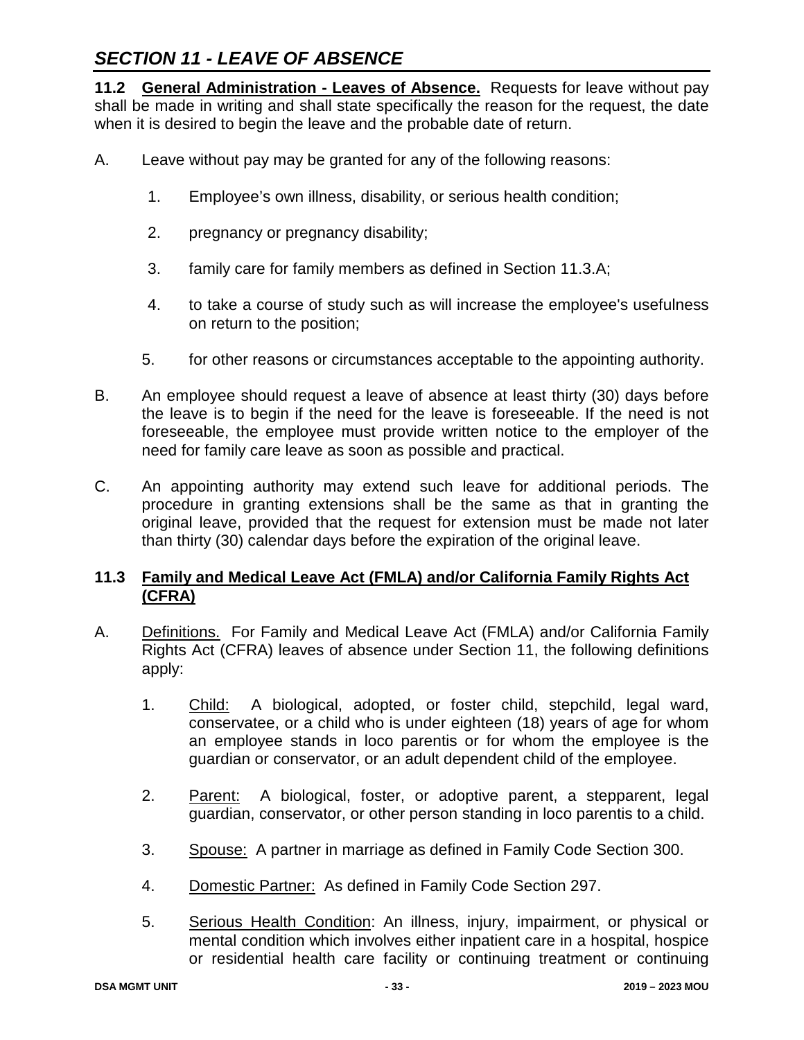# SECTION 11 - LEAVE OF ABSENCE

**11.2 <u>General Administration - Leaves of Absence.</u>** Requests for leave without pay shall be made in writing and shall state specifically the reason for the request, the date when it is desired to begin the leave and the probable date of return.

A. Leave without pay may be granted for any of the following reasons:

1. Employee's own illness, disability, or serious health condition;
2. pregnancy or pregnancy disability;
3. family care for family members as defined in Section 11.3.A;
4. to take a course of study such as will increase the employee's usefulness on return to the position;
5. for other reasons or circumstances acceptable to the appointing authority.

B. An employee should request a leave of absence at least thirty (30) days before the leave is to begin if the need for the leave is foreseeable. If the need is not foreseeable, the employee must provide written notice to the employer of the need for family care leave as soon as possible and practical.

C. An appointing authority may extend such leave for additional periods. The procedure in granting extensions shall be the same as that in granting the original leave, provided that the request for extension must be made not later than thirty (30) calendar days before the expiration of the original leave.

**11.3 <u>Family and Medical Leave Act (FMLA) and/or California Family Rights Act (CFRA)</u>**

A. <u>Definitions.</u> For Family and Medical Leave Act (FMLA) and/or California Family Rights Act (CFRA) leaves of absence under Section 11, the following definitions apply:

1. <u>Child:</u> A biological, adopted, or foster child, stepchild, legal ward, conservatee, or a child who is under eighteen (18) years of age for whom an employee stands in loco parentis or for whom the employee is the guardian or conservator, or an adult dependent child of the employee.
2. <u>Parent:</u> A biological, foster, or adoptive parent, a stepparent, legal guardian, conservator, or other person standing in loco parentis to a child.
3. <u>Spouse:</u> A partner in marriage as defined in Family Code Section 300.
4. <u>Domestic Partner:</u> As defined in Family Code Section 297.
5. <u>Serious Health Condition</u>: An illness, injury, impairment, or physical or mental condition which involves either inpatient care in a hospital, hospice or residential health care facility or continuing treatment or continuing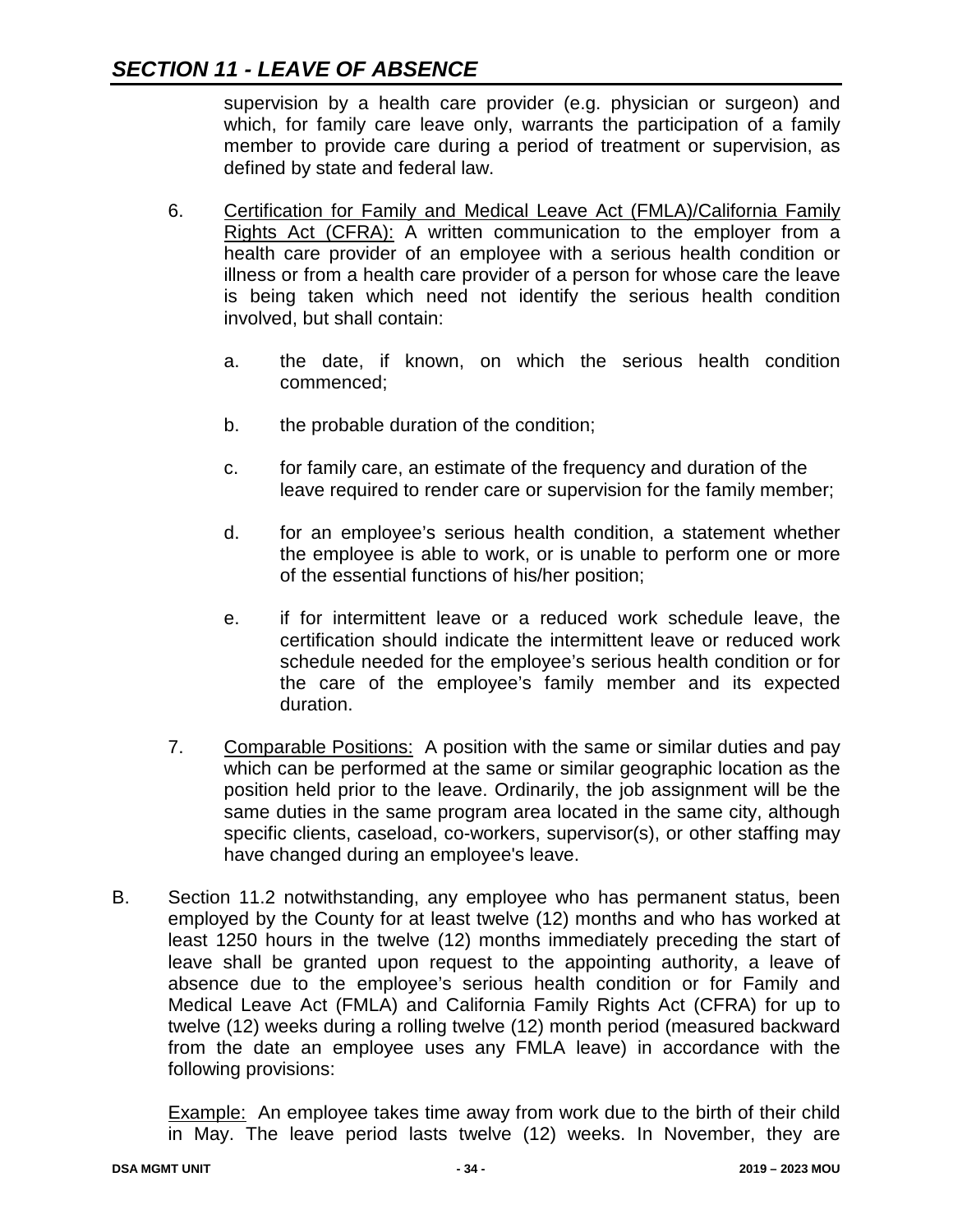supervision by a health care provider (e.g. physician or surgeon) and which, for family care leave only, warrants the participation of a family member to provide care during a period of treatment or supervision, as defined by state and federal law.

6. Certification for Family and Medical Leave Act (FMLA)/California Family Rights Act (CFRA): A written communication to the employer from a health care provider of an employee with a serious health condition or illness or from a health care provider of a person for whose care the leave is being taken which need not identify the serious health condition involved, but shall contain:

   a. the date, if known, on which the serious health condition commenced;

   b. the probable duration of the condition;

   c. for family care, an estimate of the frequency and duration of the leave required to render care or supervision for the family member;

   d. for an employee's serious health condition, a statement whether the employee is able to work, or is unable to perform one or more of the essential functions of his/her position;

   e. if for intermittent leave or a reduced work schedule leave, the certification should indicate the intermittent leave or reduced work schedule needed for the employee's serious health condition or for the care of the employee's family member and its expected duration.

7. Comparable Positions: A position with the same or similar duties and pay which can be performed at the same or similar geographic location as the position held prior to the leave. Ordinarily, the job assignment will be the same duties in the same program area located in the same city, although specific clients, caseload, co-workers, supervisor(s), or other staffing may have changed during an employee's leave.

B. Section 11.2 notwithstanding, any employee who has permanent status, been employed by the County for at least twelve (12) months and who has worked at least 1250 hours in the twelve (12) months immediately preceding the start of leave shall be granted upon request to the appointing authority, a leave of absence due to the employee's serious health condition or for Family and Medical Leave Act (FMLA) and California Family Rights Act (CFRA) for up to twelve (12) weeks during a rolling twelve (12) month period (measured backward from the date an employee uses any FMLA leave) in accordance with the following provisions:

   Example: An employee takes time away from work due to the birth of their child in May. The leave period lasts twelve (12) weeks. In November, they are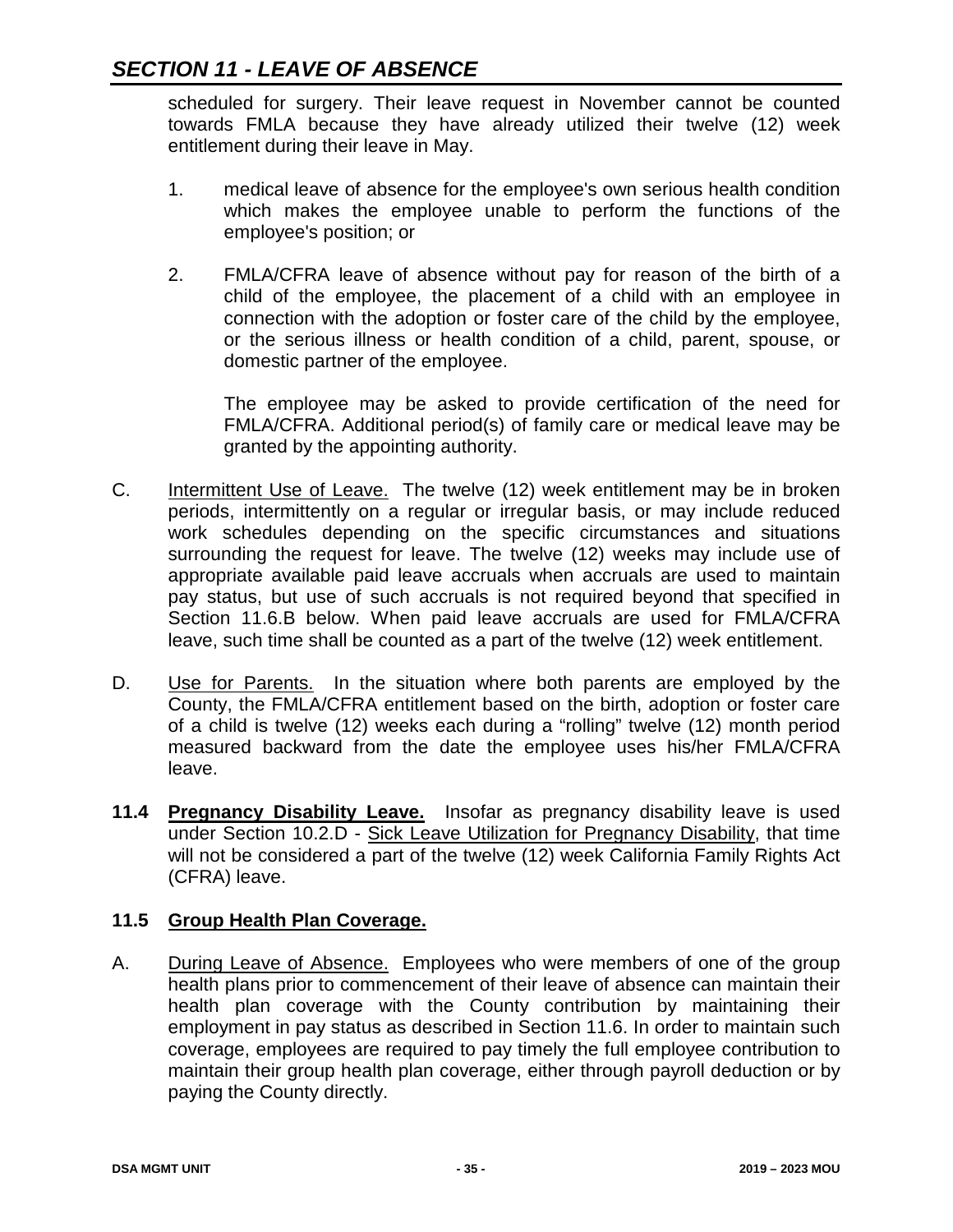scheduled for surgery. Their leave request in November cannot be counted towards FMLA because they have already utilized their twelve (12) week entitlement during their leave in May.

1. medical leave of absence for the employee's own serious health condition which makes the employee unable to perform the functions of the employee's position; or

2. FMLA/CFRA leave of absence without pay for reason of the birth of a child of the employee, the placement of a child with an employee in connection with the adoption or foster care of the child by the employee, or the serious illness or health condition of a child, parent, spouse, or domestic partner of the employee.

   The employee may be asked to provide certification of the need for FMLA/CFRA. Additional period(s) of family care or medical leave may be granted by the appointing authority.

C. Intermittent Use of Leave. The twelve (12) week entitlement may be in broken periods, intermittently on a regular or irregular basis, or may include reduced work schedules depending on the specific circumstances and situations surrounding the request for leave. The twelve (12) weeks may include use of appropriate available paid leave accruals when accruals are used to maintain pay status, but use of such accruals is not required beyond that specified in Section 11.6.B below. When paid leave accruals are used for FMLA/CFRA leave, such time shall be counted as a part of the twelve (12) week entitlement.

D. Use for Parents. In the situation where both parents are employed by the County, the FMLA/CFRA entitlement based on the birth, adoption or foster care of a child is twelve (12) weeks each during a "rolling" twelve (12) month period measured backward from the date the employee uses his/her FMLA/CFRA leave.

**11.4 Pregnancy Disability Leave.** Insofar as pregnancy disability leave is used under Section 10.2.D - Sick Leave Utilization for Pregnancy Disability, that time will not be considered a part of the twelve (12) week California Family Rights Act (CFRA) leave.

**11.5 Group Health Plan Coverage.**

A. During Leave of Absence. Employees who were members of one of the group health plans prior to commencement of their leave of absence can maintain their health plan coverage with the County contribution by maintaining their employment in pay status as described in Section 11.6. In order to maintain such coverage, employees are required to pay timely the full employee contribution to maintain their group health plan coverage, either through payroll deduction or by paying the County directly.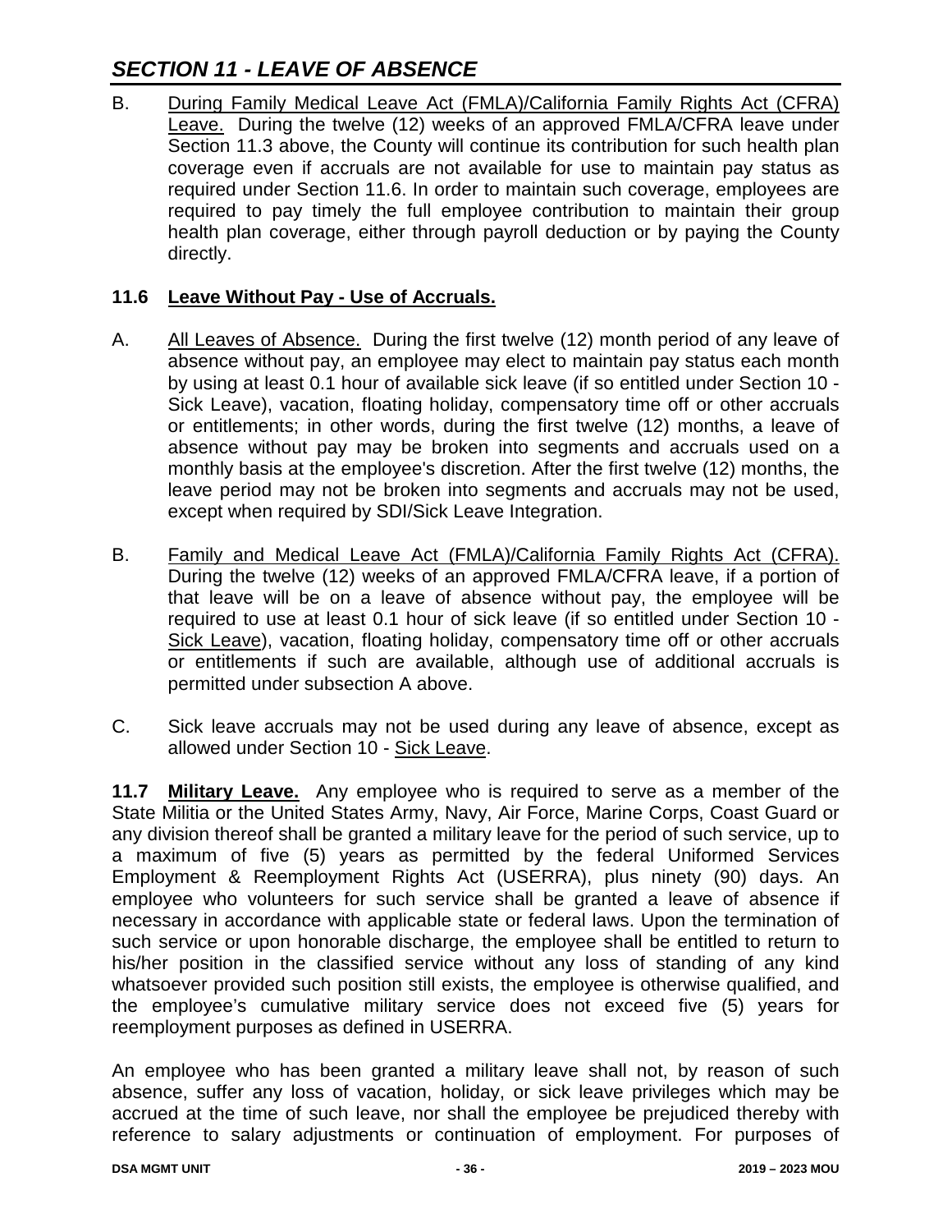## *SECTION 11 - LEAVE OF ABSENCE*

B. During Family Medical Leave Act (FMLA)/California Family Rights Act (CFRA) Leave. During the twelve (12) weeks of an approved FMLA/CFRA leave under Section 11.3 above, the County will continue its contribution for such health plan coverage even if accruals are not available for use to maintain pay status as required under Section 11.6. In order to maintain such coverage, employees are required to pay timely the full employee contribution to maintain their group health plan coverage, either through payroll deduction or by paying the County directly.

### 11.6 Leave Without Pay - Use of Accruals.

A. All Leaves of Absence. During the first twelve (12) month period of any leave of absence without pay, an employee may elect to maintain pay status each month by using at least 0.1 hour of available sick leave (if so entitled under Section 10 - Sick Leave), vacation, floating holiday, compensatory time off or other accruals or entitlements; in other words, during the first twelve (12) months, a leave of absence without pay may be broken into segments and accruals used on a monthly basis at the employee's discretion. After the first twelve (12) months, the leave period may not be broken into segments and accruals may not be used, except when required by SDI/Sick Leave Integration.

B. Family and Medical Leave Act (FMLA)/California Family Rights Act (CFRA). During the twelve (12) weeks of an approved FMLA/CFRA leave, if a portion of that leave will be on a leave of absence without pay, the employee will be required to use at least 0.1 hour of sick leave (if so entitled under Section 10 - Sick Leave), vacation, floating holiday, compensatory time off or other accruals or entitlements if such are available, although use of additional accruals is permitted under subsection A above.

C. Sick leave accruals may not be used during any leave of absence, except as allowed under Section 10 - Sick Leave.

**11.7 Military Leave.** Any employee who is required to serve as a member of the State Militia or the United States Army, Navy, Air Force, Marine Corps, Coast Guard or any division thereof shall be granted a military leave for the period of such service, up to a maximum of five (5) years as permitted by the federal Uniformed Services Employment & Reemployment Rights Act (USERRA), plus ninety (90) days. An employee who volunteers for such service shall be granted a leave of absence if necessary in accordance with applicable state or federal laws. Upon the termination of such service or upon honorable discharge, the employee shall be entitled to return to his/her position in the classified service without any loss of standing of any kind whatsoever provided such position still exists, the employee is otherwise qualified, and the employee's cumulative military service does not exceed five (5) years for reemployment purposes as defined in USERRA.

An employee who has been granted a military leave shall not, by reason of such absence, suffer any loss of vacation, holiday, or sick leave privileges which may be accrued at the time of such leave, nor shall the employee be prejudiced thereby with reference to salary adjustments or continuation of employment. For purposes of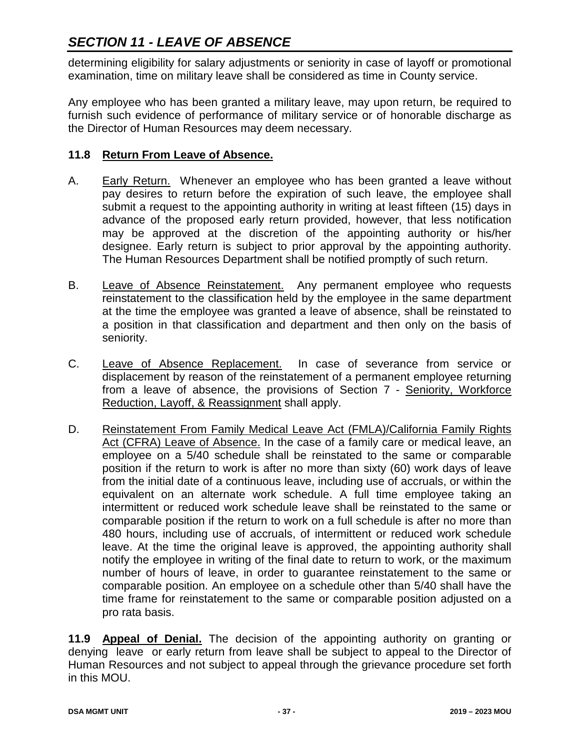determining eligibility for salary adjustments or seniority in case of layoff or promotional examination, time on military leave shall be considered as time in County service.

Any employee who has been granted a military leave, may upon return, be required to furnish such evidence of performance of military service or of honorable discharge as the Director of Human Resources may deem necessary.

### 11.8 Return From Leave of Absence.

A. Early Return. Whenever an employee who has been granted a leave without pay desires to return before the expiration of such leave, the employee shall submit a request to the appointing authority in writing at least fifteen (15) days in advance of the proposed early return provided, however, that less notification may be approved at the discretion of the appointing authority or his/her designee. Early return is subject to prior approval by the appointing authority. The Human Resources Department shall be notified promptly of such return.

B. Leave of Absence Reinstatement. Any permanent employee who requests reinstatement to the classification held by the employee in the same department at the time the employee was granted a leave of absence, shall be reinstated to a position in that classification and department and then only on the basis of seniority.

C. Leave of Absence Replacement. In case of severance from service or displacement by reason of the reinstatement of a permanent employee returning from a leave of absence, the provisions of Section 7 - Seniority, Workforce Reduction, Layoff, & Reassignment shall apply.

D. Reinstatement From Family Medical Leave Act (FMLA)/California Family Rights Act (CFRA) Leave of Absence. In the case of a family care or medical leave, an employee on a 5/40 schedule shall be reinstated to the same or comparable position if the return to work is after no more than sixty (60) work days of leave from the initial date of a continuous leave, including use of accruals, or within the equivalent on an alternate work schedule. A full time employee taking an intermittent or reduced work schedule leave shall be reinstated to the same or comparable position if the return to work on a full schedule is after no more than 480 hours, including use of accruals, of intermittent or reduced work schedule leave. At the time the original leave is approved, the appointing authority shall notify the employee in writing of the final date to return to work, or the maximum number of hours of leave, in order to guarantee reinstatement to the same or comparable position. An employee on a schedule other than 5/40 shall have the time frame for reinstatement to the same or comparable position adjusted on a pro rata basis.

**11.9 Appeal of Denial.** The decision of the appointing authority on granting or denying leave or early return from leave shall be subject to appeal to the Director of Human Resources and not subject to appeal through the grievance procedure set forth in this MOU.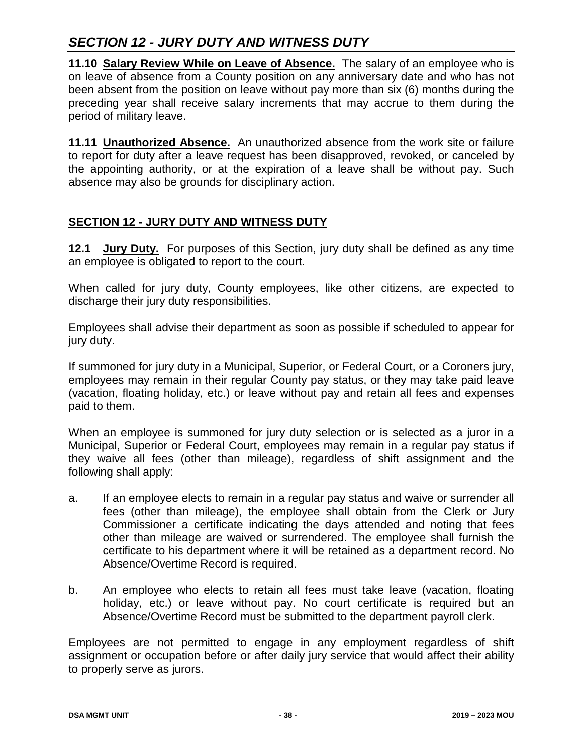**11.10 Salary Review While on Leave of Absence.** The salary of an employee who is on leave of absence from a County position on any anniversary date and who has not been absent from the position on leave without pay more than six (6) months during the preceding year shall receive salary increments that may accrue to them during the period of military leave.

**11.11 Unauthorized Absence.** An unauthorized absence from the work site or failure to report for duty after a leave request has been disapproved, revoked, or canceled by the appointing authority, or at the expiration of a leave shall be without pay. Such absence may also be grounds for disciplinary action.

## SECTION 12 - JURY DUTY AND WITNESS DUTY

**12.1 Jury Duty.** For purposes of this Section, jury duty shall be defined as any time an employee is obligated to report to the court.

When called for jury duty, County employees, like other citizens, are expected to discharge their jury duty responsibilities.

Employees shall advise their department as soon as possible if scheduled to appear for jury duty.

If summoned for jury duty in a Municipal, Superior, or Federal Court, or a Coroners jury, employees may remain in their regular County pay status, or they may take paid leave (vacation, floating holiday, etc.) or leave without pay and retain all fees and expenses paid to them.

When an employee is summoned for jury duty selection or is selected as a juror in a Municipal, Superior or Federal Court, employees may remain in a regular pay status if they waive all fees (other than mileage), regardless of shift assignment and the following shall apply:

a. If an employee elects to remain in a regular pay status and waive or surrender all fees (other than mileage), the employee shall obtain from the Clerk or Jury Commissioner a certificate indicating the days attended and noting that fees other than mileage are waived or surrendered. The employee shall furnish the certificate to his department where it will be retained as a department record. No Absence/Overtime Record is required.

b. An employee who elects to retain all fees must take leave (vacation, floating holiday, etc.) or leave without pay. No court certificate is required but an Absence/Overtime Record must be submitted to the department payroll clerk.

Employees are not permitted to engage in any employment regardless of shift assignment or occupation before or after daily jury service that would affect their ability to properly serve as jurors.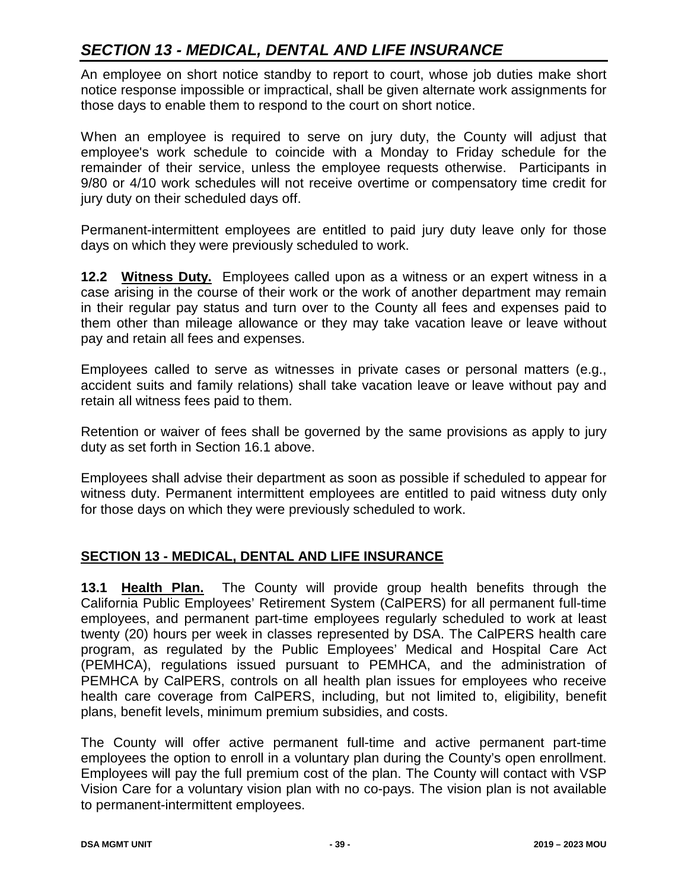An employee on short notice standby to report to court, whose job duties make short notice response impossible or impractical, shall be given alternate work assignments for those days to enable them to respond to the court on short notice.

When an employee is required to serve on jury duty, the County will adjust that employee's work schedule to coincide with a Monday to Friday schedule for the remainder of their service, unless the employee requests otherwise. Participants in 9/80 or 4/10 work schedules will not receive overtime or compensatory time credit for jury duty on their scheduled days off.

Permanent-intermittent employees are entitled to paid jury duty leave only for those days on which they were previously scheduled to work.

**12.2 Witness Duty.** Employees called upon as a witness or an expert witness in a case arising in the course of their work or the work of another department may remain in their regular pay status and turn over to the County all fees and expenses paid to them other than mileage allowance or they may take vacation leave or leave without pay and retain all fees and expenses.

Employees called to serve as witnesses in private cases or personal matters (e.g., accident suits and family relations) shall take vacation leave or leave without pay and retain all witness fees paid to them.

Retention or waiver of fees shall be governed by the same provisions as apply to jury duty as set forth in Section 16.1 above.

Employees shall advise their department as soon as possible if scheduled to appear for witness duty. Permanent intermittent employees are entitled to paid witness duty only for those days on which they were previously scheduled to work.

## SECTION 13 - MEDICAL, DENTAL AND LIFE INSURANCE

**13.1 Health Plan.** The County will provide group health benefits through the California Public Employees' Retirement System (CalPERS) for all permanent full-time employees, and permanent part-time employees regularly scheduled to work at least twenty (20) hours per week in classes represented by DSA. The CalPERS health care program, as regulated by the Public Employees' Medical and Hospital Care Act (PEMHCA), regulations issued pursuant to PEMHCA, and the administration of PEMHCA by CalPERS, controls on all health plan issues for employees who receive health care coverage from CalPERS, including, but not limited to, eligibility, benefit plans, benefit levels, minimum premium subsidies, and costs.

The County will offer active permanent full-time and active permanent part-time employees the option to enroll in a voluntary plan during the County's open enrollment. Employees will pay the full premium cost of the plan. The County will contact with VSP Vision Care for a voluntary vision plan with no co-pays. The vision plan is not available to permanent-intermittent employees.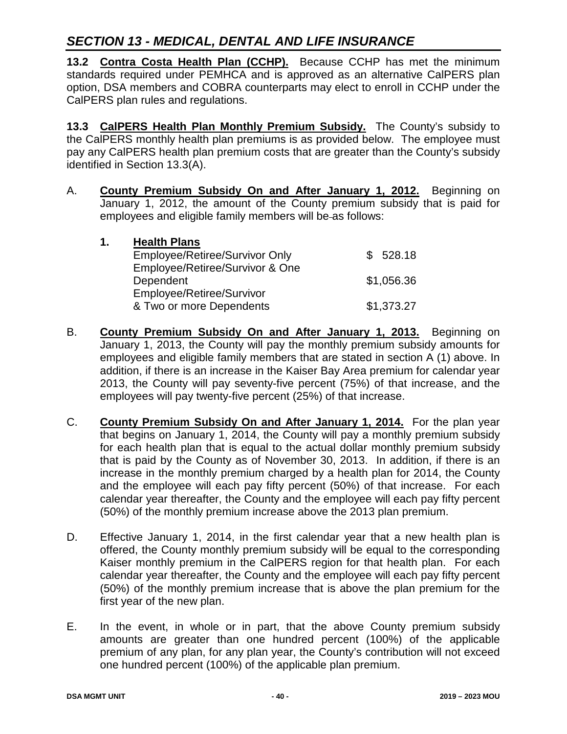## *SECTION 13 - MEDICAL, DENTAL AND LIFE INSURANCE*

**13.2 Contra Costa Health Plan (CCHP).** Because CCHP has met the minimum standards required under PEMHCA and is approved as an alternative CalPERS plan option, DSA members and COBRA counterparts may elect to enroll in CCHP under the CalPERS plan rules and regulations.

**13.3 CalPERS Health Plan Monthly Premium Subsidy.** The County's subsidy to the CalPERS monthly health plan premiums is as provided below. The employee must pay any CalPERS health plan premium costs that are greater than the County's subsidy identified in Section 13.3(A).

A. **County Premium Subsidy On and After January 1, 2012.** Beginning on January 1, 2012, the amount of the County premium subsidy that is paid for employees and eligible family members will be as follows:

**1. Health Plans**

| | |
|---|---|
| Employee/Retiree/Survivor Only | $ 528.18 |
| Employee/Retiree/Survivor & One Dependent | $1,056.36 |
| Employee/Retiree/Survivor & Two or more Dependents | $1,373.27 |

B. **County Premium Subsidy On and After January 1, 2013.** Beginning on January 1, 2013, the County will pay the monthly premium subsidy amounts for employees and eligible family members that are stated in section A (1) above. In addition, if there is an increase in the Kaiser Bay Area premium for calendar year 2013, the County will pay seventy-five percent (75%) of that increase, and the employees will pay twenty-five percent (25%) of that increase.

C. **County Premium Subsidy On and After January 1, 2014.** For the plan year that begins on January 1, 2014, the County will pay a monthly premium subsidy for each health plan that is equal to the actual dollar monthly premium subsidy that is paid by the County as of November 30, 2013. In addition, if there is an increase in the monthly premium charged by a health plan for 2014, the County and the employee will each pay fifty percent (50%) of that increase. For each calendar year thereafter, the County and the employee will each pay fifty percent (50%) of the monthly premium increase above the 2013 plan premium.

D. Effective January 1, 2014, in the first calendar year that a new health plan is offered, the County monthly premium subsidy will be equal to the corresponding Kaiser monthly premium in the CalPERS region for that health plan. For each calendar year thereafter, the County and the employee will each pay fifty percent (50%) of the monthly premium increase that is above the plan premium for the first year of the new plan.

E. In the event, in whole or in part, that the above County premium subsidy amounts are greater than one hundred percent (100%) of the applicable premium of any plan, for any plan year, the County's contribution will not exceed one hundred percent (100%) of the applicable plan premium.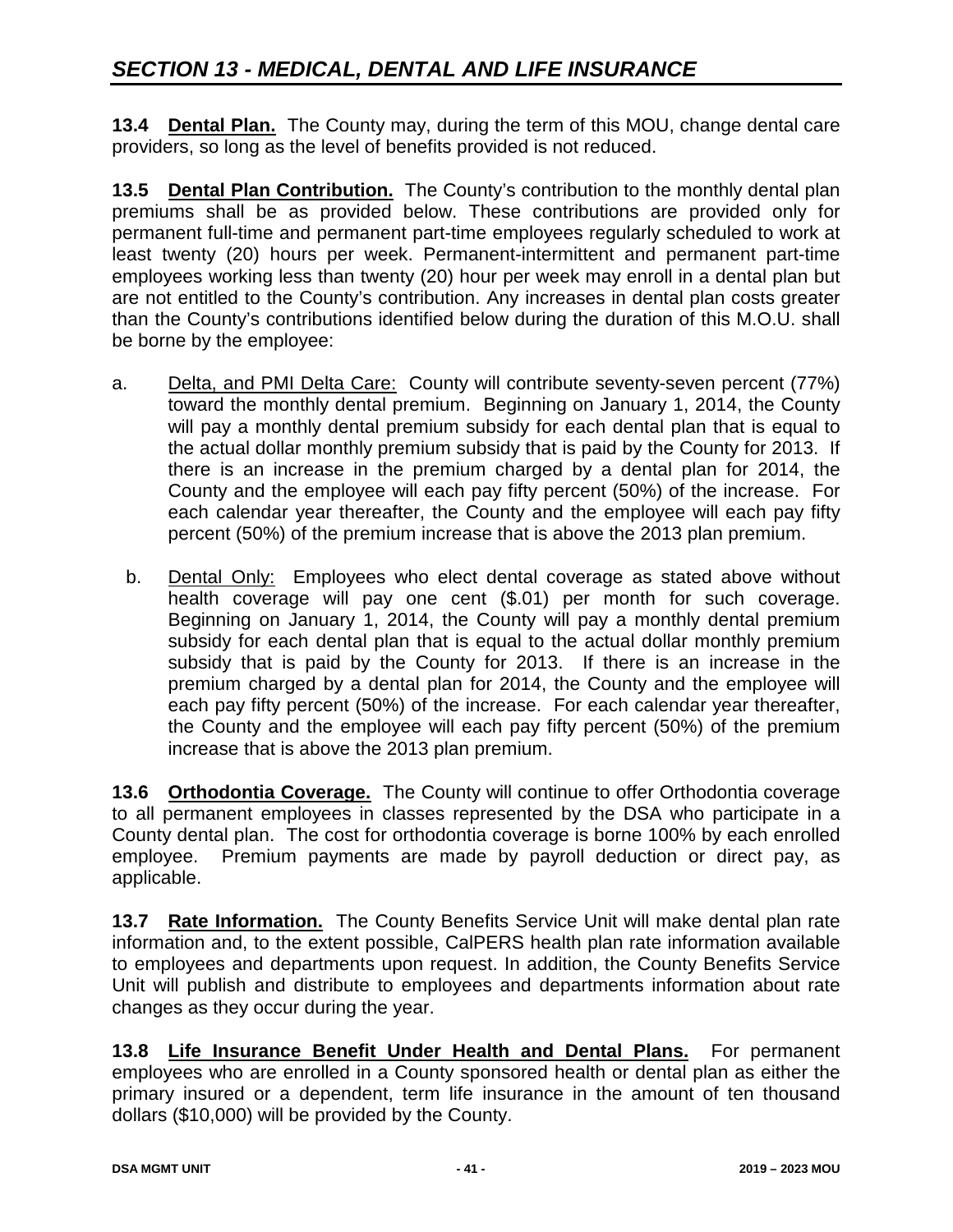## SECTION 13 - MEDICAL, DENTAL AND LIFE INSURANCE

**13.4 Dental Plan.** The County may, during the term of this MOU, change dental care providers, so long as the level of benefits provided is not reduced.

**13.5 Dental Plan Contribution.** The County's contribution to the monthly dental plan premiums shall be as provided below. These contributions are provided only for permanent full-time and permanent part-time employees regularly scheduled to work at least twenty (20) hours per week. Permanent-intermittent and permanent part-time employees working less than twenty (20) hour per week may enroll in a dental plan but are not entitled to the County's contribution. Any increases in dental plan costs greater than the County's contributions identified below during the duration of this M.O.U. shall be borne by the employee:

a. Delta, and PMI Delta Care: County will contribute seventy-seven percent (77%) toward the monthly dental premium. Beginning on January 1, 2014, the County will pay a monthly dental premium subsidy for each dental plan that is equal to the actual dollar monthly premium subsidy that is paid by the County for 2013. If there is an increase in the premium charged by a dental plan for 2014, the County and the employee will each pay fifty percent (50%) of the increase. For each calendar year thereafter, the County and the employee will each pay fifty percent (50%) of the premium increase that is above the 2013 plan premium.

b. Dental Only: Employees who elect dental coverage as stated above without health coverage will pay one cent ($.01) per month for such coverage. Beginning on January 1, 2014, the County will pay a monthly dental premium subsidy for each dental plan that is equal to the actual dollar monthly premium subsidy that is paid by the County for 2013. If there is an increase in the premium charged by a dental plan for 2014, the County and the employee will each pay fifty percent (50%) of the increase. For each calendar year thereafter, the County and the employee will each pay fifty percent (50%) of the premium increase that is above the 2013 plan premium.

**13.6 Orthodontia Coverage.** The County will continue to offer Orthodontia coverage to all permanent employees in classes represented by the DSA who participate in a County dental plan. The cost for orthodontia coverage is borne 100% by each enrolled employee. Premium payments are made by payroll deduction or direct pay, as applicable.

**13.7 Rate Information.** The County Benefits Service Unit will make dental plan rate information and, to the extent possible, CalPERS health plan rate information available to employees and departments upon request. In addition, the County Benefits Service Unit will publish and distribute to employees and departments information about rate changes as they occur during the year.

**13.8 Life Insurance Benefit Under Health and Dental Plans.** For permanent employees who are enrolled in a County sponsored health or dental plan as either the primary insured or a dependent, term life insurance in the amount of ten thousand dollars ($10,000) will be provided by the County.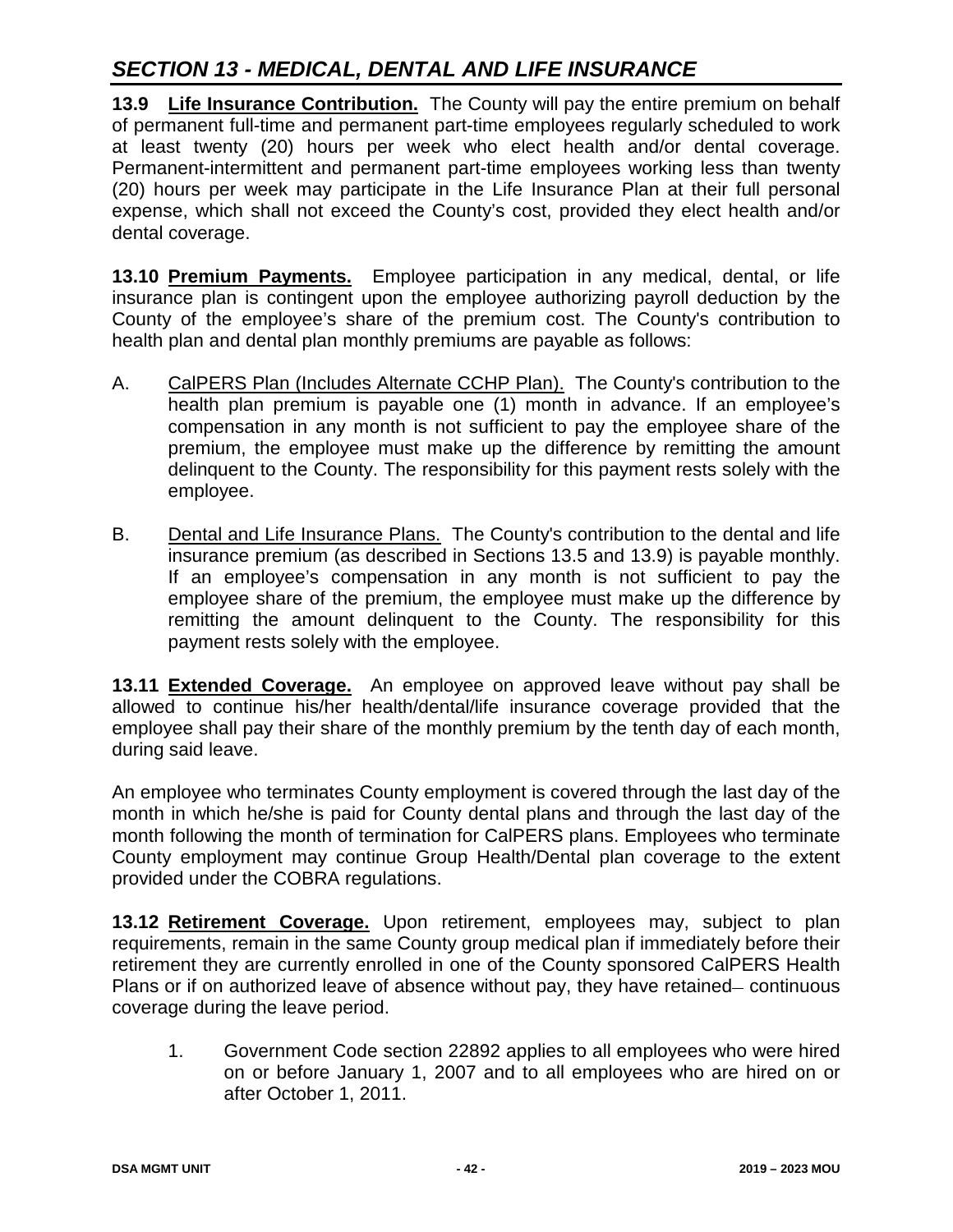## *SECTION 13 - MEDICAL, DENTAL AND LIFE INSURANCE*

**13.9 Life Insurance Contribution.** The County will pay the entire premium on behalf of permanent full-time and permanent part-time employees regularly scheduled to work at least twenty (20) hours per week who elect health and/or dental coverage. Permanent-intermittent and permanent part-time employees working less than twenty (20) hours per week may participate in the Life Insurance Plan at their full personal expense, which shall not exceed the County's cost, provided they elect health and/or dental coverage.

**13.10 Premium Payments.** Employee participation in any medical, dental, or life insurance plan is contingent upon the employee authorizing payroll deduction by the County of the employee's share of the premium cost. The County's contribution to health plan and dental plan monthly premiums are payable as follows:

A. CalPERS Plan (Includes Alternate CCHP Plan). The County's contribution to the health plan premium is payable one (1) month in advance. If an employee's compensation in any month is not sufficient to pay the employee share of the premium, the employee must make up the difference by remitting the amount delinquent to the County. The responsibility for this payment rests solely with the employee.

B. Dental and Life Insurance Plans. The County's contribution to the dental and life insurance premium (as described in Sections 13.5 and 13.9) is payable monthly. If an employee's compensation in any month is not sufficient to pay the employee share of the premium, the employee must make up the difference by remitting the amount delinquent to the County. The responsibility for this payment rests solely with the employee.

**13.11 Extended Coverage.** An employee on approved leave without pay shall be allowed to continue his/her health/dental/life insurance coverage provided that the employee shall pay their share of the monthly premium by the tenth day of each month, during said leave.

An employee who terminates County employment is covered through the last day of the month in which he/she is paid for County dental plans and through the last day of the month following the month of termination for CalPERS plans. Employees who terminate County employment may continue Group Health/Dental plan coverage to the extent provided under the COBRA regulations.

**13.12 Retirement Coverage.** Upon retirement, employees may, subject to plan requirements, remain in the same County group medical plan if immediately before their retirement they are currently enrolled in one of the County sponsored CalPERS Health Plans or if on authorized leave of absence without pay, they have retained continuous coverage during the leave period.

1. Government Code section 22892 applies to all employees who were hired on or before January 1, 2007 and to all employees who are hired on or after October 1, 2011.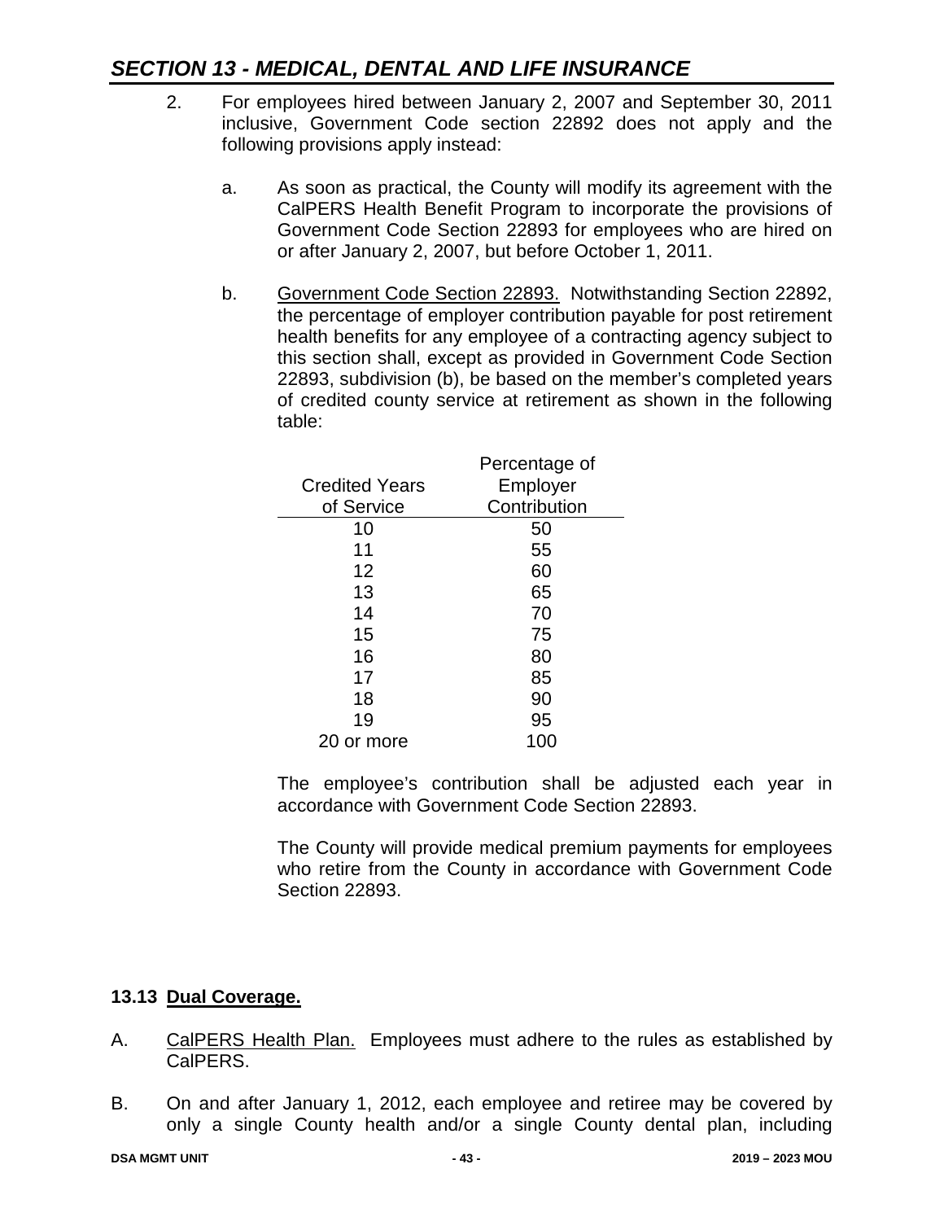## SECTION 13 - MEDICAL, DENTAL AND LIFE INSURANCE

2. For employees hired between January 2, 2007 and September 30, 2011 inclusive, Government Code section 22892 does not apply and the following provisions apply instead:

   a. As soon as practical, the County will modify its agreement with the CalPERS Health Benefit Program to incorporate the provisions of Government Code Section 22893 for employees who are hired on or after January 2, 2007, but before October 1, 2011.

   b. Government Code Section 22893. Notwithstanding Section 22892, the percentage of employer contribution payable for post retirement health benefits for any employee of a contracting agency subject to this section shall, except as provided in Government Code Section 22893, subdivision (b), be based on the member's completed years of credited county service at retirement as shown in the following table:

| Credited Years of Service | Percentage of Employer Contribution |
|---|---|
| 10 | 50 |
| 11 | 55 |
| 12 | 60 |
| 13 | 65 |
| 14 | 70 |
| 15 | 75 |
| 16 | 80 |
| 17 | 85 |
| 18 | 90 |
| 19 | 95 |
| 20 or more | 100 |

   The employee's contribution shall be adjusted each year in accordance with Government Code Section 22893.

   The County will provide medical premium payments for employees who retire from the County in accordance with Government Code Section 22893.

### 13.13 Dual Coverage.

A. CalPERS Health Plan. Employees must adhere to the rules as established by CalPERS.

B. On and after January 1, 2012, each employee and retiree may be covered by only a single County health and/or a single County dental plan, including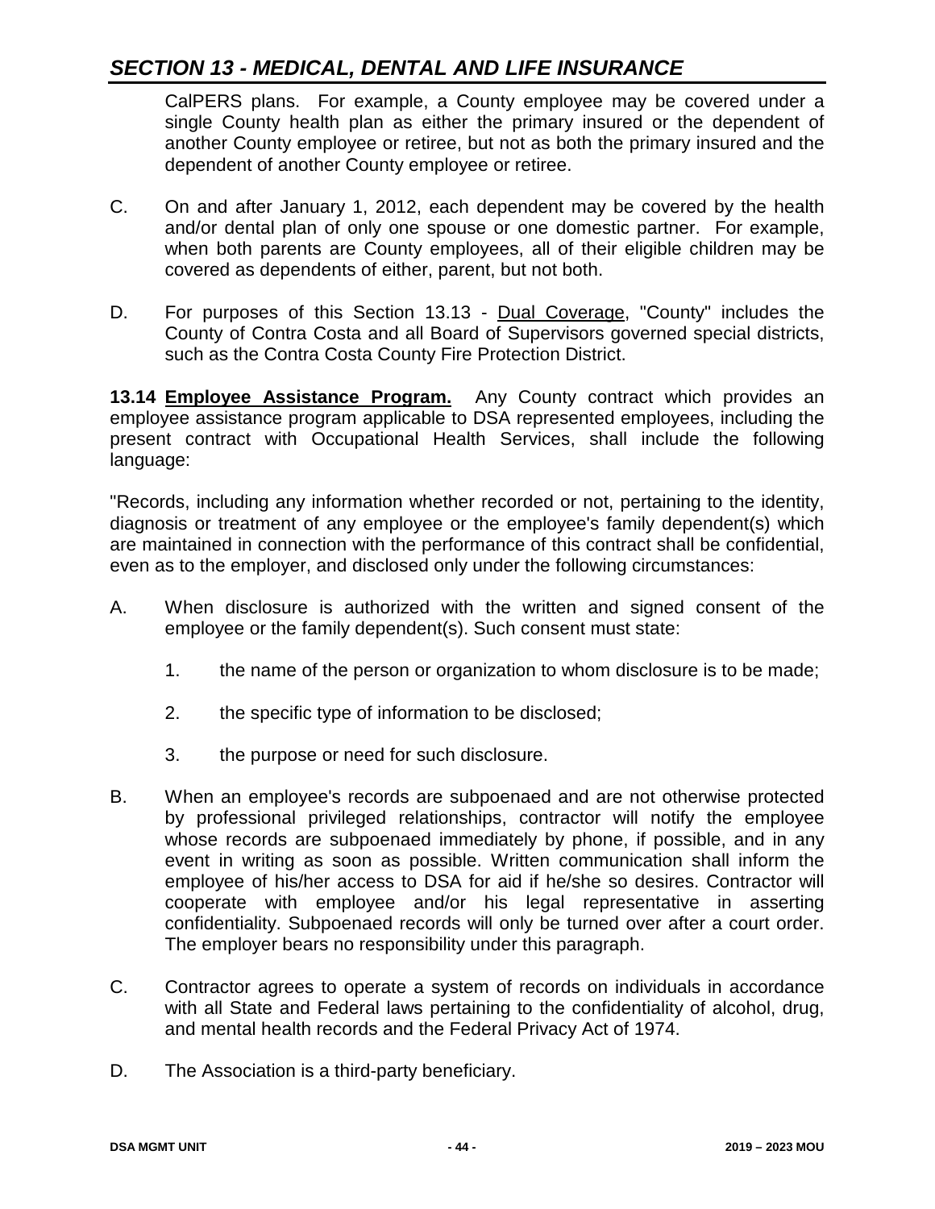CalPERS plans. For example, a County employee may be covered under a single County health plan as either the primary insured or the dependent of another County employee or retiree, but not as both the primary insured and the dependent of another County employee or retiree.

C. On and after January 1, 2012, each dependent may be covered by the health and/or dental plan of only one spouse or one domestic partner. For example, when both parents are County employees, all of their eligible children may be covered as dependents of either, parent, but not both.

D. For purposes of this Section 13.13 - Dual Coverage, "County" includes the County of Contra Costa and all Board of Supervisors governed special districts, such as the Contra Costa County Fire Protection District.

**13.14 Employee Assistance Program.** Any County contract which provides an employee assistance program applicable to DSA represented employees, including the present contract with Occupational Health Services, shall include the following language:

"Records, including any information whether recorded or not, pertaining to the identity, diagnosis or treatment of any employee or the employee's family dependent(s) which are maintained in connection with the performance of this contract shall be confidential, even as to the employer, and disclosed only under the following circumstances:

A. When disclosure is authorized with the written and signed consent of the employee or the family dependent(s). Such consent must state:

   1. the name of the person or organization to whom disclosure is to be made;

   2. the specific type of information to be disclosed;

   3. the purpose or need for such disclosure.

B. When an employee's records are subpoenaed and are not otherwise protected by professional privileged relationships, contractor will notify the employee whose records are subpoenaed immediately by phone, if possible, and in any event in writing as soon as possible. Written communication shall inform the employee of his/her access to DSA for aid if he/she so desires. Contractor will cooperate with employee and/or his legal representative in asserting confidentiality. Subpoenaed records will only be turned over after a court order. The employer bears no responsibility under this paragraph.

C. Contractor agrees to operate a system of records on individuals in accordance with all State and Federal laws pertaining to the confidentiality of alcohol, drug, and mental health records and the Federal Privacy Act of 1974.

D. The Association is a third-party beneficiary.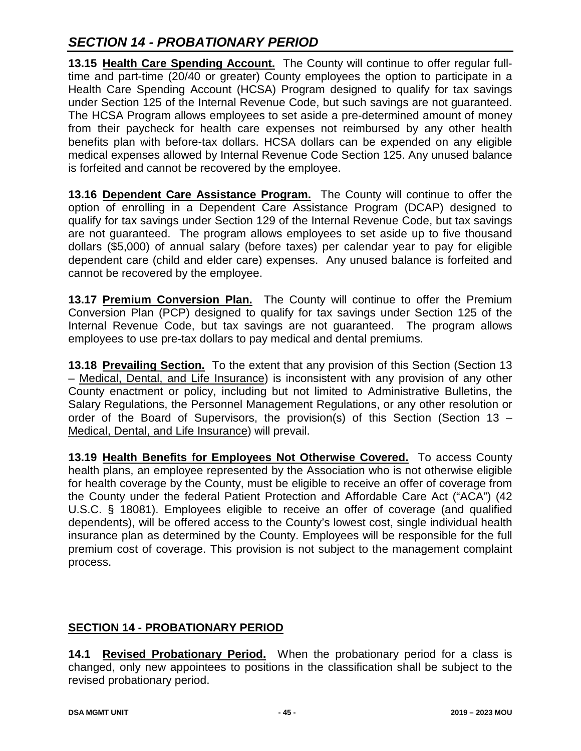**13.15 Health Care Spending Account.** The County will continue to offer regular full-time and part-time (20/40 or greater) County employees the option to participate in a Health Care Spending Account (HCSA) Program designed to qualify for tax savings under Section 125 of the Internal Revenue Code, but such savings are not guaranteed. The HCSA Program allows employees to set aside a pre-determined amount of money from their paycheck for health care expenses not reimbursed by any other health benefits plan with before-tax dollars. HCSA dollars can be expended on any eligible medical expenses allowed by Internal Revenue Code Section 125. Any unused balance is forfeited and cannot be recovered by the employee.

**13.16 Dependent Care Assistance Program.** The County will continue to offer the option of enrolling in a Dependent Care Assistance Program (DCAP) designed to qualify for tax savings under Section 129 of the Internal Revenue Code, but tax savings are not guaranteed. The program allows employees to set aside up to five thousand dollars ($5,000) of annual salary (before taxes) per calendar year to pay for eligible dependent care (child and elder care) expenses. Any unused balance is forfeited and cannot be recovered by the employee.

**13.17 Premium Conversion Plan.** The County will continue to offer the Premium Conversion Plan (PCP) designed to qualify for tax savings under Section 125 of the Internal Revenue Code, but tax savings are not guaranteed. The program allows employees to use pre-tax dollars to pay medical and dental premiums.

**13.18 Prevailing Section.** To the extent that any provision of this Section (Section 13 – Medical, Dental, and Life Insurance) is inconsistent with any provision of any other County enactment or policy, including but not limited to Administrative Bulletins, the Salary Regulations, the Personnel Management Regulations, or any other resolution or order of the Board of Supervisors, the provision(s) of this Section (Section 13 – Medical, Dental, and Life Insurance) will prevail.

**13.19 Health Benefits for Employees Not Otherwise Covered.** To access County health plans, an employee represented by the Association who is not otherwise eligible for health coverage by the County, must be eligible to receive an offer of coverage from the County under the federal Patient Protection and Affordable Care Act ("ACA") (42 U.S.C. § 18081). Employees eligible to receive an offer of coverage (and qualified dependents), will be offered access to the County's lowest cost, single individual health insurance plan as determined by the County. Employees will be responsible for the full premium cost of coverage. This provision is not subject to the management complaint process.

## SECTION 14 - PROBATIONARY PERIOD

**14.1 Revised Probationary Period.** When the probationary period for a class is changed, only new appointees to positions in the classification shall be subject to the revised probationary period.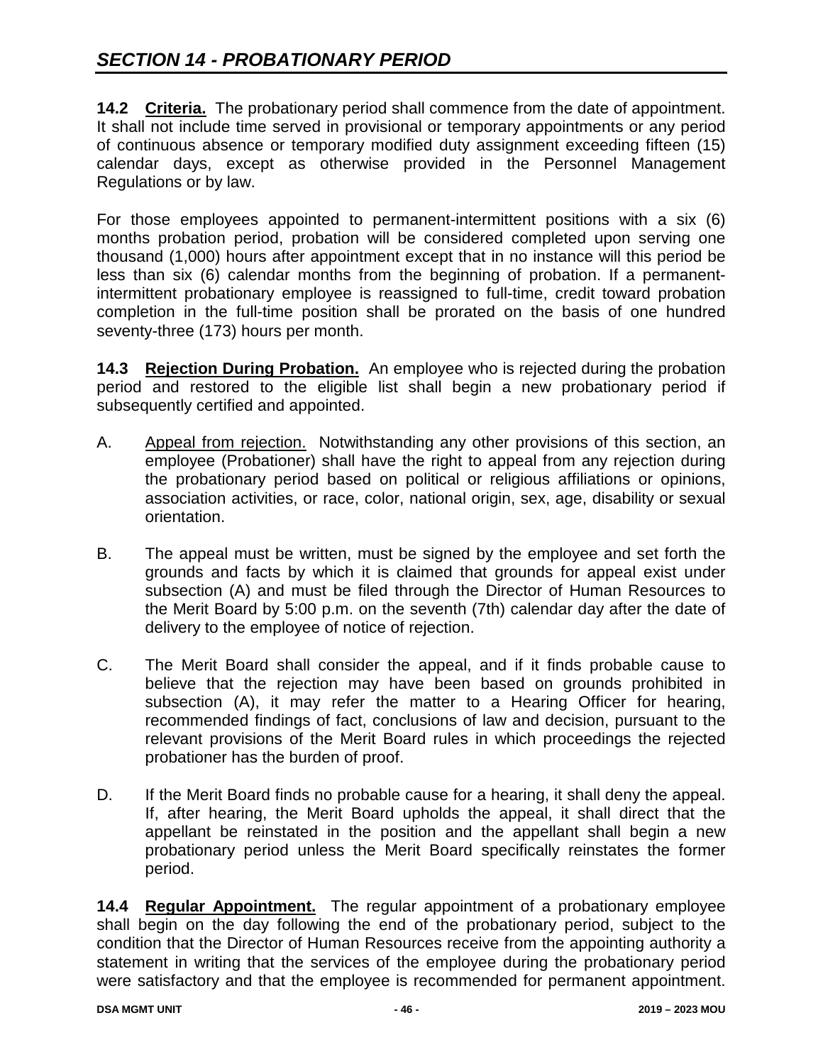## SECTION 14 - PROBATIONARY PERIOD

**14.2 Criteria.** The probationary period shall commence from the date of appointment. It shall not include time served in provisional or temporary appointments or any period of continuous absence or temporary modified duty assignment exceeding fifteen (15) calendar days, except as otherwise provided in the Personnel Management Regulations or by law.

For those employees appointed to permanent-intermittent positions with a six (6) months probation period, probation will be considered completed upon serving one thousand (1,000) hours after appointment except that in no instance will this period be less than six (6) calendar months from the beginning of probation. If a permanent-intermittent probationary employee is reassigned to full-time, credit toward probation completion in the full-time position shall be prorated on the basis of one hundred seventy-three (173) hours per month.

**14.3 Rejection During Probation.** An employee who is rejected during the probation period and restored to the eligible list shall begin a new probationary period if subsequently certified and appointed.

A. Appeal from rejection. Notwithstanding any other provisions of this section, an employee (Probationer) shall have the right to appeal from any rejection during the probationary period based on political or religious affiliations or opinions, association activities, or race, color, national origin, sex, age, disability or sexual orientation.

B. The appeal must be written, must be signed by the employee and set forth the grounds and facts by which it is claimed that grounds for appeal exist under subsection (A) and must be filed through the Director of Human Resources to the Merit Board by 5:00 p.m. on the seventh (7th) calendar day after the date of delivery to the employee of notice of rejection.

C. The Merit Board shall consider the appeal, and if it finds probable cause to believe that the rejection may have been based on grounds prohibited in subsection (A), it may refer the matter to a Hearing Officer for hearing, recommended findings of fact, conclusions of law and decision, pursuant to the relevant provisions of the Merit Board rules in which proceedings the rejected probationer has the burden of proof.

D. If the Merit Board finds no probable cause for a hearing, it shall deny the appeal. If, after hearing, the Merit Board upholds the appeal, it shall direct that the appellant be reinstated in the position and the appellant shall begin a new probationary period unless the Merit Board specifically reinstates the former period.

**14.4 Regular Appointment.** The regular appointment of a probationary employee shall begin on the day following the end of the probationary period, subject to the condition that the Director of Human Resources receive from the appointing authority a statement in writing that the services of the employee during the probationary period were satisfactory and that the employee is recommended for permanent appointment.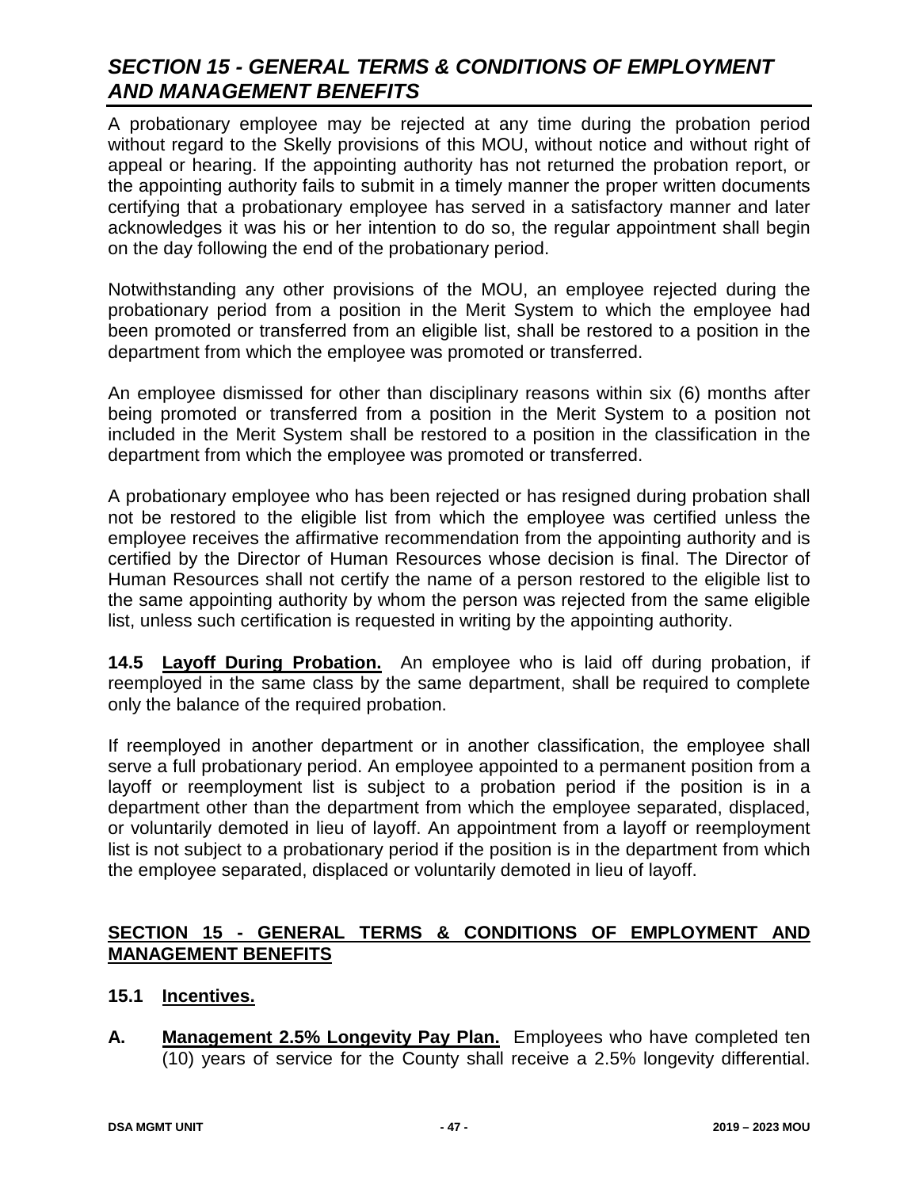A probationary employee may be rejected at any time during the probation period without regard to the Skelly provisions of this MOU, without notice and without right of appeal or hearing. If the appointing authority has not returned the probation report, or the appointing authority fails to submit in a timely manner the proper written documents certifying that a probationary employee has served in a satisfactory manner and later acknowledges it was his or her intention to do so, the regular appointment shall begin on the day following the end of the probationary period.

Notwithstanding any other provisions of the MOU, an employee rejected during the probationary period from a position in the Merit System to which the employee had been promoted or transferred from an eligible list, shall be restored to a position in the department from which the employee was promoted or transferred.

An employee dismissed for other than disciplinary reasons within six (6) months after being promoted or transferred from a position in the Merit System to a position not included in the Merit System shall be restored to a position in the classification in the department from which the employee was promoted or transferred.

A probationary employee who has been rejected or has resigned during probation shall not be restored to the eligible list from which the employee was certified unless the employee receives the affirmative recommendation from the appointing authority and is certified by the Director of Human Resources whose decision is final. The Director of Human Resources shall not certify the name of a person restored to the eligible list to the same appointing authority by whom the person was rejected from the same eligible list, unless such certification is requested in writing by the appointing authority.

**14.5 Layoff During Probation.** An employee who is laid off during probation, if reemployed in the same class by the same department, shall be required to complete only the balance of the required probation.

If reemployed in another department or in another classification, the employee shall serve a full probationary period. An employee appointed to a permanent position from a layoff or reemployment list is subject to a probation period if the position is in a department other than the department from which the employee separated, displaced, or voluntarily demoted in lieu of layoff. An appointment from a layoff or reemployment list is not subject to a probationary period if the position is in the department from which the employee separated, displaced or voluntarily demoted in lieu of layoff.

## SECTION 15 - GENERAL TERMS & CONDITIONS OF EMPLOYMENT AND MANAGEMENT BENEFITS

### 15.1 Incentives.

**A. Management 2.5% Longevity Pay Plan.** Employees who have completed ten (10) years of service for the County shall receive a 2.5% longevity differential.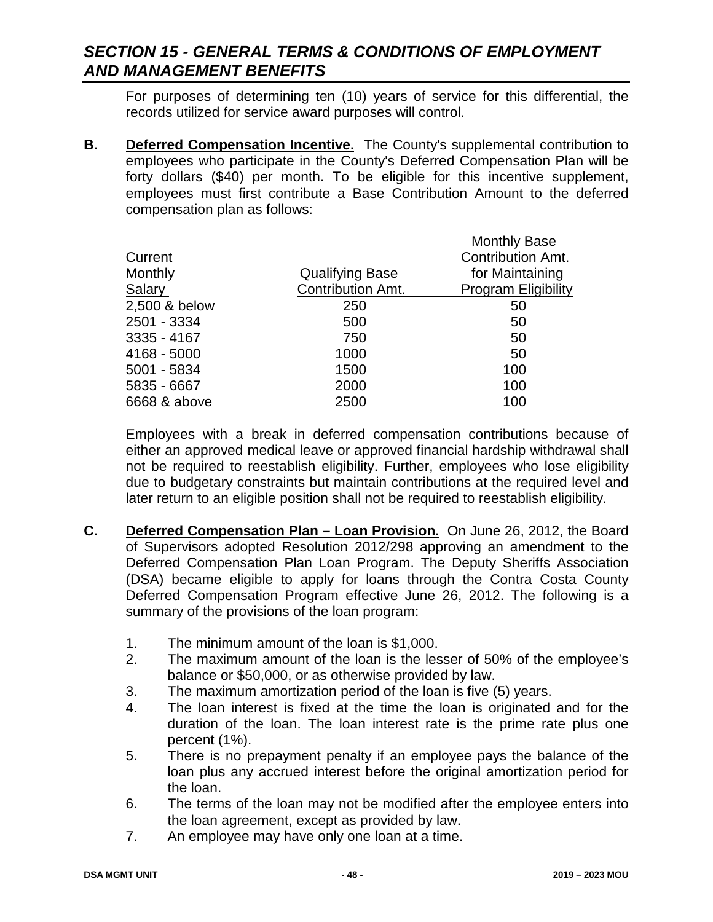## SECTION 15 - GENERAL TERMS & CONDITIONS OF EMPLOYMENT AND MANAGEMENT BENEFITS

For purposes of determining ten (10) years of service for this differential, the records utilized for service award purposes will control.

**B. Deferred Compensation Incentive.** The County's supplemental contribution to employees who participate in the County's Deferred Compensation Plan will be forty dollars ($40) per month. To be eligible for this incentive supplement, employees must first contribute a Base Contribution Amount to the deferred compensation plan as follows:

| Current Monthly Salary | Qualifying Base Contribution Amt. | Monthly Base Contribution Amt. for Maintaining Program Eligibility |
|---|---|---|
| 2,500 & below | 250 | 50 |
| 2501 - 3334 | 500 | 50 |
| 3335 - 4167 | 750 | 50 |
| 4168 - 5000 | 1000 | 50 |
| 5001 - 5834 | 1500 | 100 |
| 5835 - 6667 | 2000 | 100 |
| 6668 & above | 2500 | 100 |

Employees with a break in deferred compensation contributions because of either an approved medical leave or approved financial hardship withdrawal shall not be required to reestablish eligibility. Further, employees who lose eligibility due to budgetary constraints but maintain contributions at the required level and later return to an eligible position shall not be required to reestablish eligibility.

**C. Deferred Compensation Plan – Loan Provision.** On June 26, 2012, the Board of Supervisors adopted Resolution 2012/298 approving an amendment to the Deferred Compensation Plan Loan Program. The Deputy Sheriffs Association (DSA) became eligible to apply for loans through the Contra Costa County Deferred Compensation Program effective June 26, 2012. The following is a summary of the provisions of the loan program:

1. The minimum amount of the loan is $1,000.
2. The maximum amount of the loan is the lesser of 50% of the employee's balance or $50,000, or as otherwise provided by law.
3. The maximum amortization period of the loan is five (5) years.
4. The loan interest is fixed at the time the loan is originated and for the duration of the loan. The loan interest rate is the prime rate plus one percent (1%).
5. There is no prepayment penalty if an employee pays the balance of the loan plus any accrued interest before the original amortization period for the loan.
6. The terms of the loan may not be modified after the employee enters into the loan agreement, except as provided by law.
7. An employee may have only one loan at a time.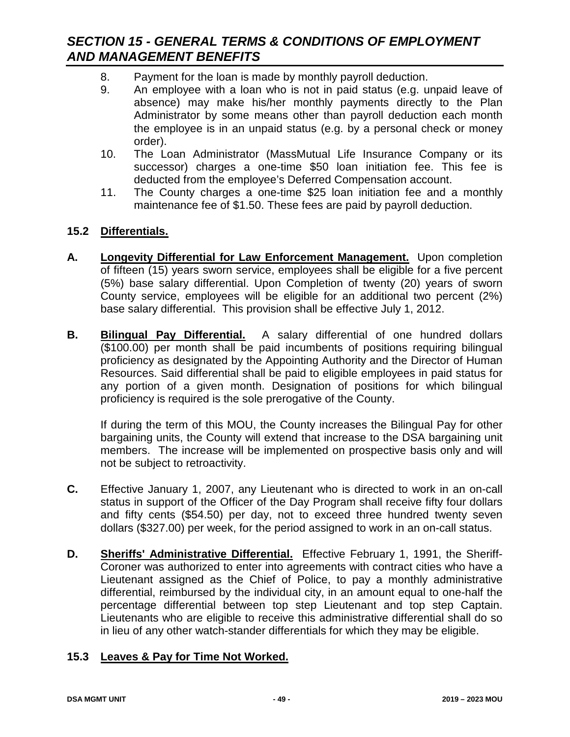8. Payment for the loan is made by monthly payroll deduction.
9. An employee with a loan who is not in paid status (e.g. unpaid leave of absence) may make his/her monthly payments directly to the Plan Administrator by some means other than payroll deduction each month the employee is in an unpaid status (e.g. by a personal check or money order).
10. The Loan Administrator (MassMutual Life Insurance Company or its successor) charges a one-time $50 loan initiation fee. This fee is deducted from the employee's Deferred Compensation account.
11. The County charges a one-time $25 loan initiation fee and a monthly maintenance fee of $1.50. These fees are paid by payroll deduction.

### 15.2 Differentials.

**A. Longevity Differential for Law Enforcement Management.** Upon completion of fifteen (15) years sworn service, employees shall be eligible for a five percent (5%) base salary differential. Upon Completion of twenty (20) years of sworn County service, employees will be eligible for an additional two percent (2%) base salary differential. This provision shall be effective July 1, 2012.

**B. Bilingual Pay Differential.** A salary differential of one hundred dollars ($100.00) per month shall be paid incumbents of positions requiring bilingual proficiency as designated by the Appointing Authority and the Director of Human Resources. Said differential shall be paid to eligible employees in paid status for any portion of a given month. Designation of positions for which bilingual proficiency is required is the sole prerogative of the County.

If during the term of this MOU, the County increases the Bilingual Pay for other bargaining units, the County will extend that increase to the DSA bargaining unit members. The increase will be implemented on prospective basis only and will not be subject to retroactivity.

**C.** Effective January 1, 2007, any Lieutenant who is directed to work in an on-call status in support of the Officer of the Day Program shall receive fifty four dollars and fifty cents ($54.50) per day, not to exceed three hundred twenty seven dollars ($327.00) per week, for the period assigned to work in an on-call status.

**D. Sheriffs' Administrative Differential.** Effective February 1, 1991, the Sheriff-Coroner was authorized to enter into agreements with contract cities who have a Lieutenant assigned as the Chief of Police, to pay a monthly administrative differential, reimbursed by the individual city, in an amount equal to one-half the percentage differential between top step Lieutenant and top step Captain. Lieutenants who are eligible to receive this administrative differential shall do so in lieu of any other watch-stander differentials for which they may be eligible.

### 15.3 Leaves & Pay for Time Not Worked.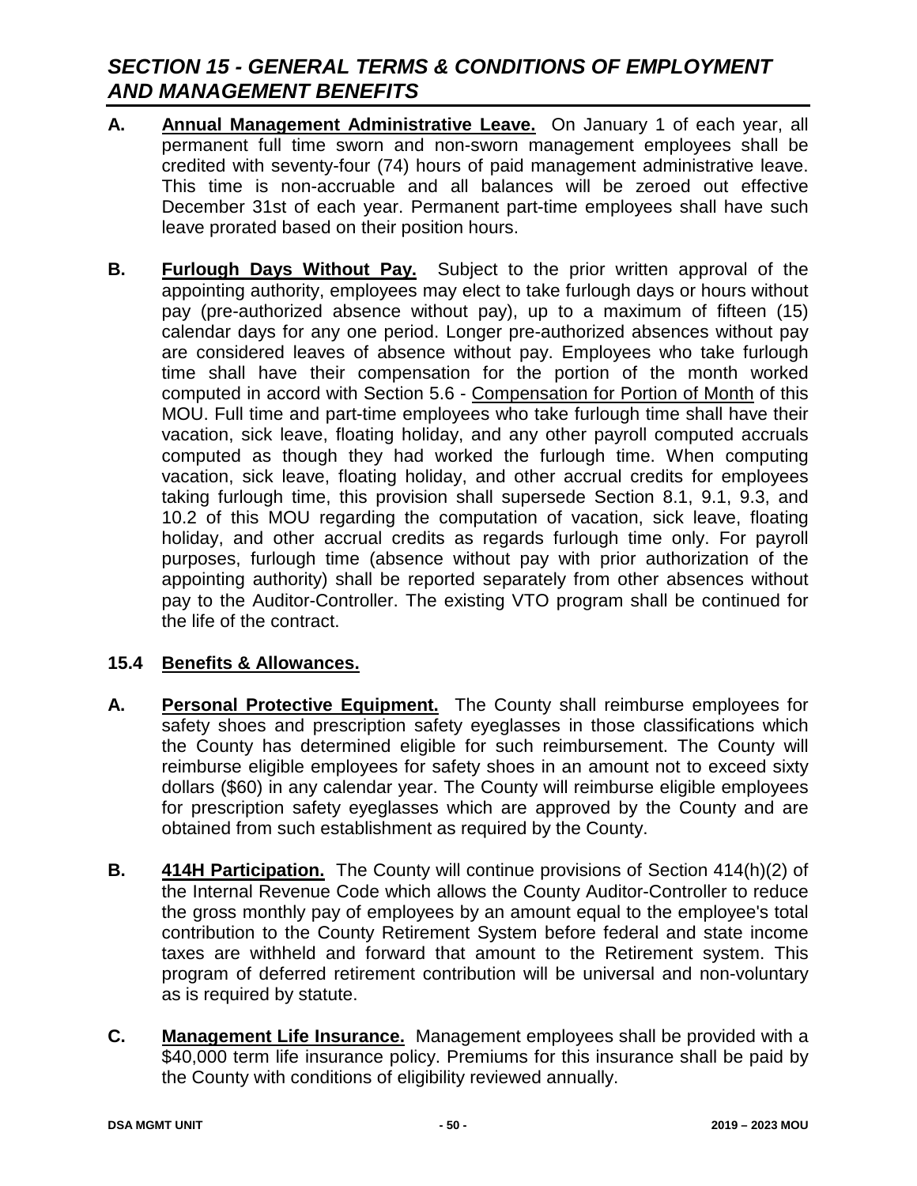## *SECTION 15 - GENERAL TERMS & CONDITIONS OF EMPLOYMENT AND MANAGEMENT BENEFITS*

**A. Annual Management Administrative Leave.** On January 1 of each year, all permanent full time sworn and non-sworn management employees shall be credited with seventy-four (74) hours of paid management administrative leave. This time is non-accruable and all balances will be zeroed out effective December 31st of each year. Permanent part-time employees shall have such leave prorated based on their position hours.

**B. Furlough Days Without Pay.** Subject to the prior written approval of the appointing authority, employees may elect to take furlough days or hours without pay (pre-authorized absence without pay), up to a maximum of fifteen (15) calendar days for any one period. Longer pre-authorized absences without pay are considered leaves of absence without pay. Employees who take furlough time shall have their compensation for the portion of the month worked computed in accord with Section 5.6 - Compensation for Portion of Month of this MOU. Full time and part-time employees who take furlough time shall have their vacation, sick leave, floating holiday, and any other payroll computed accruals computed as though they had worked the furlough time. When computing vacation, sick leave, floating holiday, and other accrual credits for employees taking furlough time, this provision shall supersede Section 8.1, 9.1, 9.3, and 10.2 of this MOU regarding the computation of vacation, sick leave, floating holiday, and other accrual credits as regards furlough time only. For payroll purposes, furlough time (absence without pay with prior authorization of the appointing authority) shall be reported separately from other absences without pay to the Auditor-Controller. The existing VTO program shall be continued for the life of the contract.

### 15.4 Benefits & Allowances.

**A. Personal Protective Equipment.** The County shall reimburse employees for safety shoes and prescription safety eyeglasses in those classifications which the County has determined eligible for such reimbursement. The County will reimburse eligible employees for safety shoes in an amount not to exceed sixty dollars ($60) in any calendar year. The County will reimburse eligible employees for prescription safety eyeglasses which are approved by the County and are obtained from such establishment as required by the County.

**B. 414H Participation.** The County will continue provisions of Section 414(h)(2) of the Internal Revenue Code which allows the County Auditor-Controller to reduce the gross monthly pay of employees by an amount equal to the employee's total contribution to the County Retirement System before federal and state income taxes are withheld and forward that amount to the Retirement system. This program of deferred retirement contribution will be universal and non-voluntary as is required by statute.

**C. Management Life Insurance.** Management employees shall be provided with a $40,000 term life insurance policy. Premiums for this insurance shall be paid by the County with conditions of eligibility reviewed annually.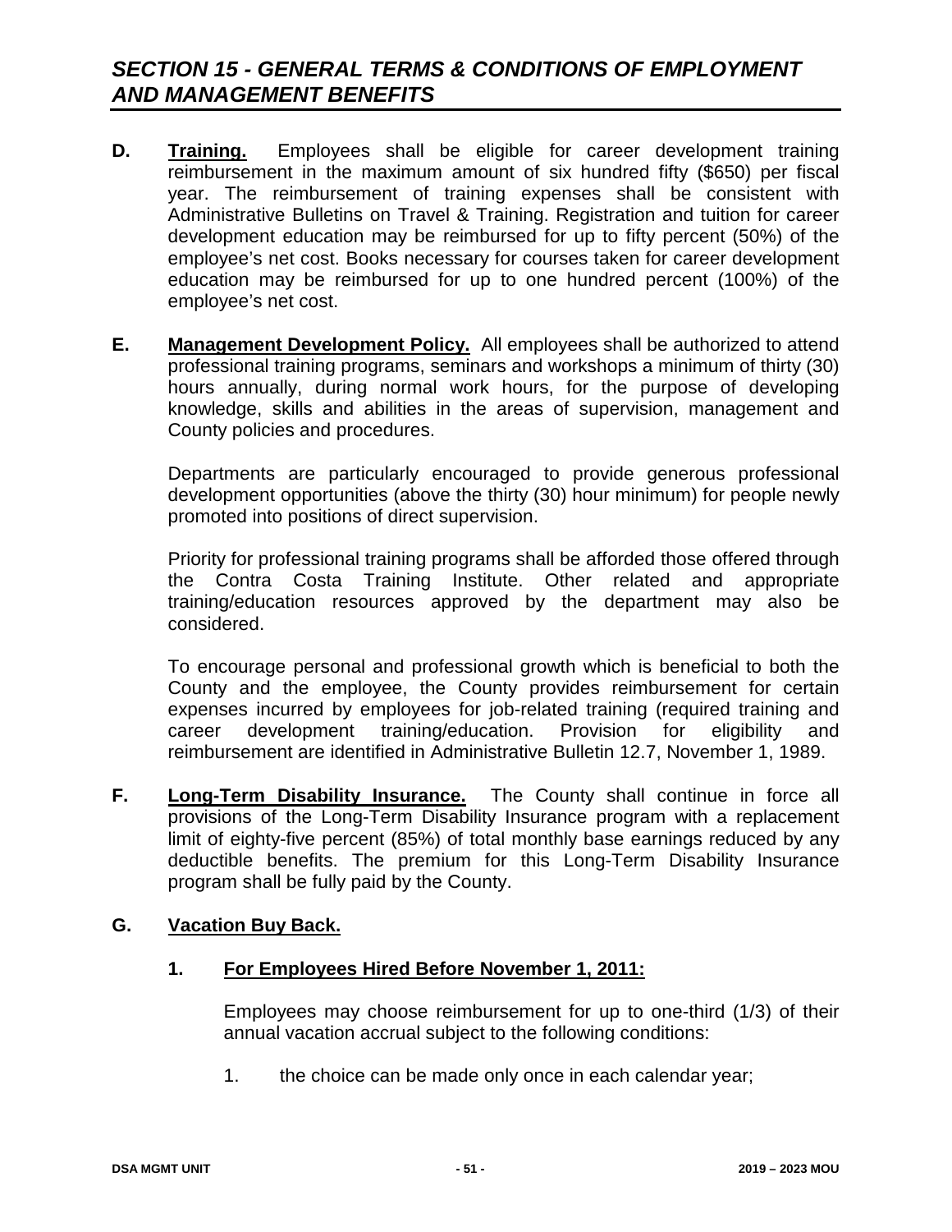# *SECTION 15 - GENERAL TERMS & CONDITIONS OF EMPLOYMENT AND MANAGEMENT BENEFITS*

**D. Training.** Employees shall be eligible for career development training reimbursement in the maximum amount of six hundred fifty ($650) per fiscal year. The reimbursement of training expenses shall be consistent with Administrative Bulletins on Travel & Training. Registration and tuition for career development education may be reimbursed for up to fifty percent (50%) of the employee's net cost. Books necessary for courses taken for career development education may be reimbursed for up to one hundred percent (100%) of the employee's net cost.

**E. Management Development Policy.** All employees shall be authorized to attend professional training programs, seminars and workshops a minimum of thirty (30) hours annually, during normal work hours, for the purpose of developing knowledge, skills and abilities in the areas of supervision, management and County policies and procedures.

Departments are particularly encouraged to provide generous professional development opportunities (above the thirty (30) hour minimum) for people newly promoted into positions of direct supervision.

Priority for professional training programs shall be afforded those offered through the Contra Costa Training Institute. Other related and appropriate training/education resources approved by the department may also be considered.

To encourage personal and professional growth which is beneficial to both the County and the employee, the County provides reimbursement for certain expenses incurred by employees for job-related training (required training and career development training/education. Provision for eligibility and reimbursement are identified in Administrative Bulletin 12.7, November 1, 1989.

**F. Long-Term Disability Insurance.** The County shall continue in force all provisions of the Long-Term Disability Insurance program with a replacement limit of eighty-five percent (85%) of total monthly base earnings reduced by any deductible benefits. The premium for this Long-Term Disability Insurance program shall be fully paid by the County.

**G. Vacation Buy Back.**

**1. For Employees Hired Before November 1, 2011:**

Employees may choose reimbursement for up to one-third (1/3) of their annual vacation accrual subject to the following conditions:

1. the choice can be made only once in each calendar year;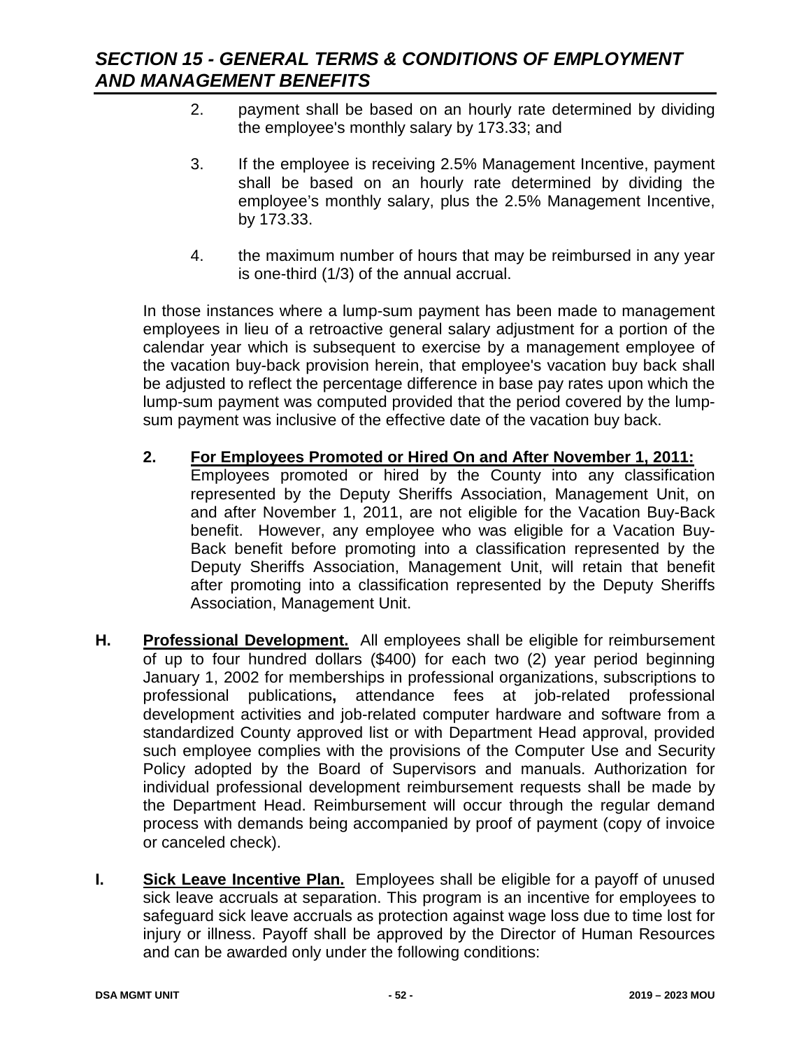2. payment shall be based on an hourly rate determined by dividing the employee's monthly salary by 173.33; and

3. If the employee is receiving 2.5% Management Incentive, payment shall be based on an hourly rate determined by dividing the employee's monthly salary, plus the 2.5% Management Incentive, by 173.33.

4. the maximum number of hours that may be reimbursed in any year is one-third (1/3) of the annual accrual.

In those instances where a lump-sum payment has been made to management employees in lieu of a retroactive general salary adjustment for a portion of the calendar year which is subsequent to exercise by a management employee of the vacation buy-back provision herein, that employee's vacation buy back shall be adjusted to reflect the percentage difference in base pay rates upon which the lump-sum payment was computed provided that the period covered by the lump-sum payment was inclusive of the effective date of the vacation buy back.

**2. For Employees Promoted or Hired On and After November 1, 2011:** Employees promoted or hired by the County into any classification represented by the Deputy Sheriffs Association, Management Unit, on and after November 1, 2011, are not eligible for the Vacation Buy-Back benefit. However, any employee who was eligible for a Vacation Buy-Back benefit before promoting into a classification represented by the Deputy Sheriffs Association, Management Unit, will retain that benefit after promoting into a classification represented by the Deputy Sheriffs Association, Management Unit.

**H. Professional Development.** All employees shall be eligible for reimbursement of up to four hundred dollars ($400) for each two (2) year period beginning January 1, 2002 for memberships in professional organizations, subscriptions to professional publications**,** attendance fees at job-related professional development activities and job-related computer hardware and software from a standardized County approved list or with Department Head approval, provided such employee complies with the provisions of the Computer Use and Security Policy adopted by the Board of Supervisors and manuals. Authorization for individual professional development reimbursement requests shall be made by the Department Head. Reimbursement will occur through the regular demand process with demands being accompanied by proof of payment (copy of invoice or canceled check).

**I. Sick Leave Incentive Plan.** Employees shall be eligible for a payoff of unused sick leave accruals at separation. This program is an incentive for employees to safeguard sick leave accruals as protection against wage loss due to time lost for injury or illness. Payoff shall be approved by the Director of Human Resources and can be awarded only under the following conditions: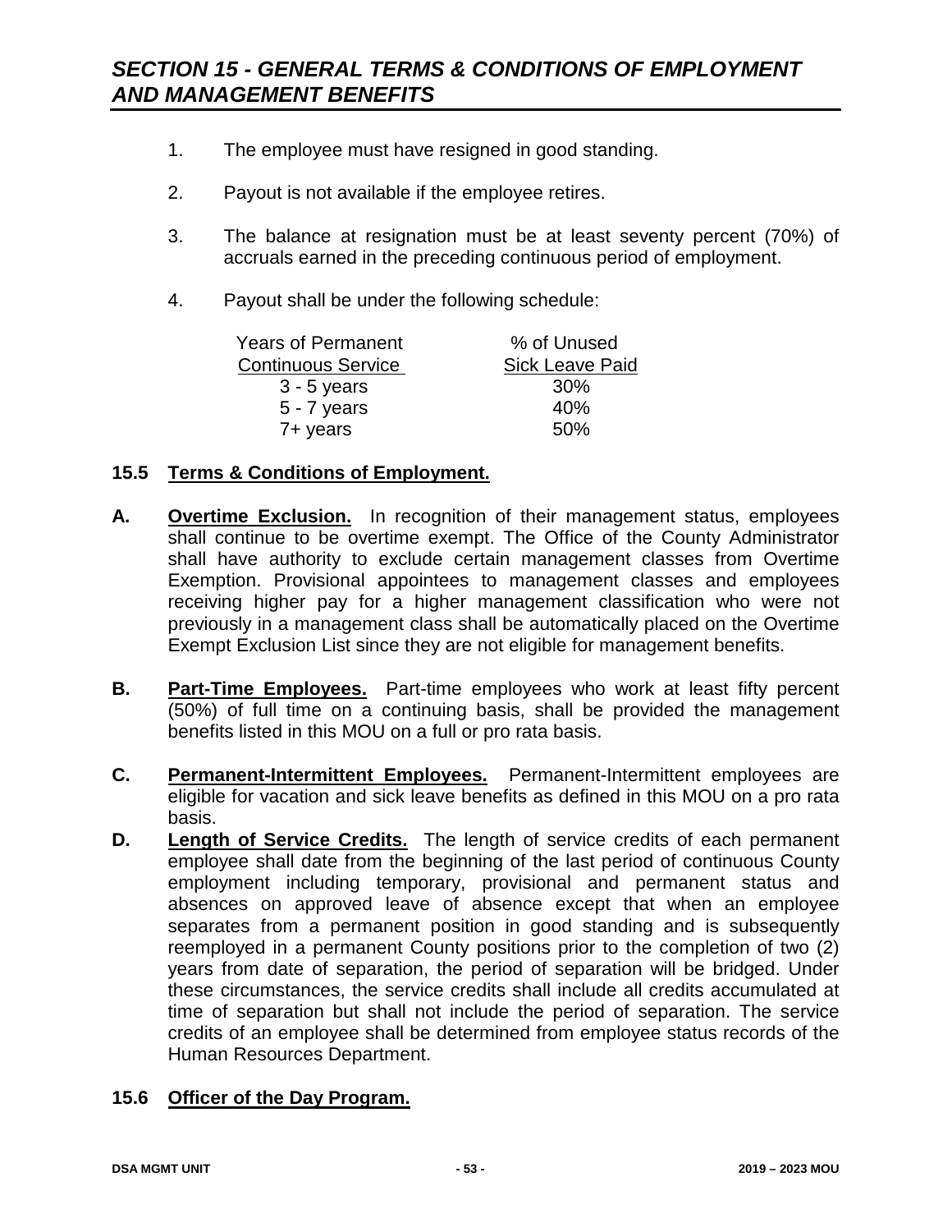1. The employee must have resigned in good standing.

2. Payout is not available if the employee retires.

3. The balance at resignation must be at least seventy percent (70%) of accruals earned in the preceding continuous period of employment.

4. Payout shall be under the following schedule:

| Years of Permanent Continuous Service | % of Unused Sick Leave Paid |
|---|---|
| 3 - 5 years | 30% |
| 5 - 7 years | 40% |
| 7+ years | 50% |

### 15.5 Terms & Conditions of Employment.

**A. Overtime Exclusion.** In recognition of their management status, employees shall continue to be overtime exempt. The Office of the County Administrator shall have authority to exclude certain management classes from Overtime Exemption. Provisional appointees to management classes and employees receiving higher pay for a higher management classification who were not previously in a management class shall be automatically placed on the Overtime Exempt Exclusion List since they are not eligible for management benefits.

**B. Part-Time Employees.** Part-time employees who work at least fifty percent (50%) of full time on a continuing basis, shall be provided the management benefits listed in this MOU on a full or pro rata basis.

**C. Permanent-Intermittent Employees.** Permanent-Intermittent employees are eligible for vacation and sick leave benefits as defined in this MOU on a pro rata basis.

**D. Length of Service Credits.** The length of service credits of each permanent employee shall date from the beginning of the last period of continuous County employment including temporary, provisional and permanent status and absences on approved leave of absence except that when an employee separates from a permanent position in good standing and is subsequently reemployed in a permanent County positions prior to the completion of two (2) years from date of separation, the period of separation will be bridged. Under these circumstances, the service credits shall include all credits accumulated at time of separation but shall not include the period of separation. The service credits of an employee shall be determined from employee status records of the Human Resources Department.

### 15.6 Officer of the Day Program.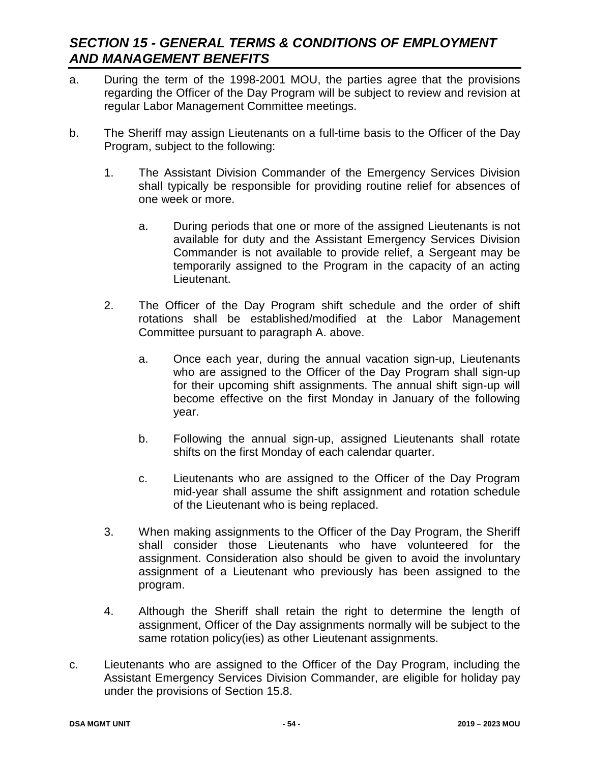## *SECTION 15 - GENERAL TERMS & CONDITIONS OF EMPLOYMENT AND MANAGEMENT BENEFITS*

a. During the term of the 1998-2001 MOU, the parties agree that the provisions regarding the Officer of the Day Program will be subject to review and revision at regular Labor Management Committee meetings.

b. The Sheriff may assign Lieutenants on a full-time basis to the Officer of the Day Program, subject to the following:

   1. The Assistant Division Commander of the Emergency Services Division shall typically be responsible for providing routine relief for absences of one week or more.

      a. During periods that one or more of the assigned Lieutenants is not available for duty and the Assistant Emergency Services Division Commander is not available to provide relief, a Sergeant may be temporarily assigned to the Program in the capacity of an acting Lieutenant.

   2. The Officer of the Day Program shift schedule and the order of shift rotations shall be established/modified at the Labor Management Committee pursuant to paragraph A. above.

      a. Once each year, during the annual vacation sign-up, Lieutenants who are assigned to the Officer of the Day Program shall sign-up for their upcoming shift assignments. The annual shift sign-up will become effective on the first Monday in January of the following year.

      b. Following the annual sign-up, assigned Lieutenants shall rotate shifts on the first Monday of each calendar quarter.

      c. Lieutenants who are assigned to the Officer of the Day Program mid-year shall assume the shift assignment and rotation schedule of the Lieutenant who is being replaced.

   3. When making assignments to the Officer of the Day Program, the Sheriff shall consider those Lieutenants who have volunteered for the assignment. Consideration also should be given to avoid the involuntary assignment of a Lieutenant who previously has been assigned to the program.

   4. Although the Sheriff shall retain the right to determine the length of assignment, Officer of the Day assignments normally will be subject to the same rotation policy(ies) as other Lieutenant assignments.

c. Lieutenants who are assigned to the Officer of the Day Program, including the Assistant Emergency Services Division Commander, are eligible for holiday pay under the provisions of Section 15.8.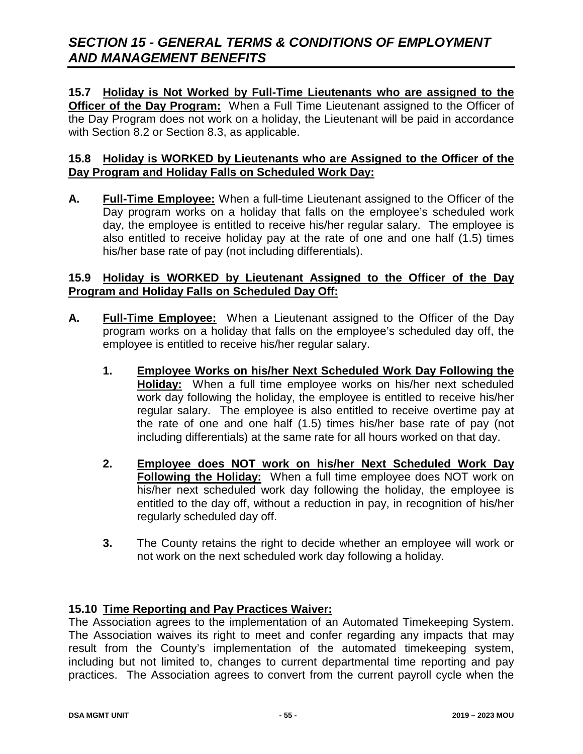## *SECTION 15 - GENERAL TERMS & CONDITIONS OF EMPLOYMENT AND MANAGEMENT BENEFITS*

**15.7 Holiday is Not Worked by Full-Time Lieutenants who are assigned to the Officer of the Day Program:** When a Full Time Lieutenant assigned to the Officer of the Day Program does not work on a holiday, the Lieutenant will be paid in accordance with Section 8.2 or Section 8.3, as applicable.

**15.8 Holiday is WORKED by Lieutenants who are Assigned to the Officer of the Day Program and Holiday Falls on Scheduled Work Day:**

**A. Full-Time Employee:** When a full-time Lieutenant assigned to the Officer of the Day program works on a holiday that falls on the employee's scheduled work day, the employee is entitled to receive his/her regular salary. The employee is also entitled to receive holiday pay at the rate of one and one half (1.5) times his/her base rate of pay (not including differentials).

**15.9 Holiday is WORKED by Lieutenant Assigned to the Officer of the Day Program and Holiday Falls on Scheduled Day Off:**

**A. Full-Time Employee:** When a Lieutenant assigned to the Officer of the Day program works on a holiday that falls on the employee's scheduled day off, the employee is entitled to receive his/her regular salary.

1. **Employee Works on his/her Next Scheduled Work Day Following the Holiday:** When a full time employee works on his/her next scheduled work day following the holiday, the employee is entitled to receive his/her regular salary. The employee is also entitled to receive overtime pay at the rate of one and one half (1.5) times his/her base rate of pay (not including differentials) at the same rate for all hours worked on that day.

2. **Employee does NOT work on his/her Next Scheduled Work Day Following the Holiday:** When a full time employee does NOT work on his/her next scheduled work day following the holiday, the employee is entitled to the day off, without a reduction in pay, in recognition of his/her regularly scheduled day off.

3. The County retains the right to decide whether an employee will work or not work on the next scheduled work day following a holiday.

**15.10 Time Reporting and Pay Practices Waiver:**
The Association agrees to the implementation of an Automated Timekeeping System. The Association waives its right to meet and confer regarding any impacts that may result from the County's implementation of the automated timekeeping system, including but not limited to, changes to current departmental time reporting and pay practices. The Association agrees to convert from the current payroll cycle when the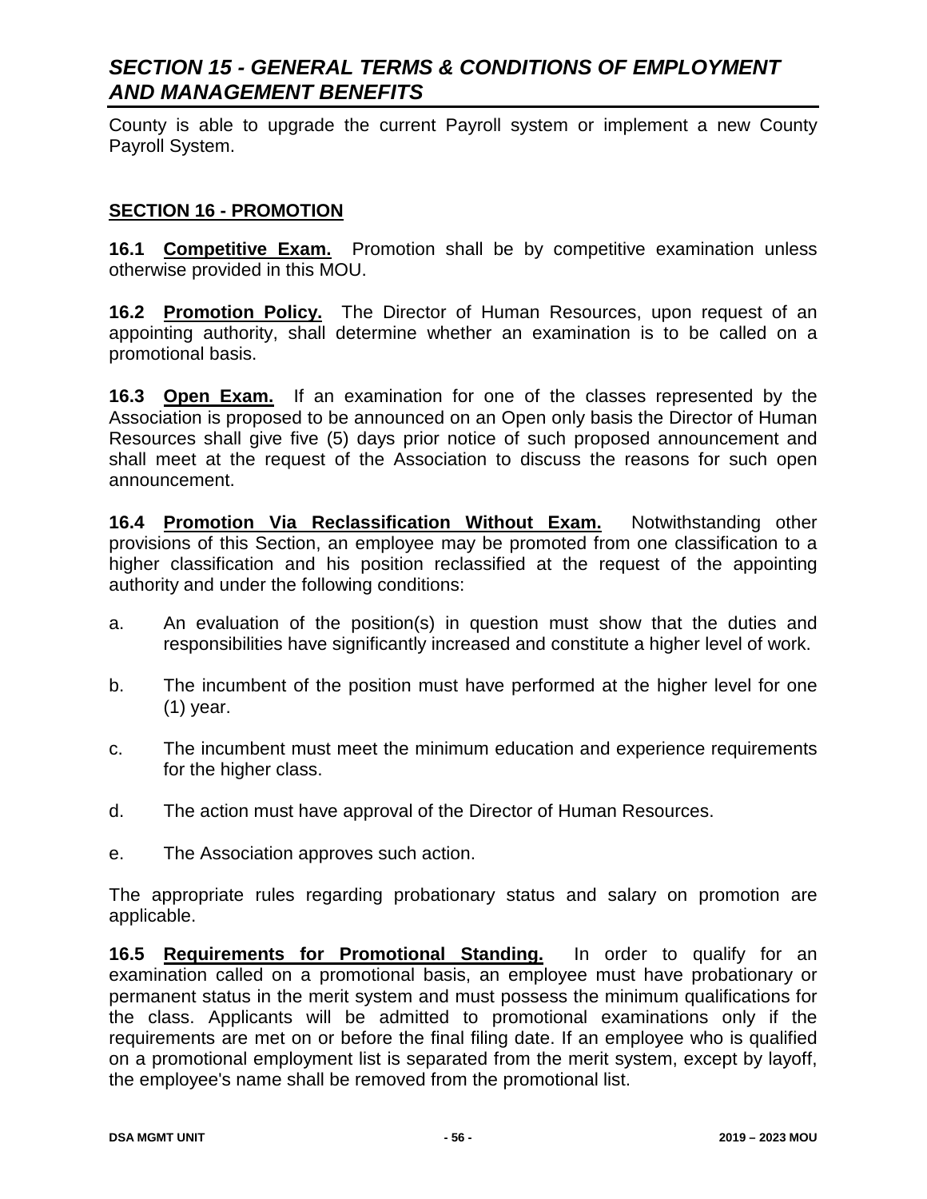County is able to upgrade the current Payroll system or implement a new County Payroll System.

## SECTION 16 - PROMOTION

**16.1 Competitive Exam.** Promotion shall be by competitive examination unless otherwise provided in this MOU.

**16.2 Promotion Policy.** The Director of Human Resources, upon request of an appointing authority, shall determine whether an examination is to be called on a promotional basis.

**16.3 Open Exam.** If an examination for one of the classes represented by the Association is proposed to be announced on an Open only basis the Director of Human Resources shall give five (5) days prior notice of such proposed announcement and shall meet at the request of the Association to discuss the reasons for such open announcement.

**16.4 Promotion Via Reclassification Without Exam.** Notwithstanding other provisions of this Section, an employee may be promoted from one classification to a higher classification and his position reclassified at the request of the appointing authority and under the following conditions:

a. An evaluation of the position(s) in question must show that the duties and responsibilities have significantly increased and constitute a higher level of work.

b. The incumbent of the position must have performed at the higher level for one (1) year.

c. The incumbent must meet the minimum education and experience requirements for the higher class.

d. The action must have approval of the Director of Human Resources.

e. The Association approves such action.

The appropriate rules regarding probationary status and salary on promotion are applicable.

**16.5 Requirements for Promotional Standing.** In order to qualify for an examination called on a promotional basis, an employee must have probationary or permanent status in the merit system and must possess the minimum qualifications for the class. Applicants will be admitted to promotional examinations only if the requirements are met on or before the final filing date. If an employee who is qualified on a promotional employment list is separated from the merit system, except by layoff, the employee's name shall be removed from the promotional list.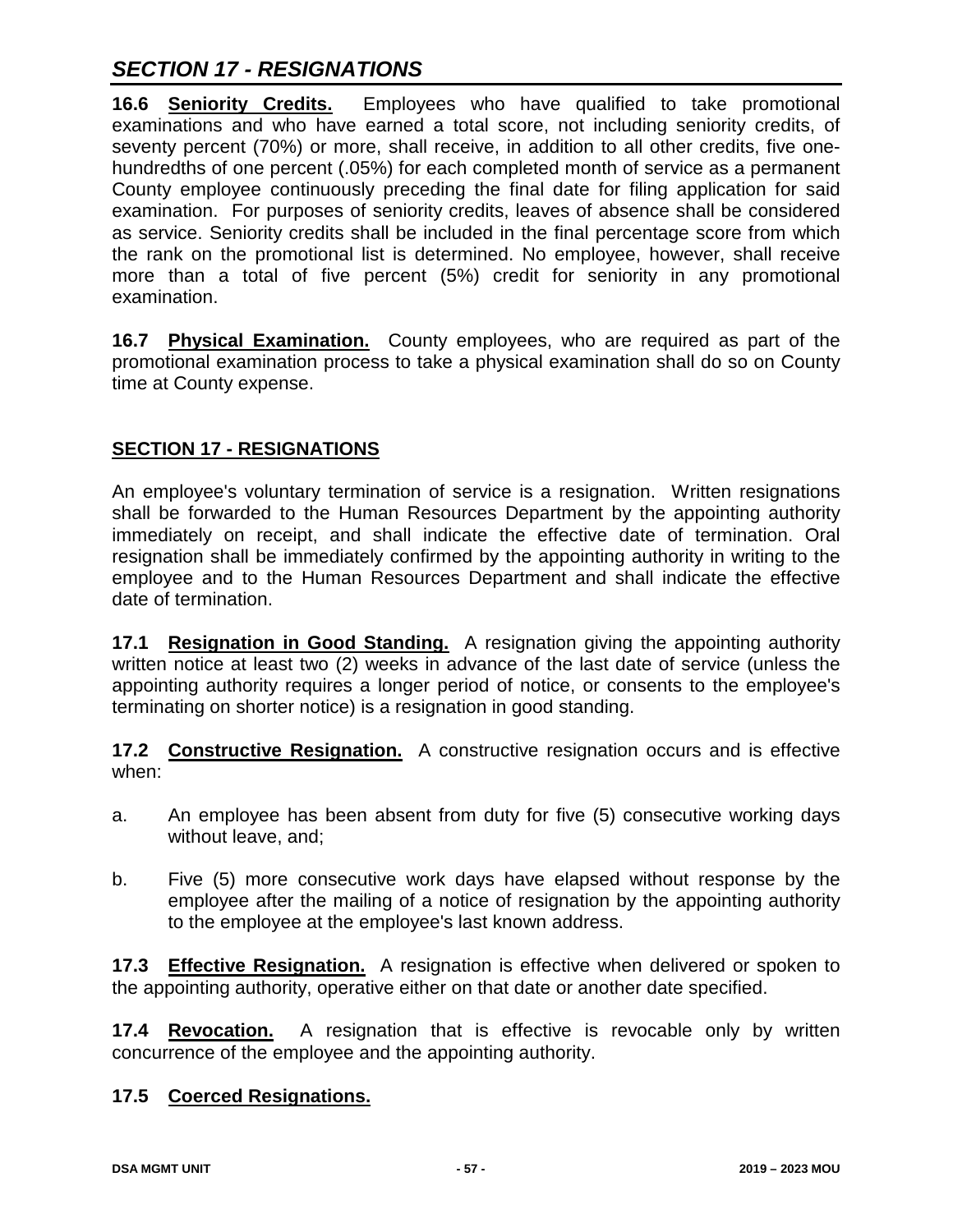**16.6 Seniority Credits.** Employees who have qualified to take promotional examinations and who have earned a total score, not including seniority credits, of seventy percent (70%) or more, shall receive, in addition to all other credits, five one-hundredths of one percent (.05%) for each completed month of service as a permanent County employee continuously preceding the final date for filing application for said examination. For purposes of seniority credits, leaves of absence shall be considered as service. Seniority credits shall be included in the final percentage score from which the rank on the promotional list is determined. No employee, however, shall receive more than a total of five percent (5%) credit for seniority in any promotional examination.

**16.7 Physical Examination.** County employees, who are required as part of the promotional examination process to take a physical examination shall do so on County time at County expense.

## SECTION 17 - RESIGNATIONS

An employee's voluntary termination of service is a resignation. Written resignations shall be forwarded to the Human Resources Department by the appointing authority immediately on receipt, and shall indicate the effective date of termination. Oral resignation shall be immediately confirmed by the appointing authority in writing to the employee and to the Human Resources Department and shall indicate the effective date of termination.

**17.1 Resignation in Good Standing.** A resignation giving the appointing authority written notice at least two (2) weeks in advance of the last date of service (unless the appointing authority requires a longer period of notice, or consents to the employee's terminating on shorter notice) is a resignation in good standing.

**17.2 Constructive Resignation.** A constructive resignation occurs and is effective when:

a. An employee has been absent from duty for five (5) consecutive working days without leave, and;

b. Five (5) more consecutive work days have elapsed without response by the employee after the mailing of a notice of resignation by the appointing authority to the employee at the employee's last known address.

**17.3 Effective Resignation.** A resignation is effective when delivered or spoken to the appointing authority, operative either on that date or another date specified.

**17.4 Revocation.** A resignation that is effective is revocable only by written concurrence of the employee and the appointing authority.

**17.5 Coerced Resignations.**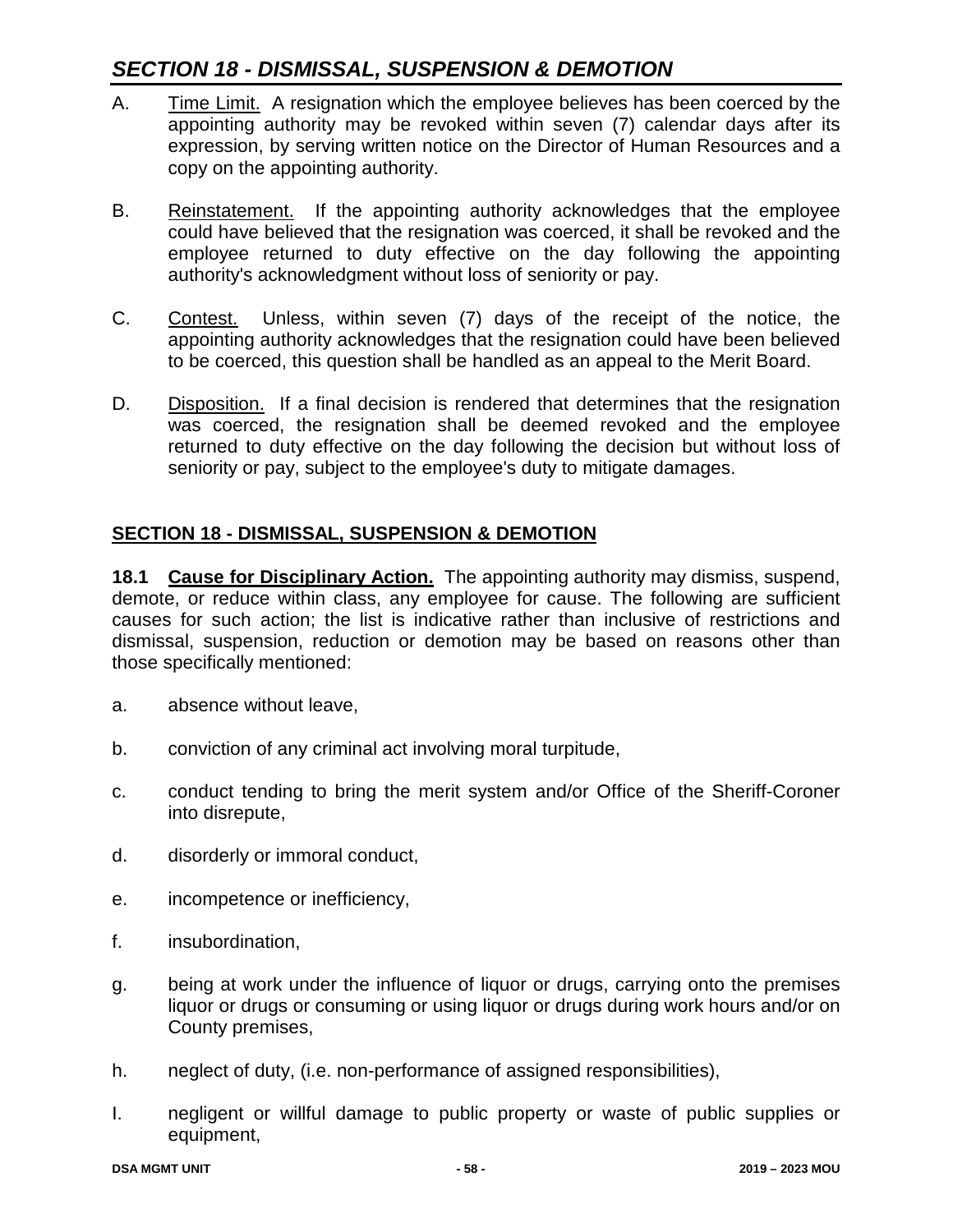A. Time Limit. A resignation which the employee believes has been coerced by the appointing authority may be revoked within seven (7) calendar days after its expression, by serving written notice on the Director of Human Resources and a copy on the appointing authority.

B. Reinstatement. If the appointing authority acknowledges that the employee could have believed that the resignation was coerced, it shall be revoked and the employee returned to duty effective on the day following the appointing authority's acknowledgment without loss of seniority or pay.

C. Contest. Unless, within seven (7) days of the receipt of the notice, the appointing authority acknowledges that the resignation could have been believed to be coerced, this question shall be handled as an appeal to the Merit Board.

D. Disposition. If a final decision is rendered that determines that the resignation was coerced, the resignation shall be deemed revoked and the employee returned to duty effective on the day following the decision but without loss of seniority or pay, subject to the employee's duty to mitigate damages.

## SECTION 18 - DISMISSAL, SUSPENSION & DEMOTION

**18.1 Cause for Disciplinary Action.** The appointing authority may dismiss, suspend, demote, or reduce within class, any employee for cause. The following are sufficient causes for such action; the list is indicative rather than inclusive of restrictions and dismissal, suspension, reduction or demotion may be based on reasons other than those specifically mentioned:

a. absence without leave,

b. conviction of any criminal act involving moral turpitude,

c. conduct tending to bring the merit system and/or Office of the Sheriff-Coroner into disrepute,

d. disorderly or immoral conduct,

e. incompetence or inefficiency,

f. insubordination,

g. being at work under the influence of liquor or drugs, carrying onto the premises liquor or drugs or consuming or using liquor or drugs during work hours and/or on County premises,

h. neglect of duty, (i.e. non-performance of assigned responsibilities),

I. negligent or willful damage to public property or waste of public supplies or equipment,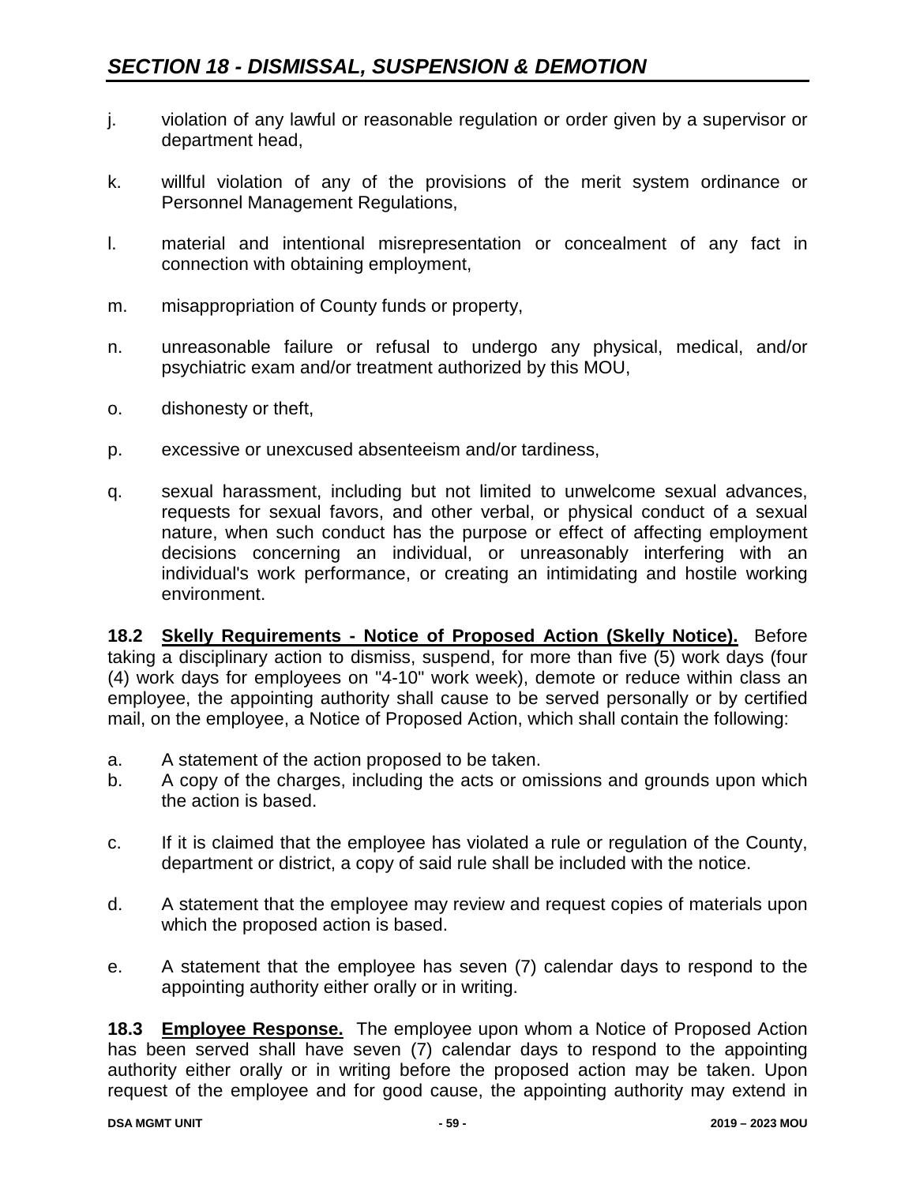## SECTION 18 - DISMISSAL, SUSPENSION & DEMOTION

j. violation of any lawful or reasonable regulation or order given by a supervisor or department head,

k. willful violation of any of the provisions of the merit system ordinance or Personnel Management Regulations,

l. material and intentional misrepresentation or concealment of any fact in connection with obtaining employment,

m. misappropriation of County funds or property,

n. unreasonable failure or refusal to undergo any physical, medical, and/or psychiatric exam and/or treatment authorized by this MOU,

o. dishonesty or theft,

p. excessive or unexcused absenteeism and/or tardiness,

q. sexual harassment, including but not limited to unwelcome sexual advances, requests for sexual favors, and other verbal, or physical conduct of a sexual nature, when such conduct has the purpose or effect of affecting employment decisions concerning an individual, or unreasonably interfering with an individual's work performance, or creating an intimidating and hostile working environment.

**18.2 <u>Skelly Requirements - Notice of Proposed Action (Skelly Notice).</u>** Before taking a disciplinary action to dismiss, suspend, for more than five (5) work days (four (4) work days for employees on "4-10" work week), demote or reduce within class an employee, the appointing authority shall cause to be served personally or by certified mail, on the employee, a Notice of Proposed Action, which shall contain the following:

a. A statement of the action proposed to be taken.

b. A copy of the charges, including the acts or omissions and grounds upon which the action is based.

c. If it is claimed that the employee has violated a rule or regulation of the County, department or district, a copy of said rule shall be included with the notice.

d. A statement that the employee may review and request copies of materials upon which the proposed action is based.

e. A statement that the employee has seven (7) calendar days to respond to the appointing authority either orally or in writing.

**18.3 <u>Employee Response.</u>** The employee upon whom a Notice of Proposed Action has been served shall have seven (7) calendar days to respond to the appointing authority either orally or in writing before the proposed action may be taken. Upon request of the employee and for good cause, the appointing authority may extend in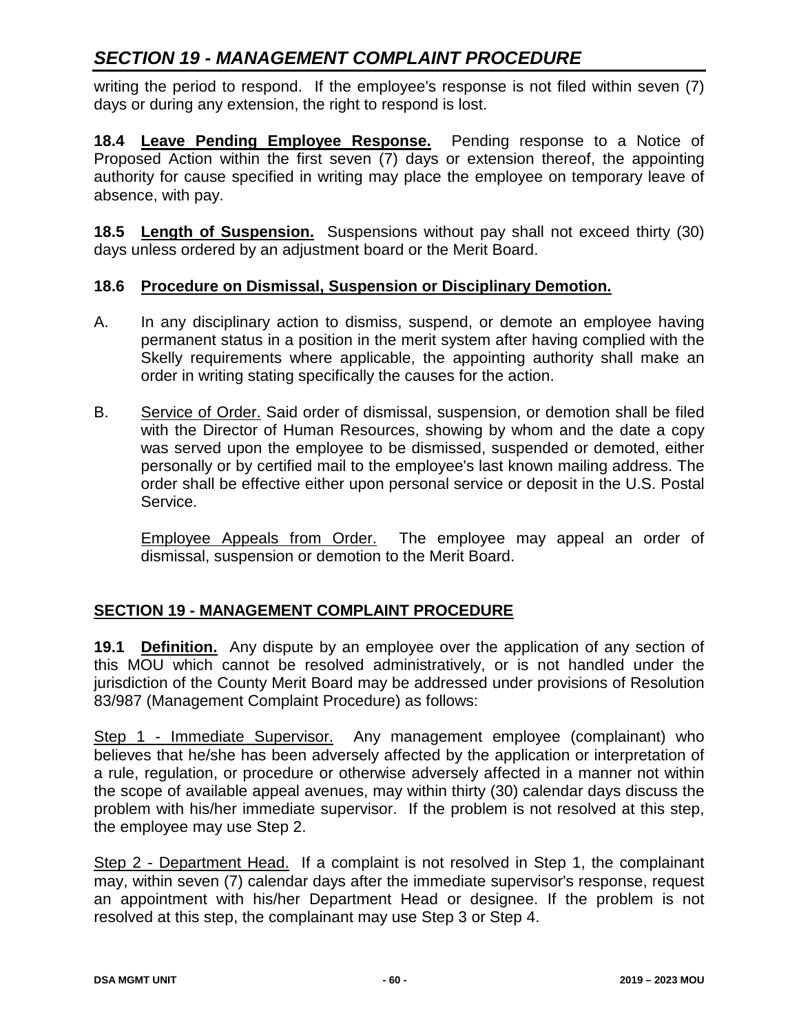writing the period to respond. If the employee's response is not filed within seven (7) days or during any extension, the right to respond is lost.

**18.4 Leave Pending Employee Response.** Pending response to a Notice of Proposed Action within the first seven (7) days or extension thereof, the appointing authority for cause specified in writing may place the employee on temporary leave of absence, with pay.

**18.5 Length of Suspension.** Suspensions without pay shall not exceed thirty (30) days unless ordered by an adjustment board or the Merit Board.

**18.6 Procedure on Dismissal, Suspension or Disciplinary Demotion.**

A. In any disciplinary action to dismiss, suspend, or demote an employee having permanent status in a position in the merit system after having complied with the Skelly requirements where applicable, the appointing authority shall make an order in writing stating specifically the causes for the action.

B. Service of Order. Said order of dismissal, suspension, or demotion shall be filed with the Director of Human Resources, showing by whom and the date a copy was served upon the employee to be dismissed, suspended or demoted, either personally or by certified mail to the employee's last known mailing address. The order shall be effective either upon personal service or deposit in the U.S. Postal Service.

   Employee Appeals from Order. The employee may appeal an order of dismissal, suspension or demotion to the Merit Board.

## SECTION 19 - MANAGEMENT COMPLAINT PROCEDURE

**19.1 Definition.** Any dispute by an employee over the application of any section of this MOU which cannot be resolved administratively, or is not handled under the jurisdiction of the County Merit Board may be addressed under provisions of Resolution 83/987 (Management Complaint Procedure) as follows:

Step 1 - Immediate Supervisor. Any management employee (complainant) who believes that he/she has been adversely affected by the application or interpretation of a rule, regulation, or procedure or otherwise adversely affected in a manner not within the scope of available appeal avenues, may within thirty (30) calendar days discuss the problem with his/her immediate supervisor. If the problem is not resolved at this step, the employee may use Step 2.

Step 2 - Department Head. If a complaint is not resolved in Step 1, the complainant may, within seven (7) calendar days after the immediate supervisor's response, request an appointment with his/her Department Head or designee. If the problem is not resolved at this step, the complainant may use Step 3 or Step 4.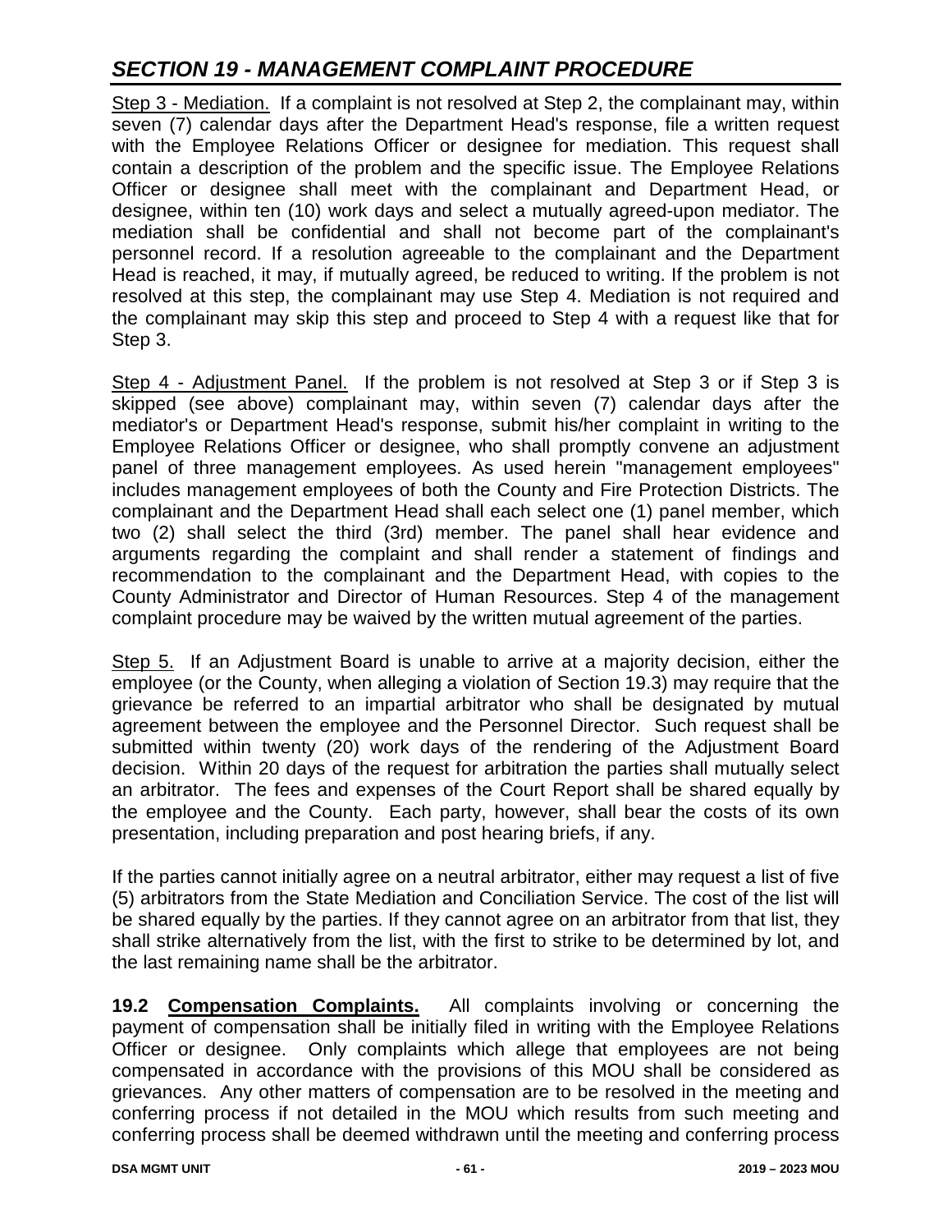## *SECTION 19 - MANAGEMENT COMPLAINT PROCEDURE*

Step 3 - Mediation. If a complaint is not resolved at Step 2, the complainant may, within seven (7) calendar days after the Department Head's response, file a written request with the Employee Relations Officer or designee for mediation. This request shall contain a description of the problem and the specific issue. The Employee Relations Officer or designee shall meet with the complainant and Department Head, or designee, within ten (10) work days and select a mutually agreed-upon mediator. The mediation shall be confidential and shall not become part of the complainant's personnel record. If a resolution agreeable to the complainant and the Department Head is reached, it may, if mutually agreed, be reduced to writing. If the problem is not resolved at this step, the complainant may use Step 4. Mediation is not required and the complainant may skip this step and proceed to Step 4 with a request like that for Step 3.

Step 4 - Adjustment Panel. If the problem is not resolved at Step 3 or if Step 3 is skipped (see above) complainant may, within seven (7) calendar days after the mediator's or Department Head's response, submit his/her complaint in writing to the Employee Relations Officer or designee, who shall promptly convene an adjustment panel of three management employees. As used herein "management employees" includes management employees of both the County and Fire Protection Districts. The complainant and the Department Head shall each select one (1) panel member, which two (2) shall select the third (3rd) member. The panel shall hear evidence and arguments regarding the complaint and shall render a statement of findings and recommendation to the complainant and the Department Head, with copies to the County Administrator and Director of Human Resources. Step 4 of the management complaint procedure may be waived by the written mutual agreement of the parties.

Step 5. If an Adjustment Board is unable to arrive at a majority decision, either the employee (or the County, when alleging a violation of Section 19.3) may require that the grievance be referred to an impartial arbitrator who shall be designated by mutual agreement between the employee and the Personnel Director. Such request shall be submitted within twenty (20) work days of the rendering of the Adjustment Board decision. Within 20 days of the request for arbitration the parties shall mutually select an arbitrator. The fees and expenses of the Court Report shall be shared equally by the employee and the County. Each party, however, shall bear the costs of its own presentation, including preparation and post hearing briefs, if any.

If the parties cannot initially agree on a neutral arbitrator, either may request a list of five (5) arbitrators from the State Mediation and Conciliation Service. The cost of the list will be shared equally by the parties. If they cannot agree on an arbitrator from that list, they shall strike alternatively from the list, with the first to strike to be determined by lot, and the last remaining name shall be the arbitrator.

**19.2 Compensation Complaints.** All complaints involving or concerning the payment of compensation shall be initially filed in writing with the Employee Relations Officer or designee. Only complaints which allege that employees are not being compensated in accordance with the provisions of this MOU shall be considered as grievances. Any other matters of compensation are to be resolved in the meeting and conferring process if not detailed in the MOU which results from such meeting and conferring process shall be deemed withdrawn until the meeting and conferring process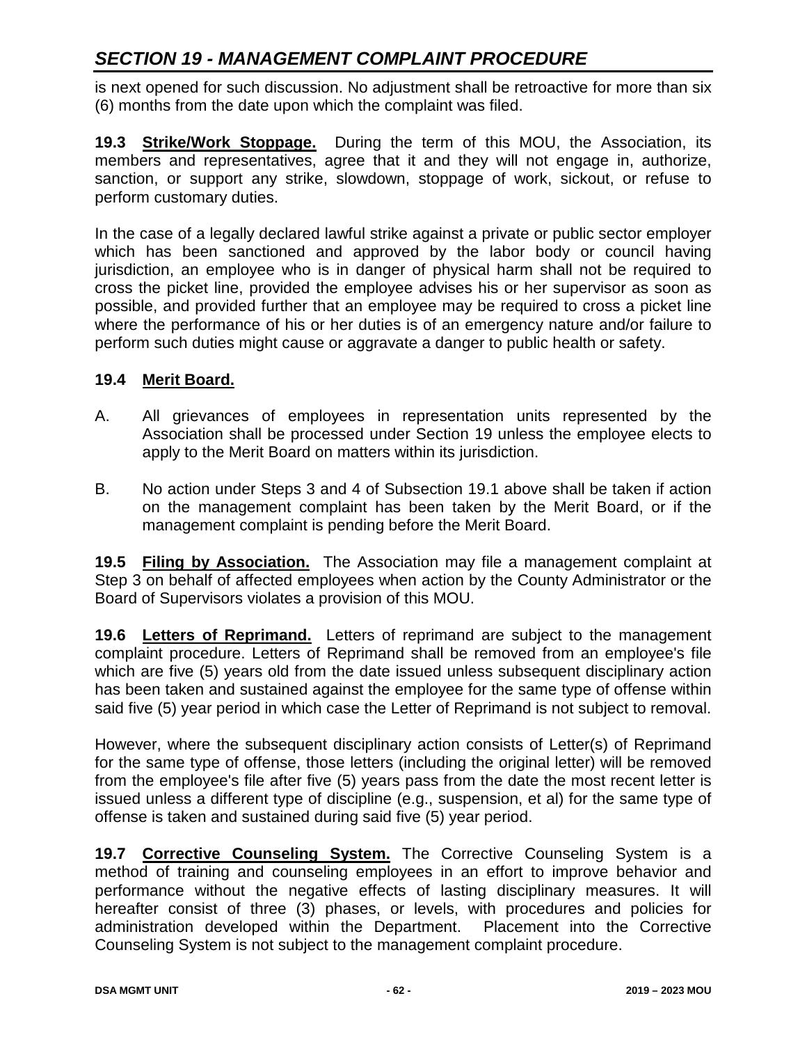## SECTION 19 - MANAGEMENT COMPLAINT PROCEDURE

is next opened for such discussion. No adjustment shall be retroactive for more than six (6) months from the date upon which the complaint was filed.

**19.3 Strike/Work Stoppage.** During the term of this MOU, the Association, its members and representatives, agree that it and they will not engage in, authorize, sanction, or support any strike, slowdown, stoppage of work, sickout, or refuse to perform customary duties.

In the case of a legally declared lawful strike against a private or public sector employer which has been sanctioned and approved by the labor body or council having jurisdiction, an employee who is in danger of physical harm shall not be required to cross the picket line, provided the employee advises his or her supervisor as soon as possible, and provided further that an employee may be required to cross a picket line where the performance of his or her duties is of an emergency nature and/or failure to perform such duties might cause or aggravate a danger to public health or safety.

**19.4 Merit Board.**

A. All grievances of employees in representation units represented by the Association shall be processed under Section 19 unless the employee elects to apply to the Merit Board on matters within its jurisdiction.

B. No action under Steps 3 and 4 of Subsection 19.1 above shall be taken if action on the management complaint has been taken by the Merit Board, or if the management complaint is pending before the Merit Board.

**19.5 Filing by Association.** The Association may file a management complaint at Step 3 on behalf of affected employees when action by the County Administrator or the Board of Supervisors violates a provision of this MOU.

**19.6 Letters of Reprimand.** Letters of reprimand are subject to the management complaint procedure. Letters of Reprimand shall be removed from an employee's file which are five (5) years old from the date issued unless subsequent disciplinary action has been taken and sustained against the employee for the same type of offense within said five (5) year period in which case the Letter of Reprimand is not subject to removal.

However, where the subsequent disciplinary action consists of Letter(s) of Reprimand for the same type of offense, those letters (including the original letter) will be removed from the employee's file after five (5) years pass from the date the most recent letter is issued unless a different type of discipline (e.g., suspension, et al) for the same type of offense is taken and sustained during said five (5) year period.

**19.7 Corrective Counseling System.** The Corrective Counseling System is a method of training and counseling employees in an effort to improve behavior and performance without the negative effects of lasting disciplinary measures. It will hereafter consist of three (3) phases, or levels, with procedures and policies for administration developed within the Department. Placement into the Corrective Counseling System is not subject to the management complaint procedure.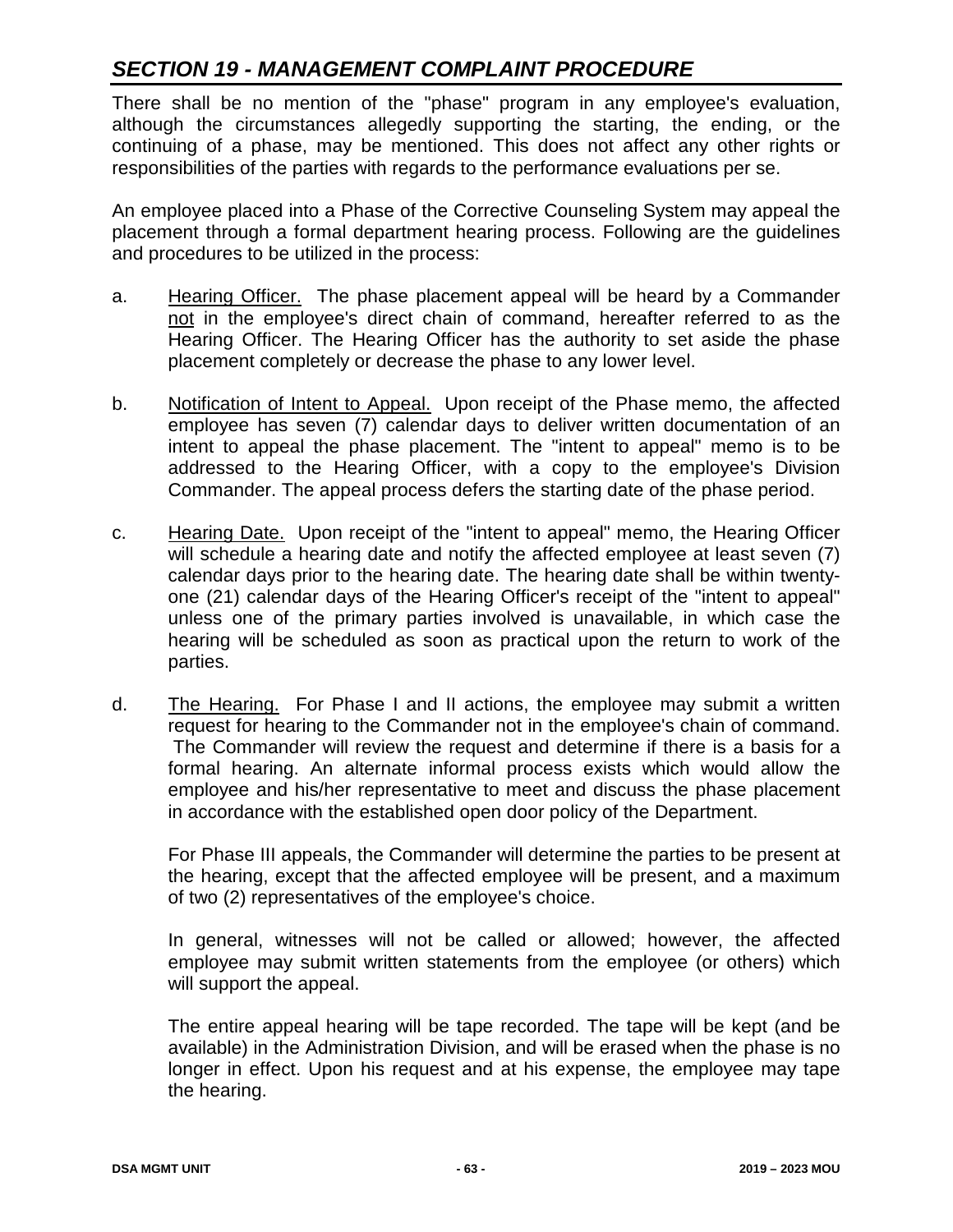## *SECTION 19 - MANAGEMENT COMPLAINT PROCEDURE*

There shall be no mention of the "phase" program in any employee's evaluation, although the circumstances allegedly supporting the starting, the ending, or the continuing of a phase, may be mentioned. This does not affect any other rights or responsibilities of the parties with regards to the performance evaluations per se.

An employee placed into a Phase of the Corrective Counseling System may appeal the placement through a formal department hearing process. Following are the guidelines and procedures to be utilized in the process:

a. Hearing Officer. The phase placement appeal will be heard by a Commander not in the employee's direct chain of command, hereafter referred to as the Hearing Officer. The Hearing Officer has the authority to set aside the phase placement completely or decrease the phase to any lower level.

b. Notification of Intent to Appeal. Upon receipt of the Phase memo, the affected employee has seven (7) calendar days to deliver written documentation of an intent to appeal the phase placement. The "intent to appeal" memo is to be addressed to the Hearing Officer, with a copy to the employee's Division Commander. The appeal process defers the starting date of the phase period.

c. Hearing Date. Upon receipt of the "intent to appeal" memo, the Hearing Officer will schedule a hearing date and notify the affected employee at least seven (7) calendar days prior to the hearing date. The hearing date shall be within twenty-one (21) calendar days of the Hearing Officer's receipt of the "intent to appeal" unless one of the primary parties involved is unavailable, in which case the hearing will be scheduled as soon as practical upon the return to work of the parties.

d. The Hearing. For Phase I and II actions, the employee may submit a written request for hearing to the Commander not in the employee's chain of command. The Commander will review the request and determine if there is a basis for a formal hearing. An alternate informal process exists which would allow the employee and his/her representative to meet and discuss the phase placement in accordance with the established open door policy of the Department.

   For Phase III appeals, the Commander will determine the parties to be present at the hearing, except that the affected employee will be present, and a maximum of two (2) representatives of the employee's choice.

   In general, witnesses will not be called or allowed; however, the affected employee may submit written statements from the employee (or others) which will support the appeal.

   The entire appeal hearing will be tape recorded. The tape will be kept (and be available) in the Administration Division, and will be erased when the phase is no longer in effect. Upon his request and at his expense, the employee may tape the hearing.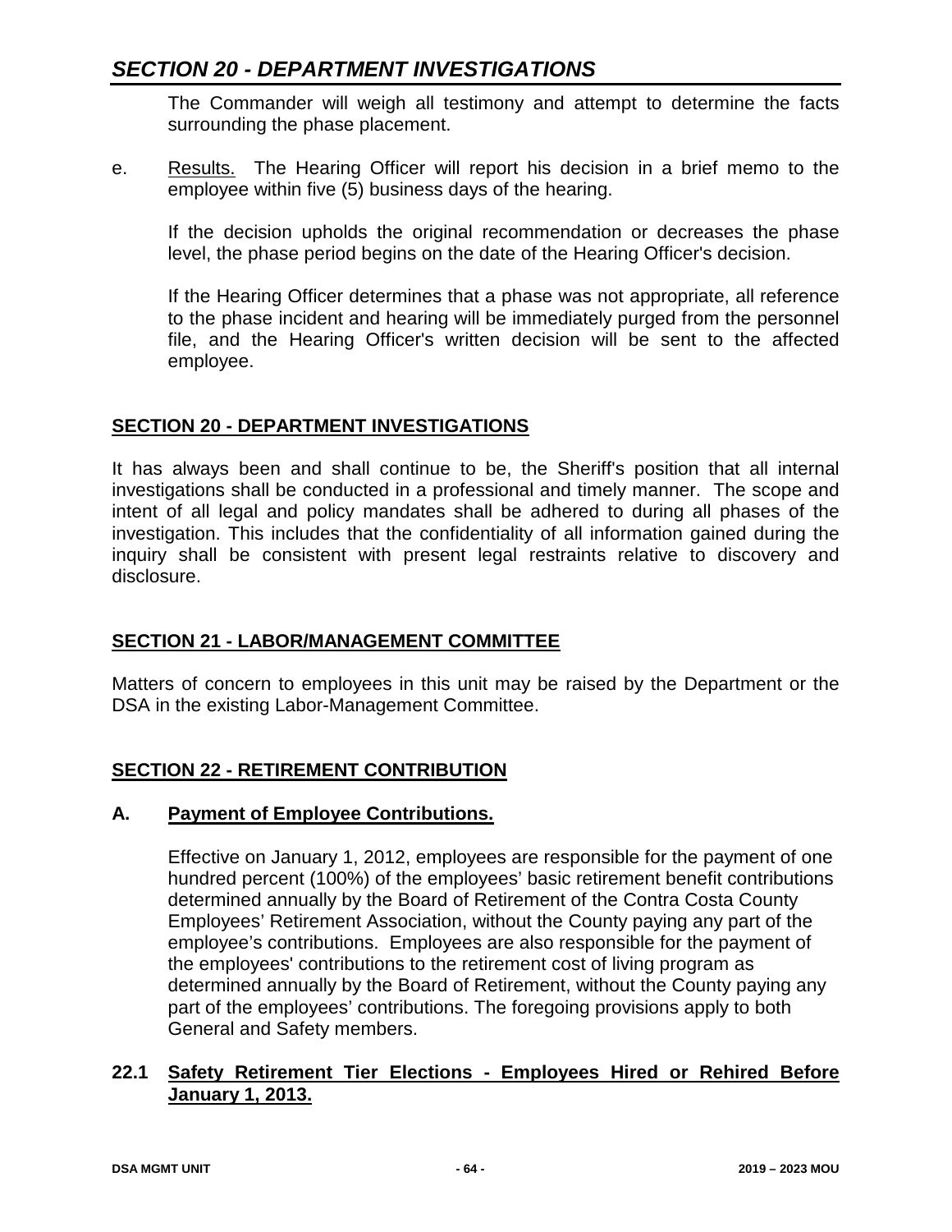The Commander will weigh all testimony and attempt to determine the facts surrounding the phase placement.

e. Results. The Hearing Officer will report his decision in a brief memo to the employee within five (5) business days of the hearing.

If the decision upholds the original recommendation or decreases the phase level, the phase period begins on the date of the Hearing Officer's decision.

If the Hearing Officer determines that a phase was not appropriate, all reference to the phase incident and hearing will be immediately purged from the personnel file, and the Hearing Officer's written decision will be sent to the affected employee.

## SECTION 20 - DEPARTMENT INVESTIGATIONS

It has always been and shall continue to be, the Sheriff's position that all internal investigations shall be conducted in a professional and timely manner. The scope and intent of all legal and policy mandates shall be adhered to during all phases of the investigation. This includes that the confidentiality of all information gained during the inquiry shall be consistent with present legal restraints relative to discovery and disclosure.

## SECTION 21 - LABOR/MANAGEMENT COMMITTEE

Matters of concern to employees in this unit may be raised by the Department or the DSA in the existing Labor-Management Committee.

## SECTION 22 - RETIREMENT CONTRIBUTION

### A. Payment of Employee Contributions.

Effective on January 1, 2012, employees are responsible for the payment of one hundred percent (100%) of the employees' basic retirement benefit contributions determined annually by the Board of Retirement of the Contra Costa County Employees' Retirement Association, without the County paying any part of the employee's contributions. Employees are also responsible for the payment of the employees' contributions to the retirement cost of living program as determined annually by the Board of Retirement, without the County paying any part of the employees' contributions. The foregoing provisions apply to both General and Safety members.

### 22.1 Safety Retirement Tier Elections - Employees Hired or Rehired Before January 1, 2013.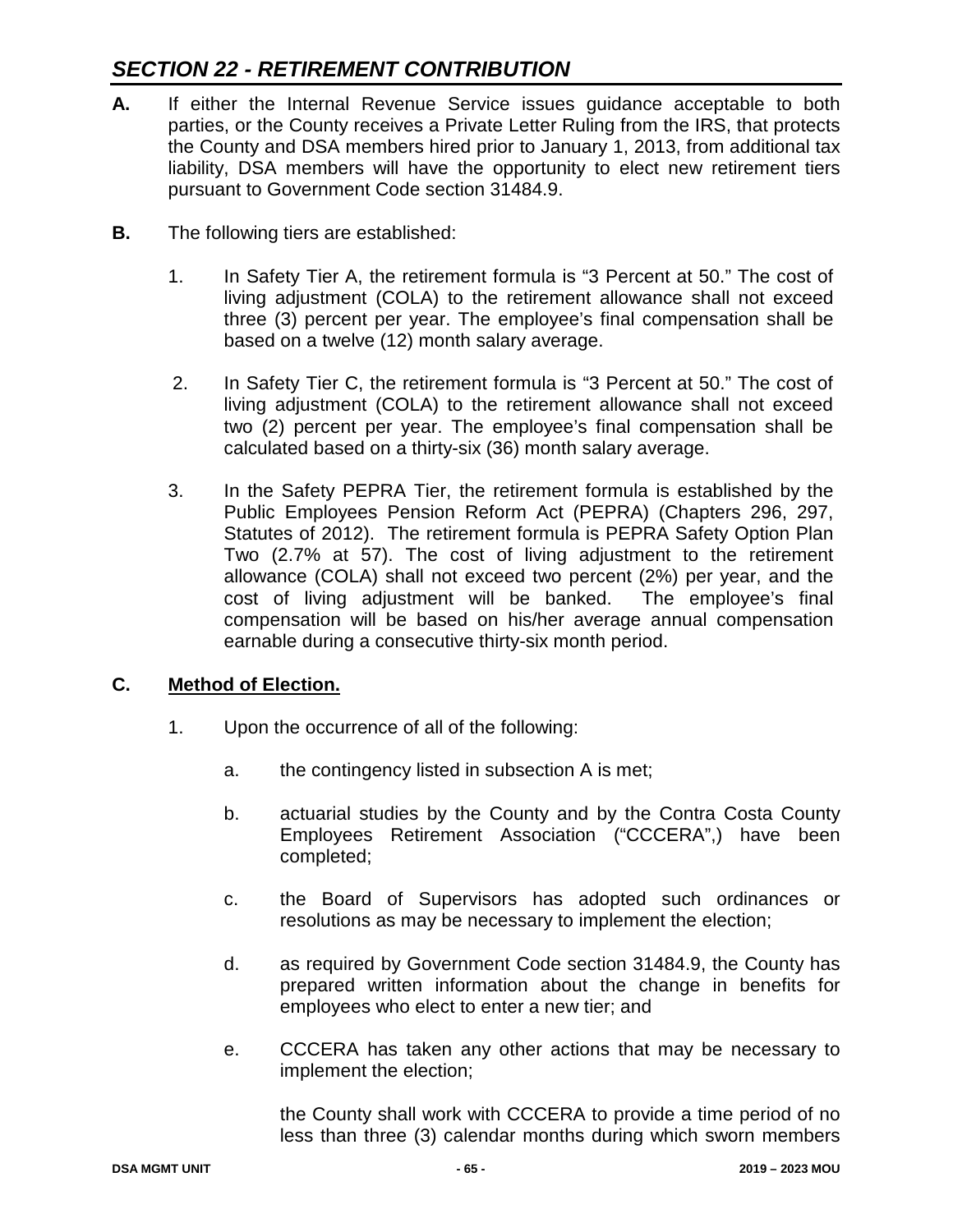## *SECTION 22 - RETIREMENT CONTRIBUTION*

**A.** If either the Internal Revenue Service issues guidance acceptable to both parties, or the County receives a Private Letter Ruling from the IRS, that protects the County and DSA members hired prior to January 1, 2013, from additional tax liability, DSA members will have the opportunity to elect new retirement tiers pursuant to Government Code section 31484.9.

**B.** The following tiers are established:

1. In Safety Tier A, the retirement formula is "3 Percent at 50." The cost of living adjustment (COLA) to the retirement allowance shall not exceed three (3) percent per year. The employee's final compensation shall be based on a twelve (12) month salary average.

2. In Safety Tier C, the retirement formula is "3 Percent at 50." The cost of living adjustment (COLA) to the retirement allowance shall not exceed two (2) percent per year. The employee's final compensation shall be calculated based on a thirty-six (36) month salary average.

3. In the Safety PEPRA Tier, the retirement formula is established by the Public Employees Pension Reform Act (PEPRA) (Chapters 296, 297, Statutes of 2012). The retirement formula is PEPRA Safety Option Plan Two (2.7% at 57). The cost of living adjustment to the retirement allowance (COLA) shall not exceed two percent (2%) per year, and the cost of living adjustment will be banked. The employee's final compensation will be based on his/her average annual compensation earnable during a consecutive thirty-six month period.

**C.** **<u>Method of Election.</u>**

1. Upon the occurrence of all of the following:

   a. the contingency listed in subsection A is met;

   b. actuarial studies by the County and by the Contra Costa County Employees Retirement Association ("CCCERA",) have been completed;

   c. the Board of Supervisors has adopted such ordinances or resolutions as may be necessary to implement the election;

   d. as required by Government Code section 31484.9, the County has prepared written information about the change in benefits for employees who elect to enter a new tier; and

   e. CCCERA has taken any other actions that may be necessary to implement the election;

   the County shall work with CCCERA to provide a time period of no less than three (3) calendar months during which sworn members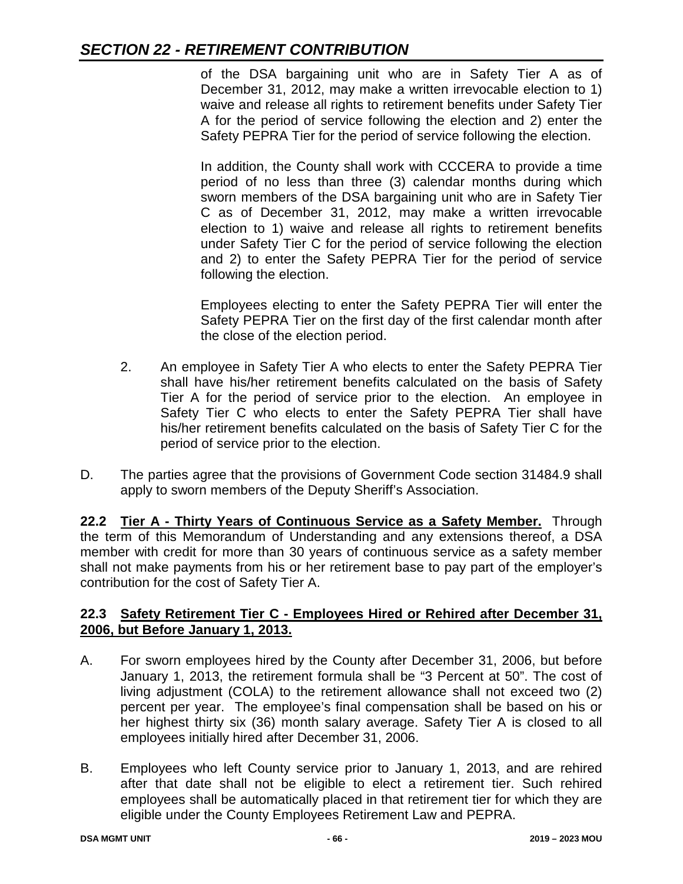## SECTION 22 - RETIREMENT CONTRIBUTION

of the DSA bargaining unit who are in Safety Tier A as of December 31, 2012, may make a written irrevocable election to 1) waive and release all rights to retirement benefits under Safety Tier A for the period of service following the election and 2) enter the Safety PEPRA Tier for the period of service following the election.

In addition, the County shall work with CCCERA to provide a time period of no less than three (3) calendar months during which sworn members of the DSA bargaining unit who are in Safety Tier C as of December 31, 2012, may make a written irrevocable election to 1) waive and release all rights to retirement benefits under Safety Tier C for the period of service following the election and 2) to enter the Safety PEPRA Tier for the period of service following the election.

Employees electing to enter the Safety PEPRA Tier will enter the Safety PEPRA Tier on the first day of the first calendar month after the close of the election period.

2. An employee in Safety Tier A who elects to enter the Safety PEPRA Tier shall have his/her retirement benefits calculated on the basis of Safety Tier A for the period of service prior to the election. An employee in Safety Tier C who elects to enter the Safety PEPRA Tier shall have his/her retirement benefits calculated on the basis of Safety Tier C for the period of service prior to the election.

D. The parties agree that the provisions of Government Code section 31484.9 shall apply to sworn members of the Deputy Sheriff's Association.

**22.2 Tier A - Thirty Years of Continuous Service as a Safety Member.** Through the term of this Memorandum of Understanding and any extensions thereof, a DSA member with credit for more than 30 years of continuous service as a safety member shall not make payments from his or her retirement base to pay part of the employer's contribution for the cost of Safety Tier A.

**22.3 Safety Retirement Tier C - Employees Hired or Rehired after December 31, 2006, but Before January 1, 2013.**

A. For sworn employees hired by the County after December 31, 2006, but before January 1, 2013, the retirement formula shall be "3 Percent at 50". The cost of living adjustment (COLA) to the retirement allowance shall not exceed two (2) percent per year. The employee's final compensation shall be based on his or her highest thirty six (36) month salary average. Safety Tier A is closed to all employees initially hired after December 31, 2006.

B. Employees who left County service prior to January 1, 2013, and are rehired after that date shall not be eligible to elect a retirement tier. Such rehired employees shall be automatically placed in that retirement tier for which they are eligible under the County Employees Retirement Law and PEPRA.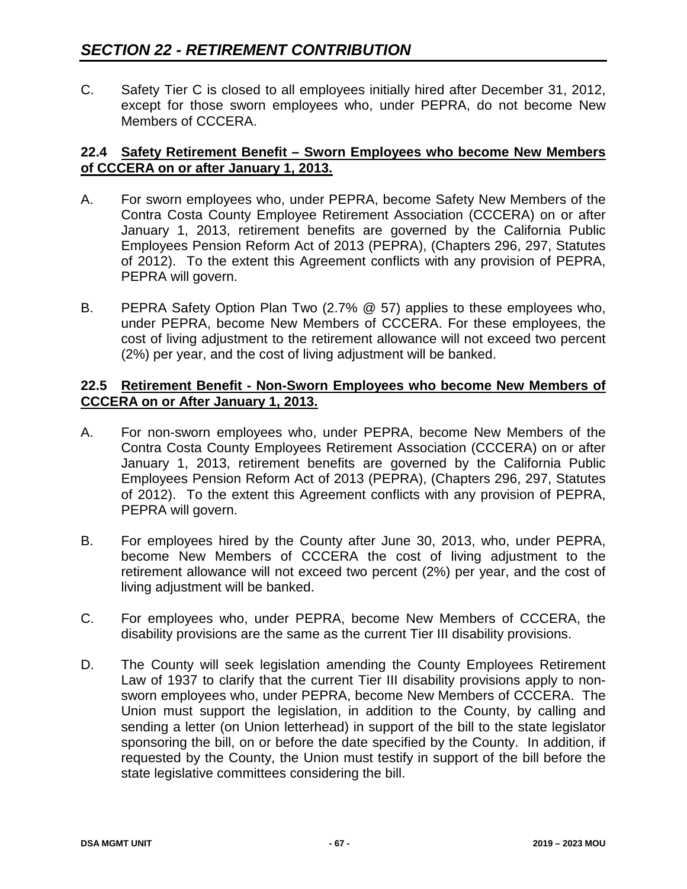## SECTION 22 - RETIREMENT CONTRIBUTION

C. Safety Tier C is closed to all employees initially hired after December 31, 2012, except for those sworn employees who, under PEPRA, do not become New Members of CCCERA.

### 22.4 Safety Retirement Benefit – Sworn Employees who become New Members of CCCERA on or after January 1, 2013.

A. For sworn employees who, under PEPRA, become Safety New Members of the Contra Costa County Employee Retirement Association (CCCERA) on or after January 1, 2013, retirement benefits are governed by the California Public Employees Pension Reform Act of 2013 (PEPRA), (Chapters 296, 297, Statutes of 2012). To the extent this Agreement conflicts with any provision of PEPRA, PEPRA will govern.

B. PEPRA Safety Option Plan Two (2.7% @ 57) applies to these employees who, under PEPRA, become New Members of CCCERA. For these employees, the cost of living adjustment to the retirement allowance will not exceed two percent (2%) per year, and the cost of living adjustment will be banked.

### 22.5 Retirement Benefit - Non-Sworn Employees who become New Members of CCCERA on or After January 1, 2013.

A. For non-sworn employees who, under PEPRA, become New Members of the Contra Costa County Employees Retirement Association (CCCERA) on or after January 1, 2013, retirement benefits are governed by the California Public Employees Pension Reform Act of 2013 (PEPRA), (Chapters 296, 297, Statutes of 2012). To the extent this Agreement conflicts with any provision of PEPRA, PEPRA will govern.

B. For employees hired by the County after June 30, 2013, who, under PEPRA, become New Members of CCCERA the cost of living adjustment to the retirement allowance will not exceed two percent (2%) per year, and the cost of living adjustment will be banked.

C. For employees who, under PEPRA, become New Members of CCCERA, the disability provisions are the same as the current Tier III disability provisions.

D. The County will seek legislation amending the County Employees Retirement Law of 1937 to clarify that the current Tier III disability provisions apply to non-sworn employees who, under PEPRA, become New Members of CCCERA. The Union must support the legislation, in addition to the County, by calling and sending a letter (on Union letterhead) in support of the bill to the state legislator sponsoring the bill, on or before the date specified by the County. In addition, if requested by the County, the Union must testify in support of the bill before the state legislative committees considering the bill.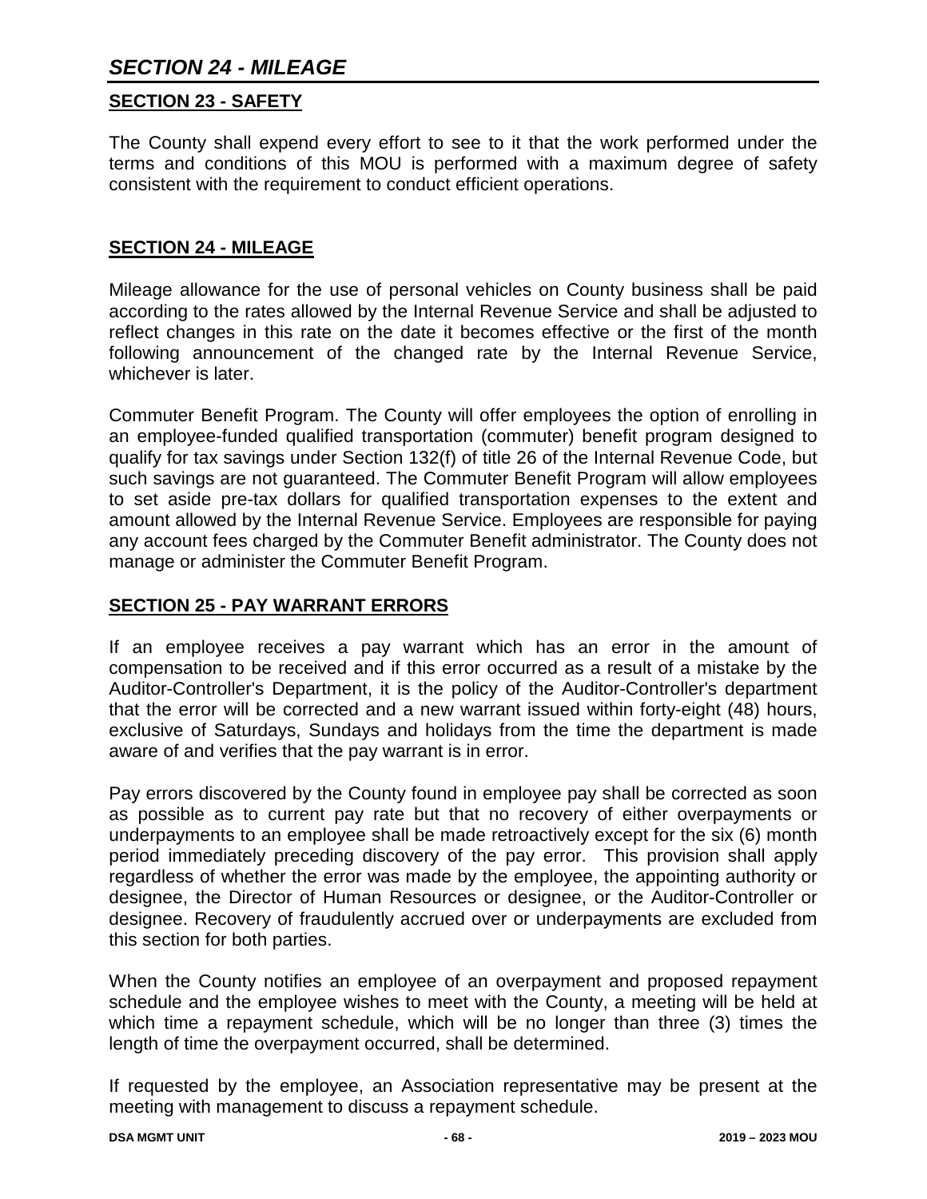## SECTION 23 - SAFETY

The County shall expend every effort to see to it that the work performed under the terms and conditions of this MOU is performed with a maximum degree of safety consistent with the requirement to conduct efficient operations.

## SECTION 24 - MILEAGE

Mileage allowance for the use of personal vehicles on County business shall be paid according to the rates allowed by the Internal Revenue Service and shall be adjusted to reflect changes in this rate on the date it becomes effective or the first of the month following announcement of the changed rate by the Internal Revenue Service, whichever is later.

Commuter Benefit Program. The County will offer employees the option of enrolling in an employee-funded qualified transportation (commuter) benefit program designed to qualify for tax savings under Section 132(f) of title 26 of the Internal Revenue Code, but such savings are not guaranteed. The Commuter Benefit Program will allow employees to set aside pre-tax dollars for qualified transportation expenses to the extent and amount allowed by the Internal Revenue Service. Employees are responsible for paying any account fees charged by the Commuter Benefit administrator. The County does not manage or administer the Commuter Benefit Program.

## SECTION 25 - PAY WARRANT ERRORS

If an employee receives a pay warrant which has an error in the amount of compensation to be received and if this error occurred as a result of a mistake by the Auditor-Controller's Department, it is the policy of the Auditor-Controller's department that the error will be corrected and a new warrant issued within forty-eight (48) hours, exclusive of Saturdays, Sundays and holidays from the time the department is made aware of and verifies that the pay warrant is in error.

Pay errors discovered by the County found in employee pay shall be corrected as soon as possible as to current pay rate but that no recovery of either overpayments or underpayments to an employee shall be made retroactively except for the six (6) month period immediately preceding discovery of the pay error. This provision shall apply regardless of whether the error was made by the employee, the appointing authority or designee, the Director of Human Resources or designee, or the Auditor-Controller or designee. Recovery of fraudulently accrued over or underpayments are excluded from this section for both parties.

When the County notifies an employee of an overpayment and proposed repayment schedule and the employee wishes to meet with the County, a meeting will be held at which time a repayment schedule, which will be no longer than three (3) times the length of time the overpayment occurred, shall be determined.

If requested by the employee, an Association representative may be present at the meeting with management to discuss a repayment schedule.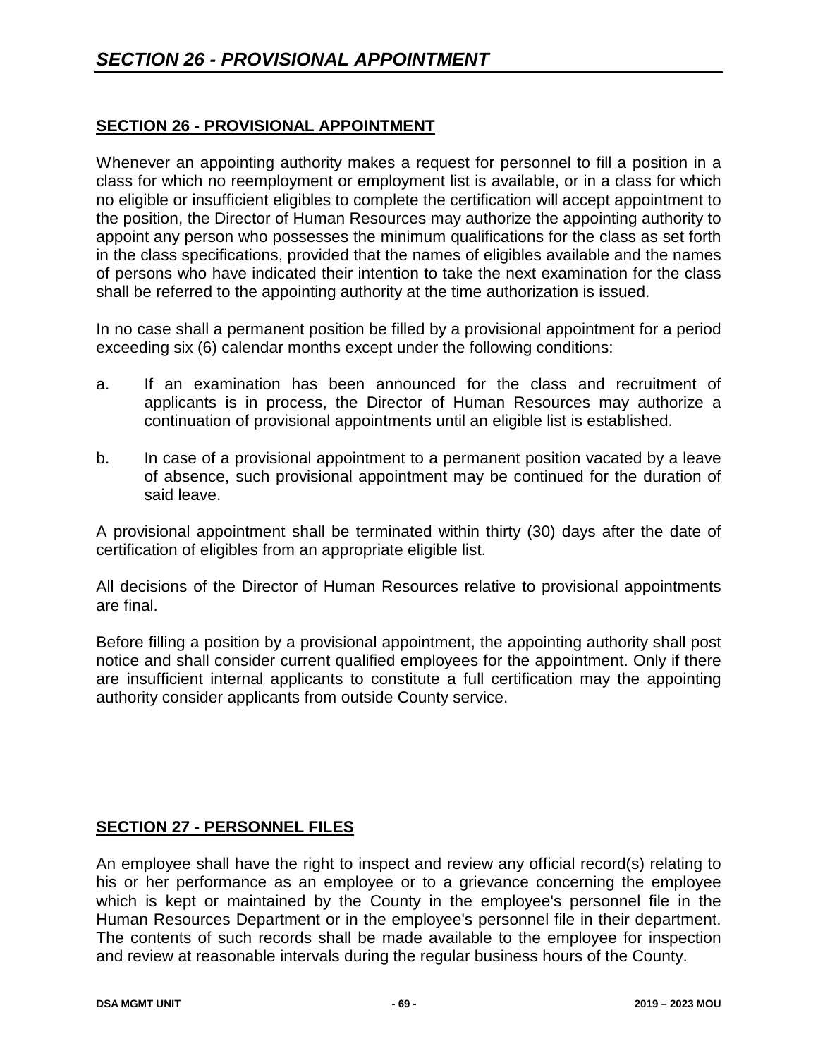## SECTION 26 - PROVISIONAL APPOINTMENT

Whenever an appointing authority makes a request for personnel to fill a position in a class for which no reemployment or employment list is available, or in a class for which no eligible or insufficient eligibles to complete the certification will accept appointment to the position, the Director of Human Resources may authorize the appointing authority to appoint any person who possesses the minimum qualifications for the class as set forth in the class specifications, provided that the names of eligibles available and the names of persons who have indicated their intention to take the next examination for the class shall be referred to the appointing authority at the time authorization is issued.

In no case shall a permanent position be filled by a provisional appointment for a period exceeding six (6) calendar months except under the following conditions:

a. If an examination has been announced for the class and recruitment of applicants is in process, the Director of Human Resources may authorize a continuation of provisional appointments until an eligible list is established.

b. In case of a provisional appointment to a permanent position vacated by a leave of absence, such provisional appointment may be continued for the duration of said leave.

A provisional appointment shall be terminated within thirty (30) days after the date of certification of eligibles from an appropriate eligible list.

All decisions of the Director of Human Resources relative to provisional appointments are final.

Before filling a position by a provisional appointment, the appointing authority shall post notice and shall consider current qualified employees for the appointment. Only if there are insufficient internal applicants to constitute a full certification may the appointing authority consider applicants from outside County service.

## SECTION 27 - PERSONNEL FILES

An employee shall have the right to inspect and review any official record(s) relating to his or her performance as an employee or to a grievance concerning the employee which is kept or maintained by the County in the employee's personnel file in the Human Resources Department or in the employee's personnel file in their department. The contents of such records shall be made available to the employee for inspection and review at reasonable intervals during the regular business hours of the County.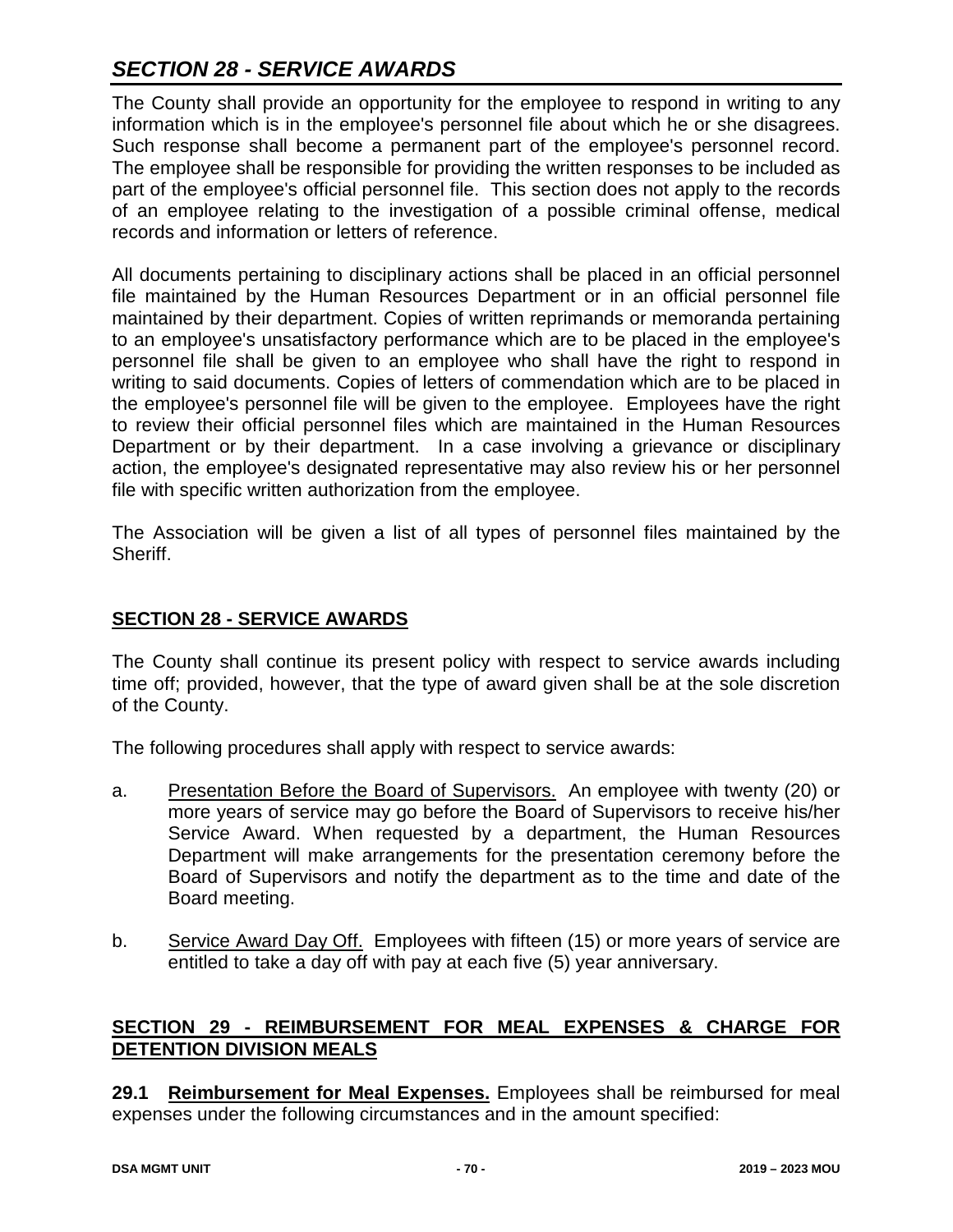## *SECTION 28 - SERVICE AWARDS*

The County shall provide an opportunity for the employee to respond in writing to any information which is in the employee's personnel file about which he or she disagrees. Such response shall become a permanent part of the employee's personnel record. The employee shall be responsible for providing the written responses to be included as part of the employee's official personnel file. This section does not apply to the records of an employee relating to the investigation of a possible criminal offense, medical records and information or letters of reference.

All documents pertaining to disciplinary actions shall be placed in an official personnel file maintained by the Human Resources Department or in an official personnel file maintained by their department. Copies of written reprimands or memoranda pertaining to an employee's unsatisfactory performance which are to be placed in the employee's personnel file shall be given to an employee who shall have the right to respond in writing to said documents. Copies of letters of commendation which are to be placed in the employee's personnel file will be given to the employee. Employees have the right to review their official personnel files which are maintained in the Human Resources Department or by their department. In a case involving a grievance or disciplinary action, the employee's designated representative may also review his or her personnel file with specific written authorization from the employee.

The Association will be given a list of all types of personnel files maintained by the Sheriff.

## SECTION 28 - SERVICE AWARDS

The County shall continue its present policy with respect to service awards including time off; provided, however, that the type of award given shall be at the sole discretion of the County.

The following procedures shall apply with respect to service awards:

a. Presentation Before the Board of Supervisors. An employee with twenty (20) or more years of service may go before the Board of Supervisors to receive his/her Service Award. When requested by a department, the Human Resources Department will make arrangements for the presentation ceremony before the Board of Supervisors and notify the department as to the time and date of the Board meeting.

b. Service Award Day Off. Employees with fifteen (15) or more years of service are entitled to take a day off with pay at each five (5) year anniversary.

## SECTION 29 - REIMBURSEMENT FOR MEAL EXPENSES & CHARGE FOR DETENTION DIVISION MEALS

**29.1 Reimbursement for Meal Expenses.** Employees shall be reimbursed for meal expenses under the following circumstances and in the amount specified: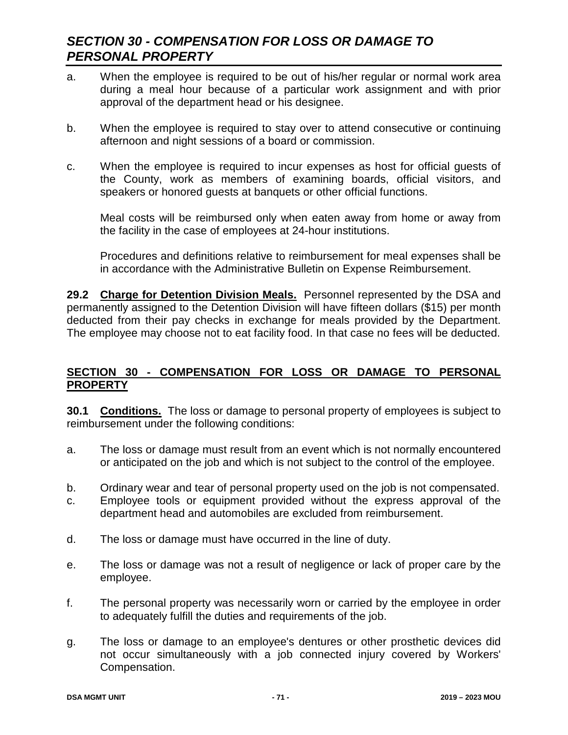a. When the employee is required to be out of his/her regular or normal work area during a meal hour because of a particular work assignment and with prior approval of the department head or his designee.

b. When the employee is required to stay over to attend consecutive or continuing afternoon and night sessions of a board or commission.

c. When the employee is required to incur expenses as host for official guests of the County, work as members of examining boards, official visitors, and speakers or honored guests at banquets or other official functions.

   Meal costs will be reimbursed only when eaten away from home or away from the facility in the case of employees at 24-hour institutions.

   Procedures and definitions relative to reimbursement for meal expenses shall be in accordance with the Administrative Bulletin on Expense Reimbursement.

**29.2 Charge for Detention Division Meals.** Personnel represented by the DSA and permanently assigned to the Detention Division will have fifteen dollars ($15) per month deducted from their pay checks in exchange for meals provided by the Department. The employee may choose not to eat facility food. In that case no fees will be deducted.

## SECTION 30 - COMPENSATION FOR LOSS OR DAMAGE TO PERSONAL PROPERTY

**30.1 Conditions.** The loss or damage to personal property of employees is subject to reimbursement under the following conditions:

a. The loss or damage must result from an event which is not normally encountered or anticipated on the job and which is not subject to the control of the employee.

b. Ordinary wear and tear of personal property used on the job is not compensated.

c. Employee tools or equipment provided without the express approval of the department head and automobiles are excluded from reimbursement.

d. The loss or damage must have occurred in the line of duty.

e. The loss or damage was not a result of negligence or lack of proper care by the employee.

f. The personal property was necessarily worn or carried by the employee in order to adequately fulfill the duties and requirements of the job.

g. The loss or damage to an employee's dentures or other prosthetic devices did not occur simultaneously with a job connected injury covered by Workers' Compensation.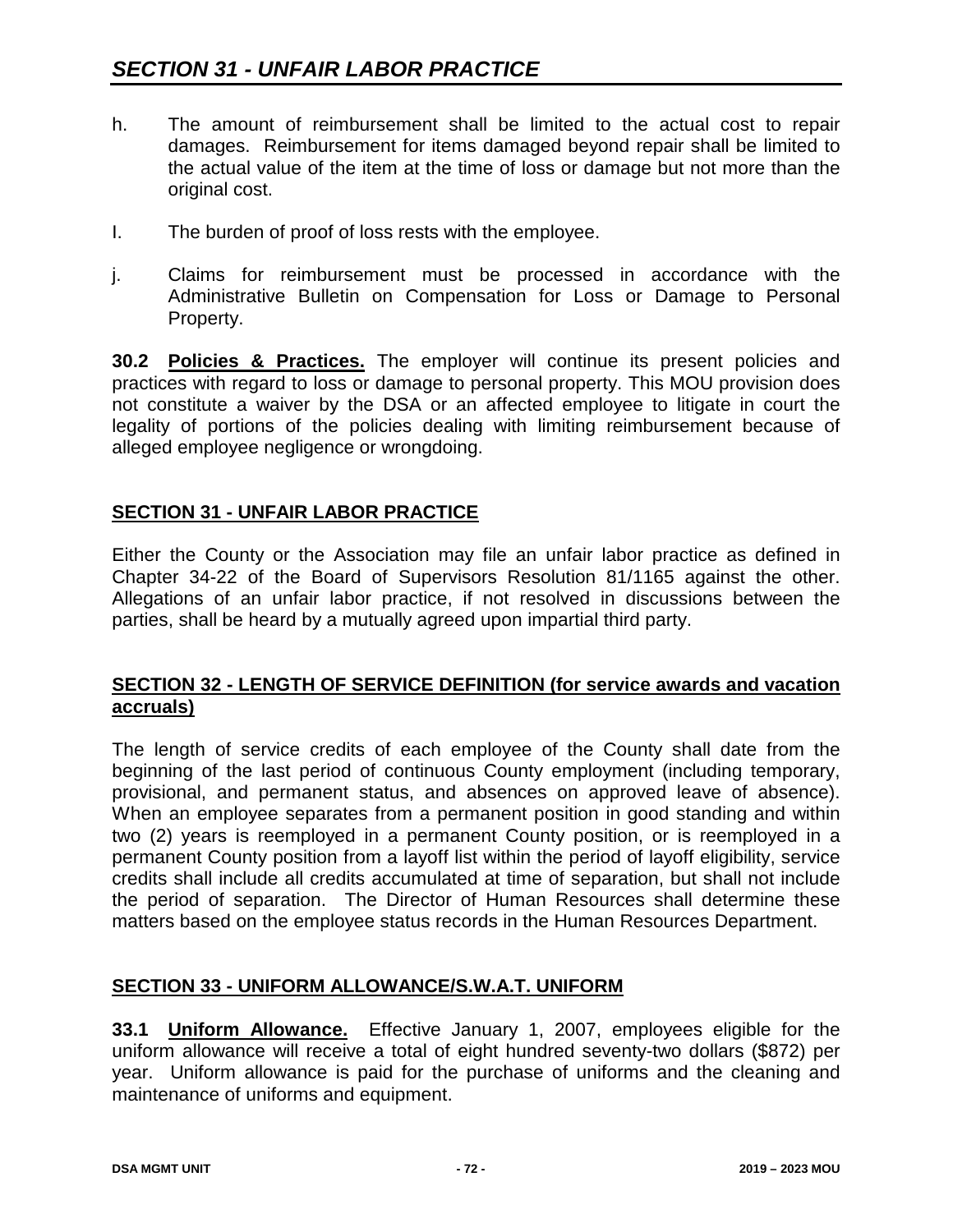h. The amount of reimbursement shall be limited to the actual cost to repair damages. Reimbursement for items damaged beyond repair shall be limited to the actual value of the item at the time of loss or damage but not more than the original cost.

I. The burden of proof of loss rests with the employee.

j. Claims for reimbursement must be processed in accordance with the Administrative Bulletin on Compensation for Loss or Damage to Personal Property.

**30.2 Policies & Practices.** The employer will continue its present policies and practices with regard to loss or damage to personal property. This MOU provision does not constitute a waiver by the DSA or an affected employee to litigate in court the legality of portions of the policies dealing with limiting reimbursement because of alleged employee negligence or wrongdoing.

## SECTION 31 - UNFAIR LABOR PRACTICE

Either the County or the Association may file an unfair labor practice as defined in Chapter 34-22 of the Board of Supervisors Resolution 81/1165 against the other. Allegations of an unfair labor practice, if not resolved in discussions between the parties, shall be heard by a mutually agreed upon impartial third party.

## SECTION 32 - LENGTH OF SERVICE DEFINITION (for service awards and vacation accruals)

The length of service credits of each employee of the County shall date from the beginning of the last period of continuous County employment (including temporary, provisional, and permanent status, and absences on approved leave of absence). When an employee separates from a permanent position in good standing and within two (2) years is reemployed in a permanent County position, or is reemployed in a permanent County position from a layoff list within the period of layoff eligibility, service credits shall include all credits accumulated at time of separation, but shall not include the period of separation. The Director of Human Resources shall determine these matters based on the employee status records in the Human Resources Department.

## SECTION 33 - UNIFORM ALLOWANCE/S.W.A.T. UNIFORM

**33.1 Uniform Allowance.** Effective January 1, 2007, employees eligible for the uniform allowance will receive a total of eight hundred seventy-two dollars ($872) per year. Uniform allowance is paid for the purchase of uniforms and the cleaning and maintenance of uniforms and equipment.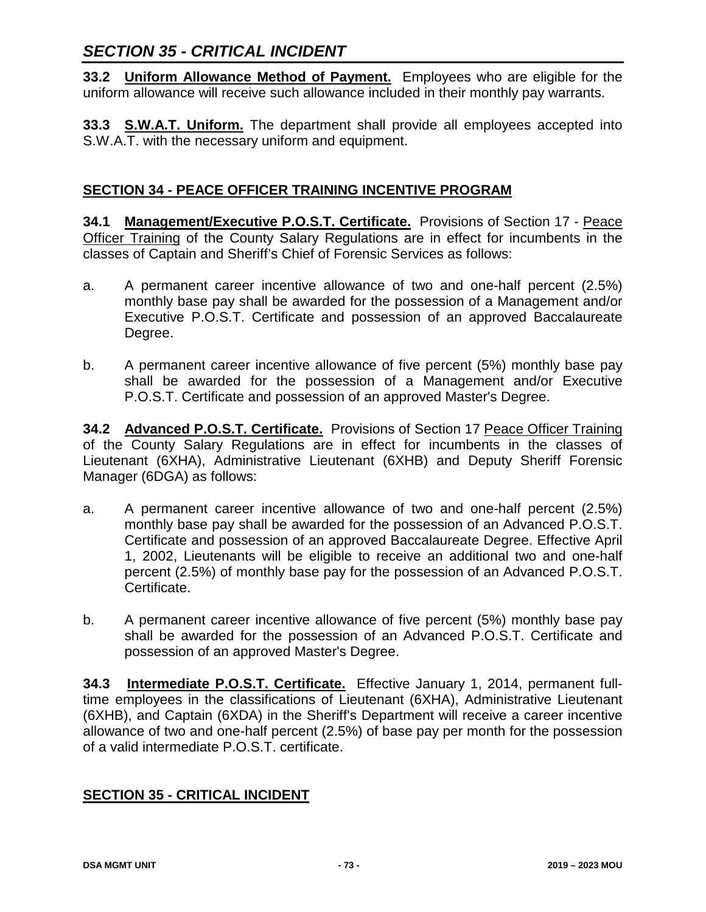**33.2 Uniform Allowance Method of Payment.** Employees who are eligible for the uniform allowance will receive such allowance included in their monthly pay warrants.

**33.3 S.W.A.T. Uniform.** The department shall provide all employees accepted into S.W.A.T. with the necessary uniform and equipment.

## SECTION 34 - PEACE OFFICER TRAINING INCENTIVE PROGRAM

**34.1 Management/Executive P.O.S.T. Certificate.** Provisions of Section 17 - Peace Officer Training of the County Salary Regulations are in effect for incumbents in the classes of Captain and Sheriff's Chief of Forensic Services as follows:

a. A permanent career incentive allowance of two and one-half percent (2.5%) monthly base pay shall be awarded for the possession of a Management and/or Executive P.O.S.T. Certificate and possession of an approved Baccalaureate Degree.

b. A permanent career incentive allowance of five percent (5%) monthly base pay shall be awarded for the possession of a Management and/or Executive P.O.S.T. Certificate and possession of an approved Master's Degree.

**34.2 Advanced P.O.S.T. Certificate.** Provisions of Section 17 Peace Officer Training of the County Salary Regulations are in effect for incumbents in the classes of Lieutenant (6XHA), Administrative Lieutenant (6XHB) and Deputy Sheriff Forensic Manager (6DGA) as follows:

a. A permanent career incentive allowance of two and one-half percent (2.5%) monthly base pay shall be awarded for the possession of an Advanced P.O.S.T. Certificate and possession of an approved Baccalaureate Degree. Effective April 1, 2002, Lieutenants will be eligible to receive an additional two and one-half percent (2.5%) of monthly base pay for the possession of an Advanced P.O.S.T. Certificate.

b. A permanent career incentive allowance of five percent (5%) monthly base pay shall be awarded for the possession of an Advanced P.O.S.T. Certificate and possession of an approved Master's Degree.

**34.3 Intermediate P.O.S.T. Certificate.** Effective January 1, 2014, permanent full-time employees in the classifications of Lieutenant (6XHA), Administrative Lieutenant (6XHB), and Captain (6XDA) in the Sheriff's Department will receive a career incentive allowance of two and one-half percent (2.5%) of base pay per month for the possession of a valid intermediate P.O.S.T. certificate.

## SECTION 35 - CRITICAL INCIDENT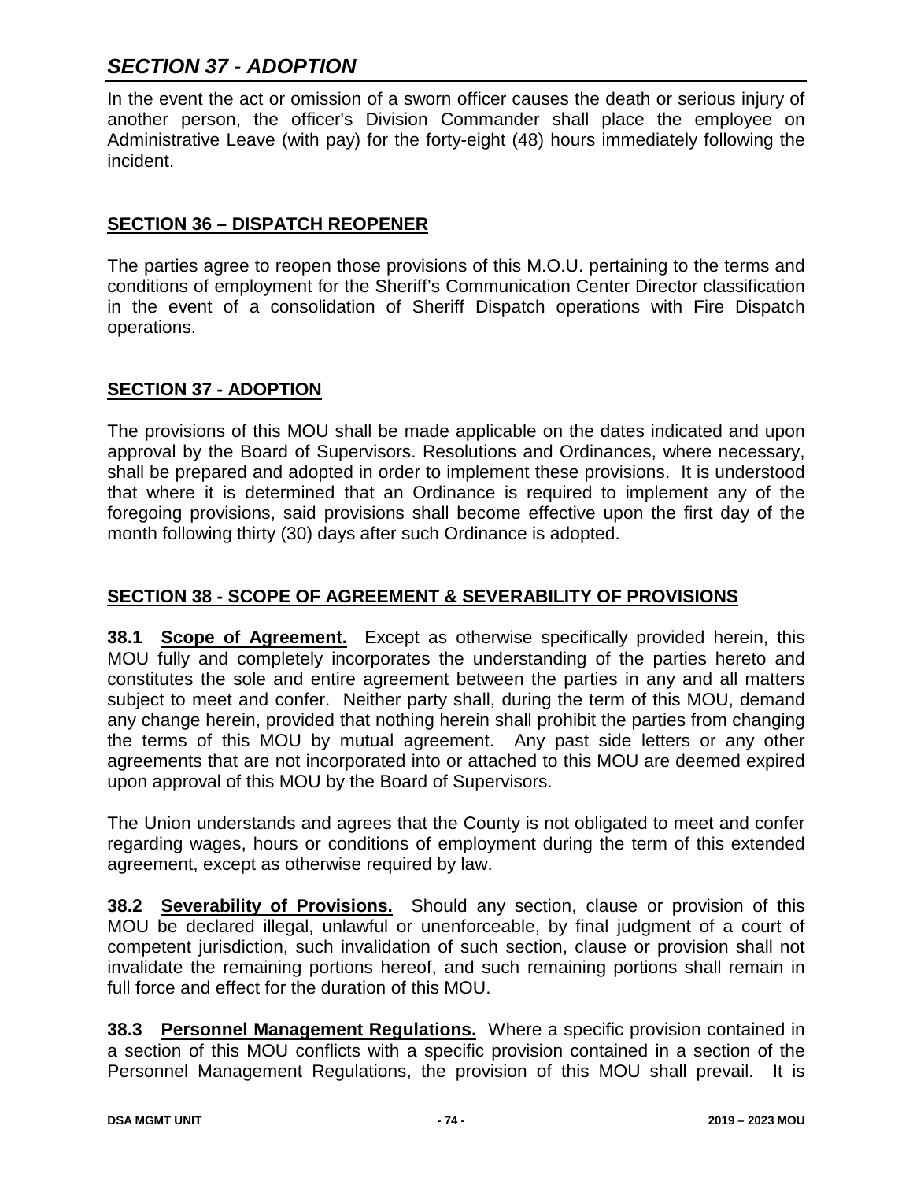## *SECTION 37 - ADOPTION*

In the event the act or omission of a sworn officer causes the death or serious injury of another person, the officer's Division Commander shall place the employee on Administrative Leave (with pay) for the forty-eight (48) hours immediately following the incident.

**SECTION 36 – DISPATCH REOPENER**

The parties agree to reopen those provisions of this M.O.U. pertaining to the terms and conditions of employment for the Sheriff's Communication Center Director classification in the event of a consolidation of Sheriff Dispatch operations with Fire Dispatch operations.

**SECTION 37 - ADOPTION**

The provisions of this MOU shall be made applicable on the dates indicated and upon approval by the Board of Supervisors. Resolutions and Ordinances, where necessary, shall be prepared and adopted in order to implement these provisions. It is understood that where it is determined that an Ordinance is required to implement any of the foregoing provisions, said provisions shall become effective upon the first day of the month following thirty (30) days after such Ordinance is adopted.

**SECTION 38 - SCOPE OF AGREEMENT & SEVERABILITY OF PROVISIONS**

**38.1 Scope of Agreement.** Except as otherwise specifically provided herein, this MOU fully and completely incorporates the understanding of the parties hereto and constitutes the sole and entire agreement between the parties in any and all matters subject to meet and confer. Neither party shall, during the term of this MOU, demand any change herein, provided that nothing herein shall prohibit the parties from changing the terms of this MOU by mutual agreement. Any past side letters or any other agreements that are not incorporated into or attached to this MOU are deemed expired upon approval of this MOU by the Board of Supervisors.

The Union understands and agrees that the County is not obligated to meet and confer regarding wages, hours or conditions of employment during the term of this extended agreement, except as otherwise required by law.

**38.2 Severability of Provisions.** Should any section, clause or provision of this MOU be declared illegal, unlawful or unenforceable, by final judgment of a court of competent jurisdiction, such invalidation of such section, clause or provision shall not invalidate the remaining portions hereof, and such remaining portions shall remain in full force and effect for the duration of this MOU.

**38.3 Personnel Management Regulations.** Where a specific provision contained in a section of this MOU conflicts with a specific provision contained in a section of the Personnel Management Regulations, the provision of this MOU shall prevail. It is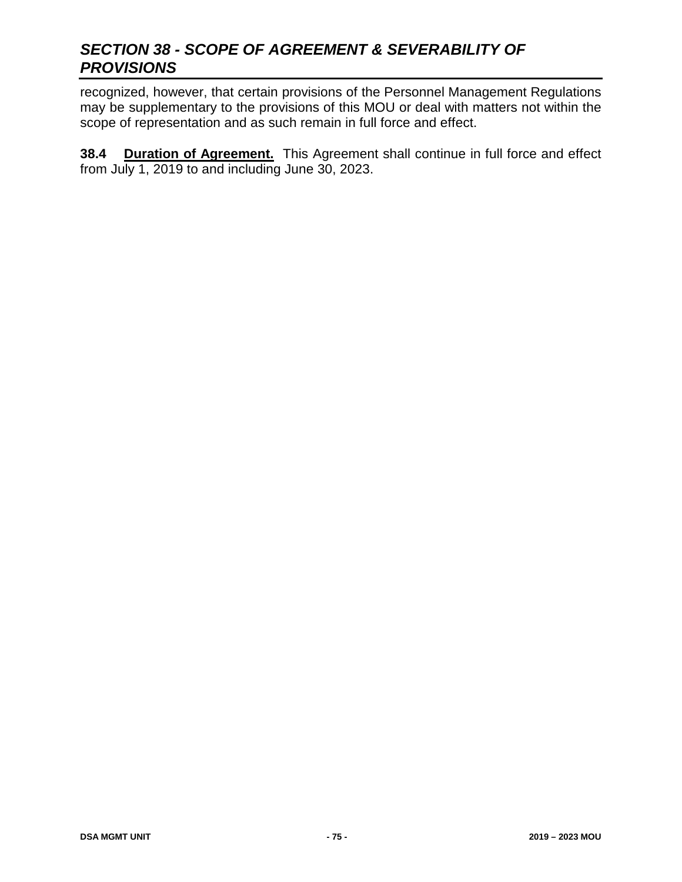## *SECTION 38 - SCOPE OF AGREEMENT & SEVERABILITY OF PROVISIONS*

recognized, however, that certain provisions of the Personnel Management Regulations may be supplementary to the provisions of this MOU or deal with matters not within the scope of representation and as such remain in full force and effect.

**38.4 Duration of Agreement.** This Agreement shall continue in full force and effect from July 1, 2019 to and including June 30, 2023.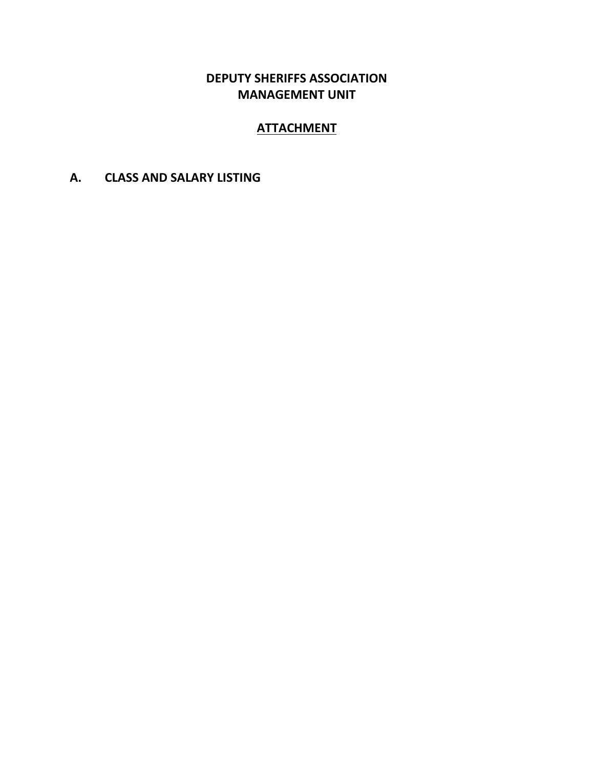# DEPUTY SHERIFFS ASSOCIATION
# MANAGEMENT UNIT

## <u>ATTACHMENT</u>

## A. CLASS AND SALARY LISTING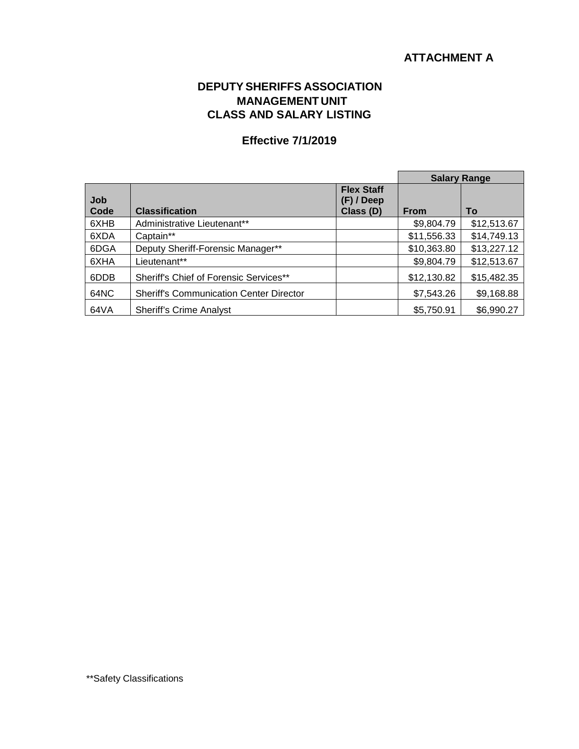**ATTACHMENT A**

# DEPUTY SHERIFFS ASSOCIATION
## MANAGEMENT UNIT
## CLASS AND SALARY LISTING

### Effective 7/1/2019

| Job Code | Classification | Flex Staff (F) / Deep Class (D) | Salary Range From | Salary Range To |
|---|---|---|---|---|
| 6XHB | Administrative Lieutenant** | | $9,804.79 | $12,513.67 |
| 6XDA | Captain** | | $11,556.33 | $14,749.13 |
| 6DGA | Deputy Sheriff-Forensic Manager** | | $10,363.80 | $13,227.12 |
| 6XHA | Lieutenant** | | $9,804.79 | $12,513.67 |
| 6DDB | Sheriff's Chief of Forensic Services** | | $12,130.82 | $15,482.35 |
| 64NC | Sheriff's Communication Center Director | | $7,543.26 | $9,168.88 |
| 64VA | Sheriff's Crime Analyst | | $5,750.91 | $6,990.27 |

**Safety Classifications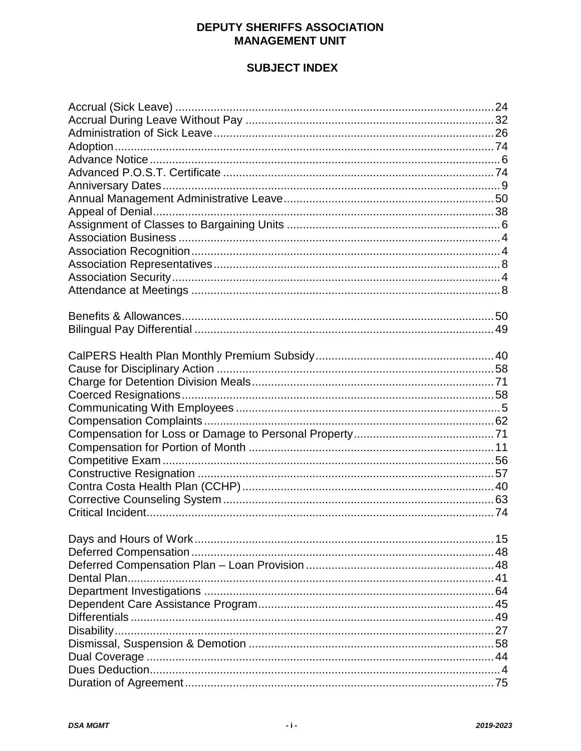# DEPUTY SHERIFFS ASSOCIATION
# MANAGEMENT UNIT

## SUBJECT INDEX

| Subject | Page |
|---|---|
| Accrual (Sick Leave) | 24 |
| Accrual During Leave Without Pay | 32 |
| Administration of Sick Leave | 26 |
| Adoption | 74 |
| Advance Notice | 6 |
| Advanced P.O.S.T. Certificate | 74 |
| Anniversary Dates | 9 |
| Annual Management Administrative Leave | 50 |
| Appeal of Denial | 38 |
| Assignment of Classes to Bargaining Units | 6 |
| Association Business | 4 |
| Association Recognition | 4 |
| Association Representatives | 8 |
| Association Security | 4 |
| Attendance at Meetings | 8 |
| | |
| Benefits & Allowances | 50 |
| Bilingual Pay Differential | 49 |
| | |
| CalPERS Health Plan Monthly Premium Subsidy | 40 |
| Cause for Disciplinary Action | 58 |
| Charge for Detention Division Meals | 71 |
| Coerced Resignations | 58 |
| Communicating With Employees | 5 |
| Compensation Complaints | 62 |
| Compensation for Loss or Damage to Personal Property | 71 |
| Compensation for Portion of Month | 11 |
| Competitive Exam | 56 |
| Constructive Resignation | 57 |
| Contra Costa Health Plan (CCHP) | 40 |
| Corrective Counseling System | 63 |
| Critical Incident | 74 |
| | |
| Days and Hours of Work | 15 |
| Deferred Compensation | 48 |
| Deferred Compensation Plan – Loan Provision | 48 |
| Dental Plan | 41 |
| Department Investigations | 64 |
| Dependent Care Assistance Program | 45 |
| Differentials | 49 |
| Disability | 27 |
| Dismissal, Suspension & Demotion | 58 |
| Dual Coverage | 44 |
| Dues Deduction | 4 |
| Duration of Agreement | 75 |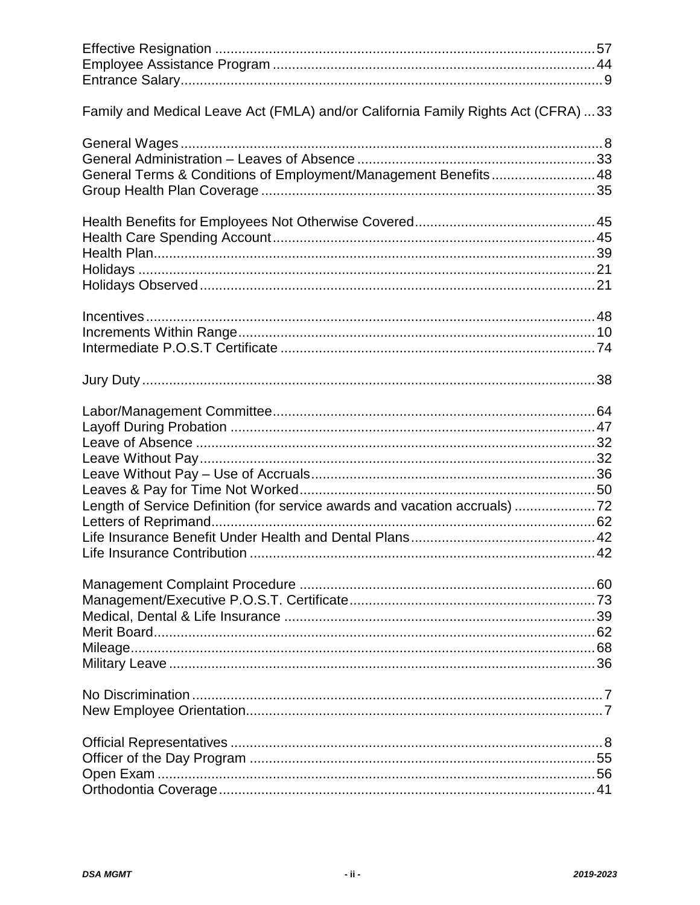Effective Resignation .................................................................................................57
Employee Assistance Program ...................................................................................44
Entrance Salary............................................................................................................9

Family and Medical Leave Act (FMLA) and/or California Family Rights Act (CFRA) ...33

General Wages ............................................................................................................8
General Administration – Leaves of Absence .............................................................33
General Terms & Conditions of Employment/Management Benefits ...........................48
Group Health Plan Coverage ......................................................................................35

Health Benefits for Employees Not Otherwise Covered..............................................45
Health Care Spending Account ...................................................................................45
Health Plan..................................................................................................................39
Holidays ......................................................................................................................21
Holidays Observed ......................................................................................................21

Incentives ....................................................................................................................48
Increments Within Range ............................................................................................10
Intermediate P.O.S.T Certificate .................................................................................74

Jury Duty .....................................................................................................................38

Labor/Management Committee...................................................................................64
Layoff During Probation ..............................................................................................47
Leave of Absence .......................................................................................................32
Leave Without Pay ......................................................................................................32
Leave Without Pay – Use of Accruals .........................................................................36
Leaves & Pay for Time Not Worked ............................................................................50
Length of Service Definition (for service awards and vacation accruals) .....................72
Letters of Reprimand ...................................................................................................62
Life Insurance Benefit Under Health and Dental Plans ...............................................42
Life Insurance Contribution .........................................................................................42

Management Complaint Procedure ............................................................................60
Management/Executive P.O.S.T. Certificate...............................................................73
Medical, Dental & Life Insurance ................................................................................39
Merit Board..................................................................................................................62
Mileage........................................................................................................................68
Military Leave ..............................................................................................................36

No Discrimination ..........................................................................................................7
New Employee Orientation............................................................................................7

Official Representatives ................................................................................................8
Officer of the Day Program .........................................................................................55
Open Exam .................................................................................................................56
Orthodontia Coverage..................................................................................................41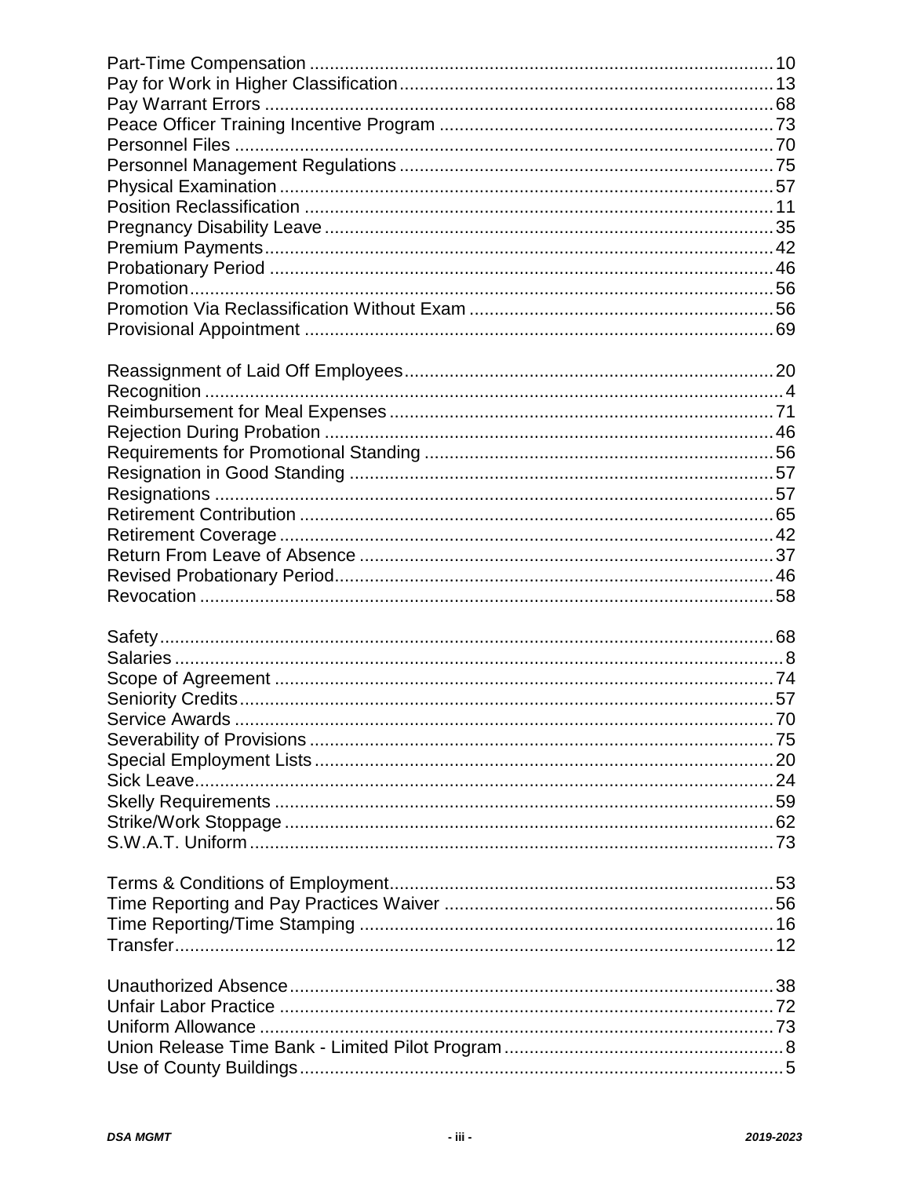Part-Time Compensation ........................................................................................ 10
Pay for Work in Higher Classification.................................................................... 13
Pay Warrant Errors ................................................................................................. 68
Peace Officer Training Incentive Program .............................................................. 73
Personnel Files ...................................................................................................... 70
Personnel Management Regulations ..................................................................... 75
Physical Examination ............................................................................................. 57
Position Reclassification ........................................................................................ 11
Pregnancy Disability Leave .................................................................................... 35
Premium Payments................................................................................................. 42
Probationary Period ............................................................................................... 46
Promotion............................................................................................................... 56
Promotion Via Reclassification Without Exam ........................................................ 56
Provisional Appointment ........................................................................................ 69

Reassignment of Laid Off Employees..................................................................... 20
Recognition ............................................................................................................. 4
Reimbursement for Meal Expenses ........................................................................ 71
Rejection During Probation .................................................................................... 46
Requirements for Promotional Standing ................................................................. 56
Resignation in Good Standing ............................................................................... 57
Resignations .......................................................................................................... 57
Retirement Contribution ......................................................................................... 65
Retirement Coverage ............................................................................................. 42
Return From Leave of Absence ............................................................................. 37
Revised Probationary Period.................................................................................. 46
Revocation ............................................................................................................. 58

Safety..................................................................................................................... 68
Salaries ................................................................................................................... 8
Scope of Agreement .............................................................................................. 74
Seniority Credits..................................................................................................... 57
Service Awards ...................................................................................................... 70
Severability of Provisions ....................................................................................... 75
Special Employment Lists ...................................................................................... 20
Sick Leave.............................................................................................................. 24
Skelly Requirements .............................................................................................. 59
Strike/Work Stoppage ............................................................................................ 62
S.W.A.T. Uniform ................................................................................................... 73

Terms & Conditions of Employment........................................................................ 53
Time Reporting and Pay Practices Waiver ............................................................. 56
Time Reporting/Time Stamping ............................................................................. 16
Transfer.................................................................................................................. 12

Unauthorized Absence............................................................................................ 38
Unfair Labor Practice .............................................................................................. 72
Uniform Allowance ................................................................................................. 73
Union Release Time Bank - Limited Pilot Program .................................................. 8
Use of County Buildings............................................................................................ 5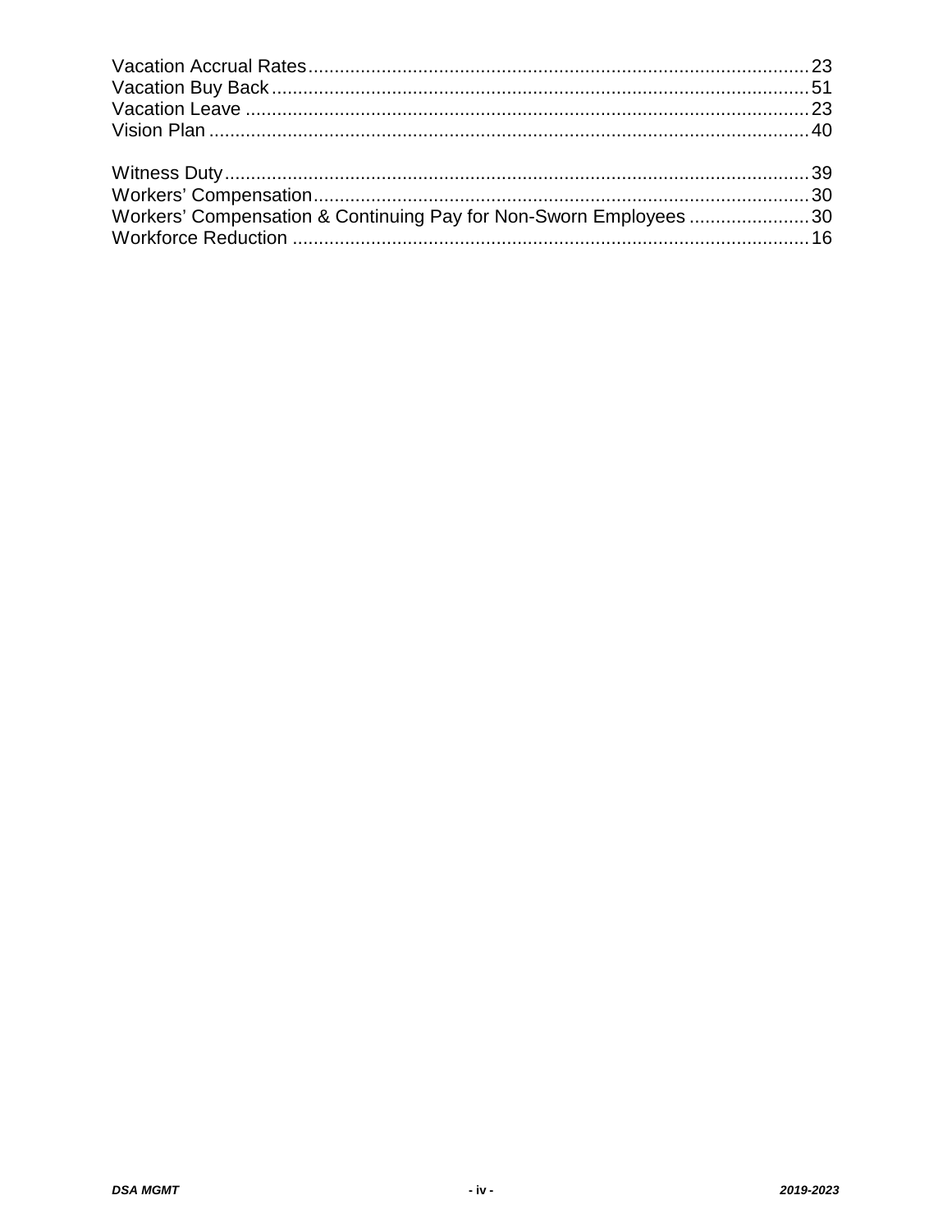Vacation Accrual Rates....................................................................................................23
Vacation Buy Back..........................................................................................................51
Vacation Leave ..............................................................................................................23
Vision Plan .....................................................................................................................40

Witness Duty...................................................................................................................39
Workers' Compensation.................................................................................................30
Workers' Compensation & Continuing Pay for Non-Sworn Employees .......................30
Workforce Reduction .....................................................................................................16